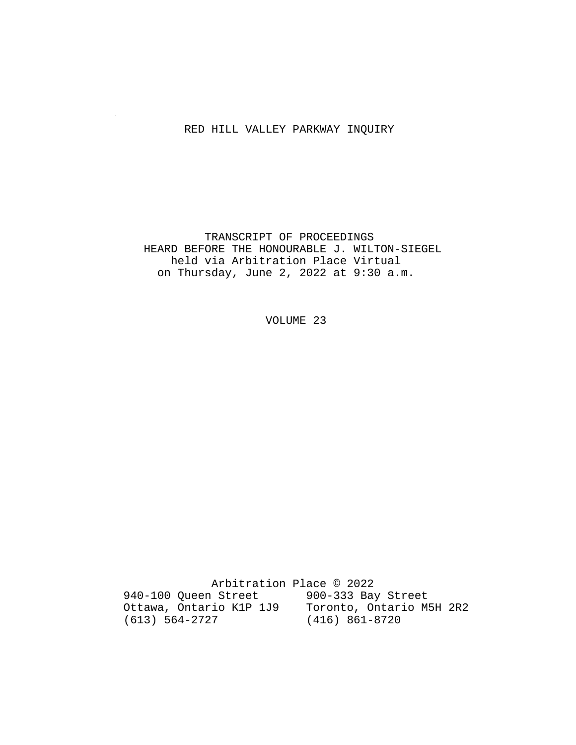# RED HILL VALLEY PARKWAY INQUIRY

TRANSCRIPT OF PROCEEDINGS
HEARD BEFORE THE HONOURABLE J. WILTON-SIEGEL
held via Arbitration Place Virtual
on Thursday, June 2, 2022 at 9:30 a.m.

VOLUME 23

Arbitration Place © 2022

940-100 Queen Street
Ottawa, Ontario K1P 1J9
(613) 564-2727

900-333 Bay Street
Toronto, Ontario M5H 2R2
(416) 861-8720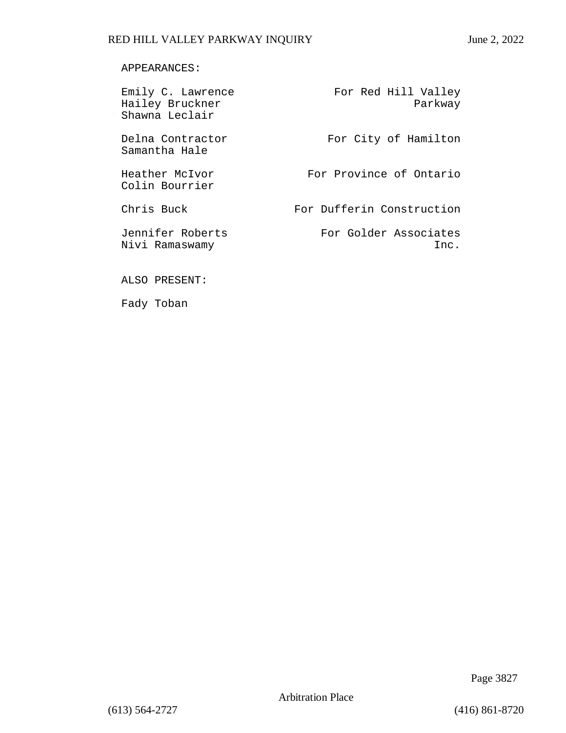APPEARANCES:

| | |
|---|---|
| Emily C. Lawrence<br>Hailey Bruckner<br>Shawna Leclair | For Red Hill Valley Parkway |
| Delna Contractor<br>Samantha Hale | For City of Hamilton |
| Heather McIvor<br>Colin Bourrier | For Province of Ontario |
| Chris Buck | For Dufferin Construction |
| Jennifer Roberts<br>Nivi Ramaswamy | For Golder Associates Inc. |

ALSO PRESENT:

Fady Toban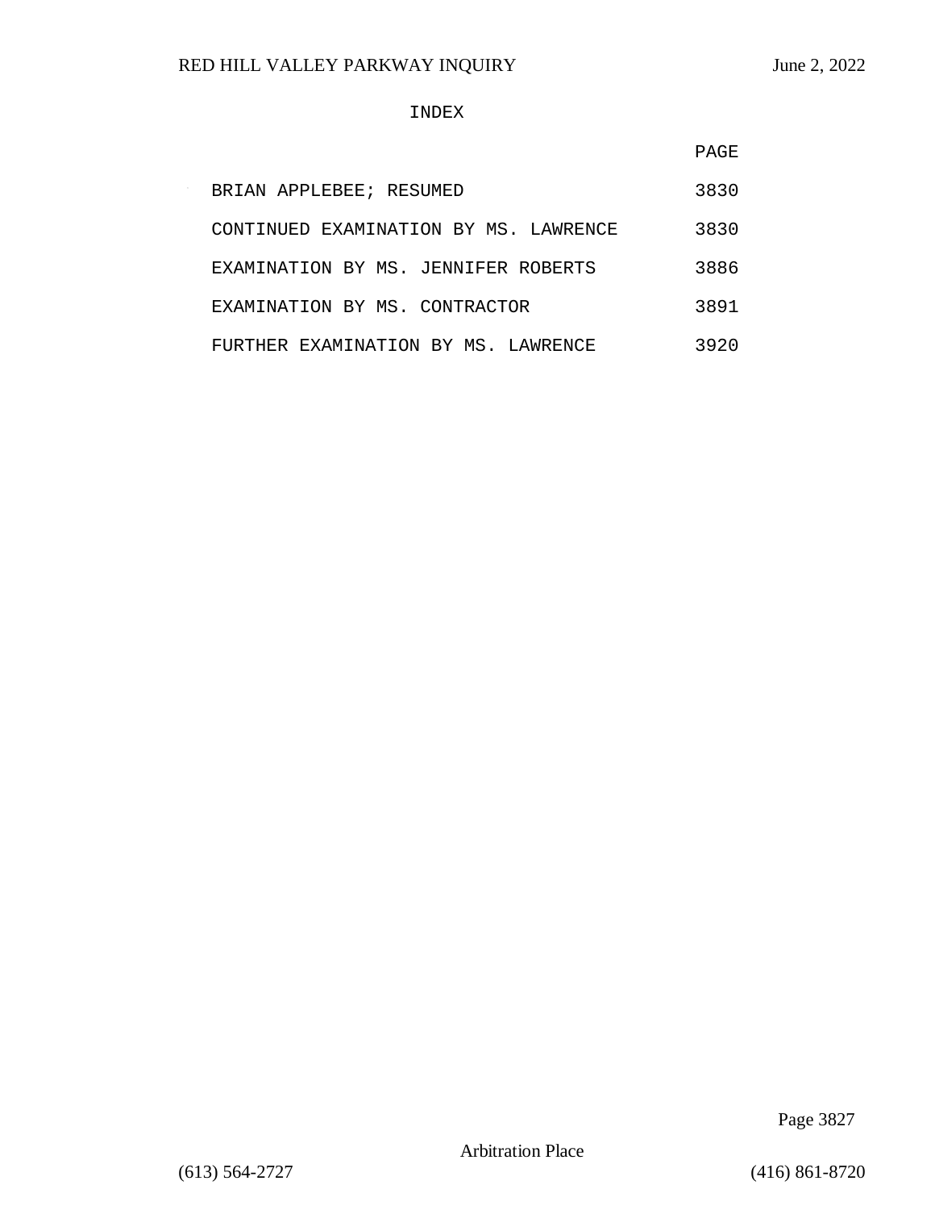# INDEX

| | PAGE |
|---|---|
| BRIAN APPLEBEE; RESUMED | 3830 |
| CONTINUED EXAMINATION BY MS. LAWRENCE | 3830 |
| EXAMINATION BY MS. JENNIFER ROBERTS | 3886 |
| EXAMINATION BY MS. CONTRACTOR | 3891 |
| FURTHER EXAMINATION BY MS. LAWRENCE | 3920 |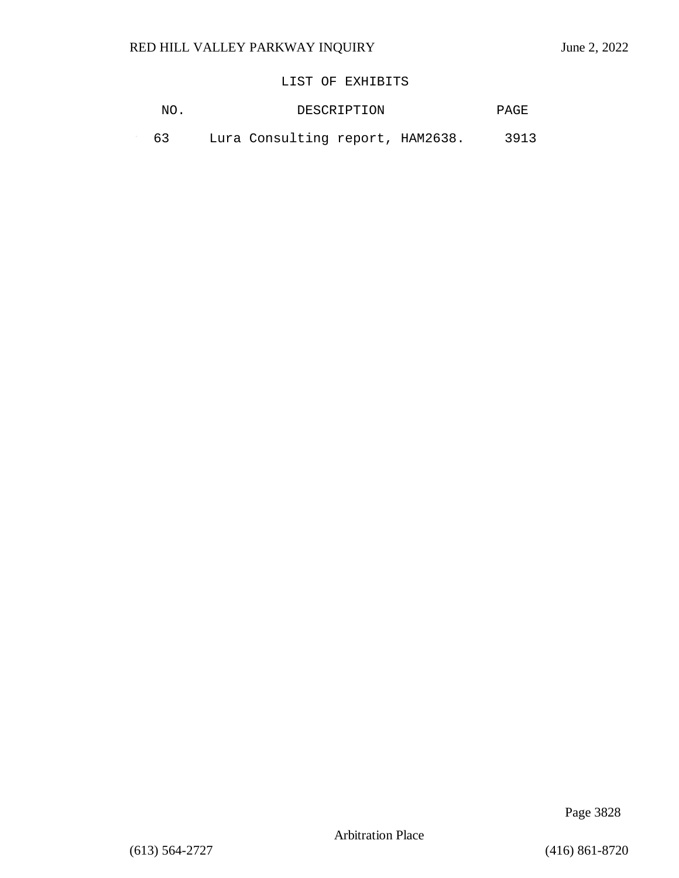## LIST OF EXHIBITS

| NO. | DESCRIPTION | PAGE |
| --- | --- | --- |
| 63 | Lura Consulting report, HAM2638. | 3913 |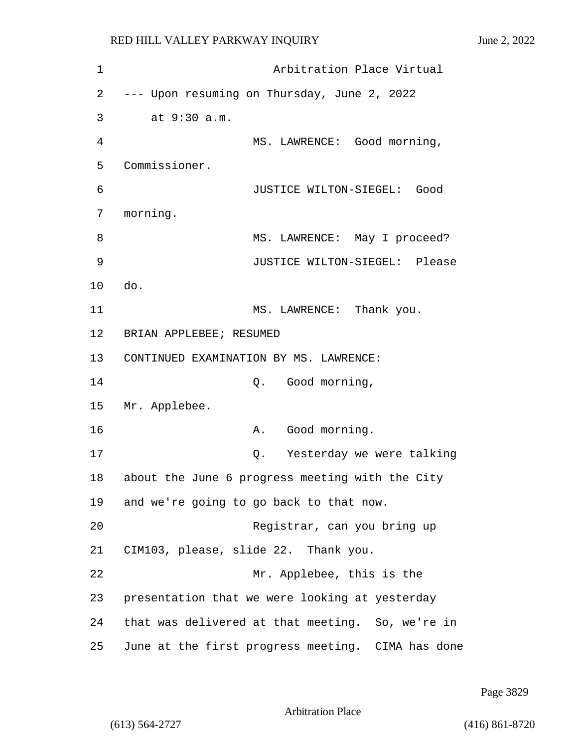Arbitration Place Virtual

--- Upon resuming on Thursday, June 2, 2022 at 9:30 a.m.

MS. LAWRENCE: Good morning, Commissioner.

JUSTICE WILTON-SIEGEL: Good morning.

MS. LAWRENCE: May I proceed?

JUSTICE WILTON-SIEGEL: Please do.

MS. LAWRENCE: Thank you.

BRIAN APPLEBEE; RESUMED

CONTINUED EXAMINATION BY MS. LAWRENCE:

Q. Good morning, Mr. Applebee.

A. Good morning.

Q. Yesterday we were talking about the June 6 progress meeting with the City and we're going to go back to that now.

Registrar, can you bring up CIM103, please, slide 22. Thank you.

Mr. Applebee, this is the presentation that we were looking at yesterday that was delivered at that meeting. So, we're in June at the first progress meeting. CIMA has done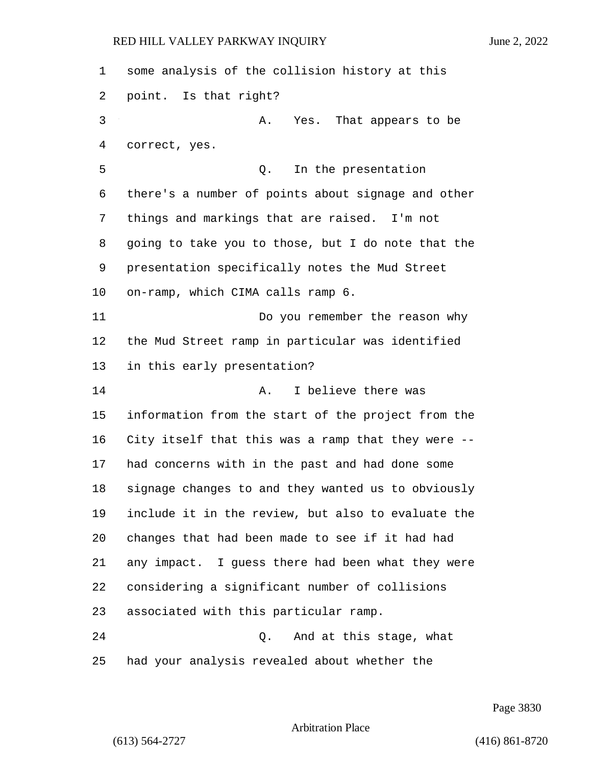some analysis of the collision history at this point. Is that right?

A. Yes. That appears to be correct, yes.

Q. In the presentation there's a number of points about signage and other things and markings that are raised. I'm not going to take you to those, but I do note that the presentation specifically notes the Mud Street on-ramp, which CIMA calls ramp 6.

Do you remember the reason why the Mud Street ramp in particular was identified in this early presentation?

A. I believe there was information from the start of the project from the City itself that this was a ramp that they were -- had concerns with in the past and had done some signage changes to and they wanted us to obviously include it in the review, but also to evaluate the changes that had been made to see if it had had any impact. I guess there had been what they were considering a significant number of collisions associated with this particular ramp.

Q. And at this stage, what had your analysis revealed about whether the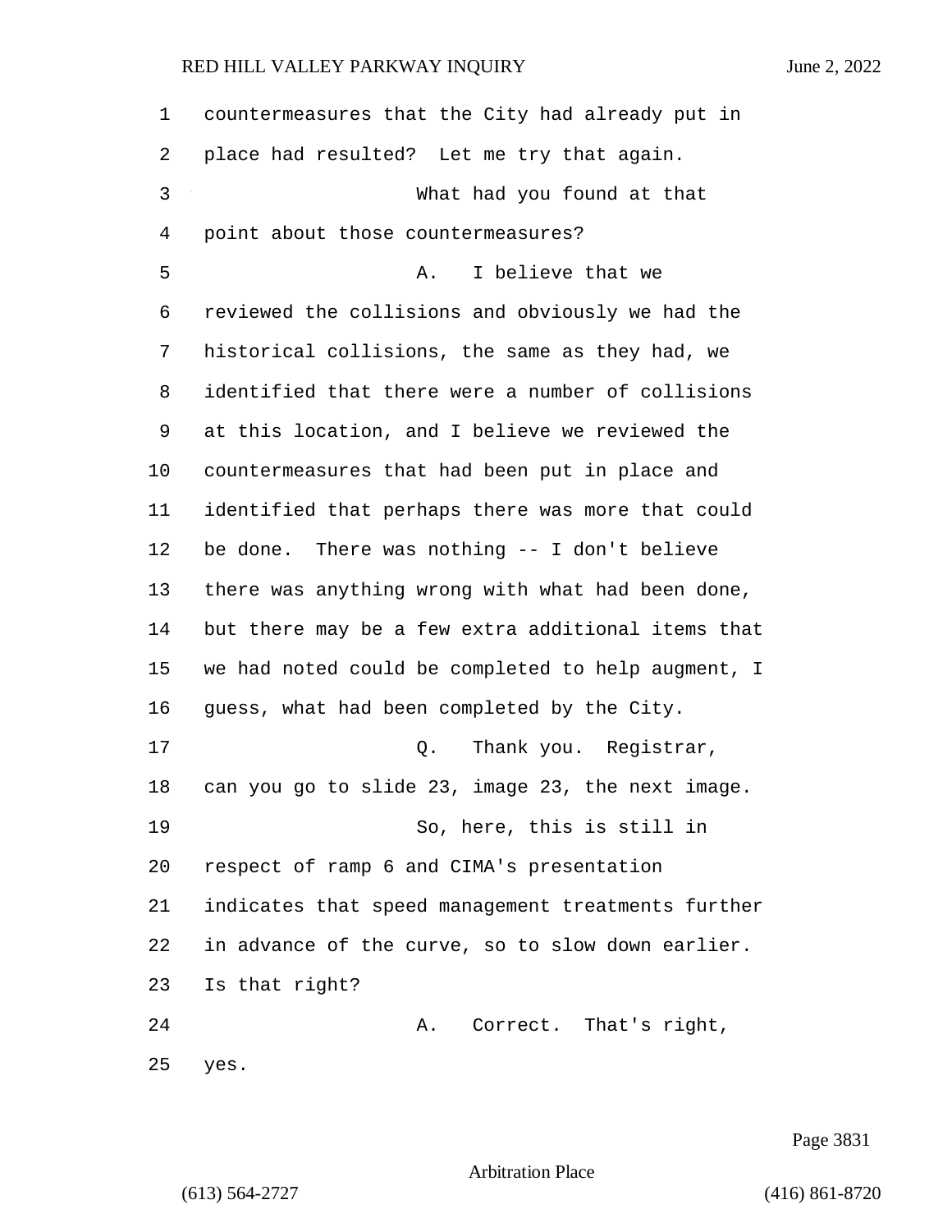countermeasures that the City had already put in place had resulted? Let me try that again.

What had you found at that point about those countermeasures?

A. I believe that we reviewed the collisions and obviously we had the historical collisions, the same as they had, we identified that there were a number of collisions at this location, and I believe we reviewed the countermeasures that had been put in place and identified that perhaps there was more that could be done. There was nothing -- I don't believe there was anything wrong with what had been done, but there may be a few extra additional items that we had noted could be completed to help augment, I guess, what had been completed by the City.

Q. Thank you. Registrar, can you go to slide 23, image 23, the next image.

So, here, this is still in respect of ramp 6 and CIMA's presentation indicates that speed management treatments further in advance of the curve, so to slow down earlier. Is that right?

A. Correct. That's right, yes.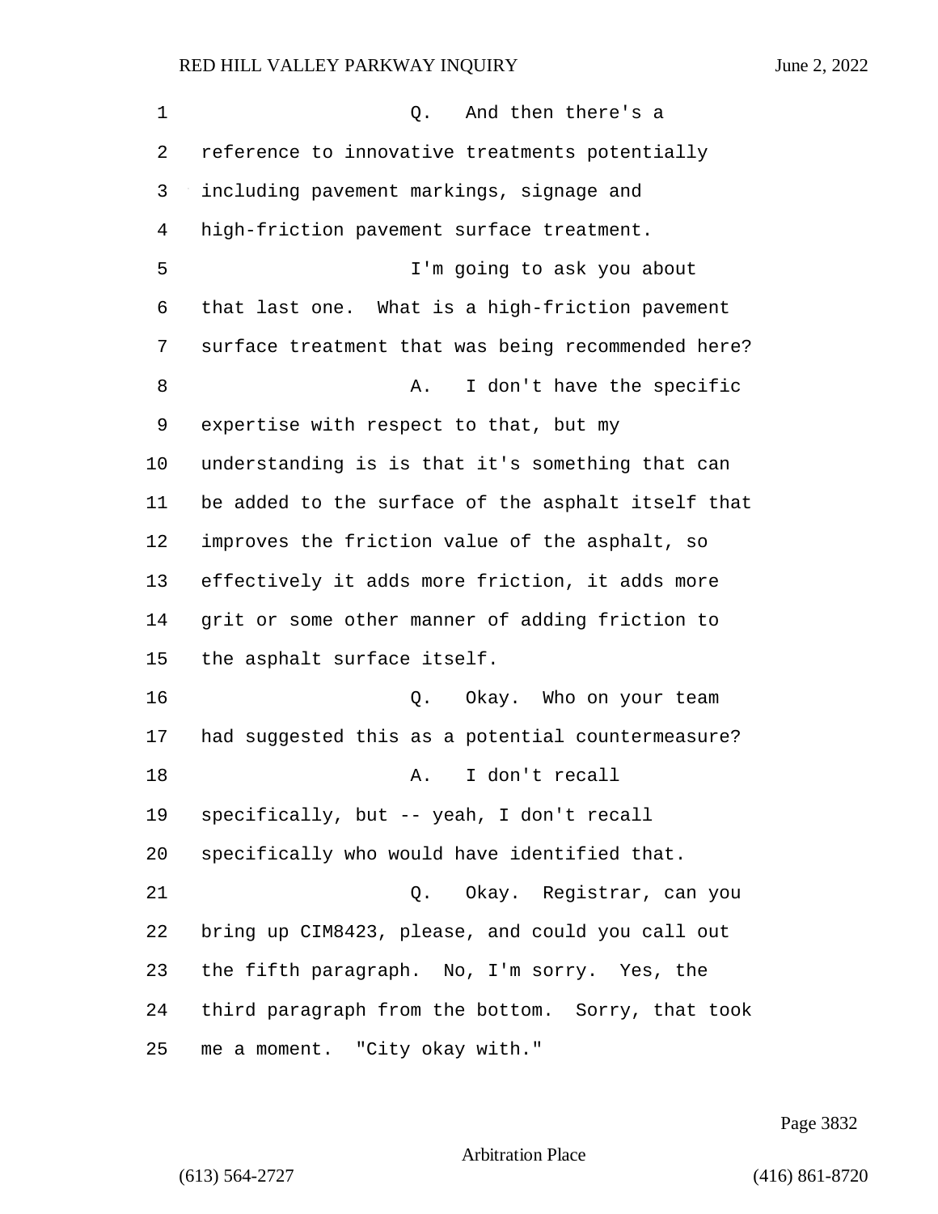Q. And then there's a reference to innovative treatments potentially including pavement markings, signage and high-friction pavement surface treatment.

I'm going to ask you about that last one. What is a high-friction pavement surface treatment that was being recommended here?

A. I don't have the specific expertise with respect to that, but my understanding is is that it's something that can be added to the surface of the asphalt itself that improves the friction value of the asphalt, so effectively it adds more friction, it adds more grit or some other manner of adding friction to the asphalt surface itself.

Q. Okay. Who on your team had suggested this as a potential countermeasure?

A. I don't recall specifically, but -- yeah, I don't recall specifically who would have identified that.

Q. Okay. Registrar, can you bring up CIM8423, please, and could you call out the fifth paragraph. No, I'm sorry. Yes, the third paragraph from the bottom. Sorry, that took me a moment. "City okay with."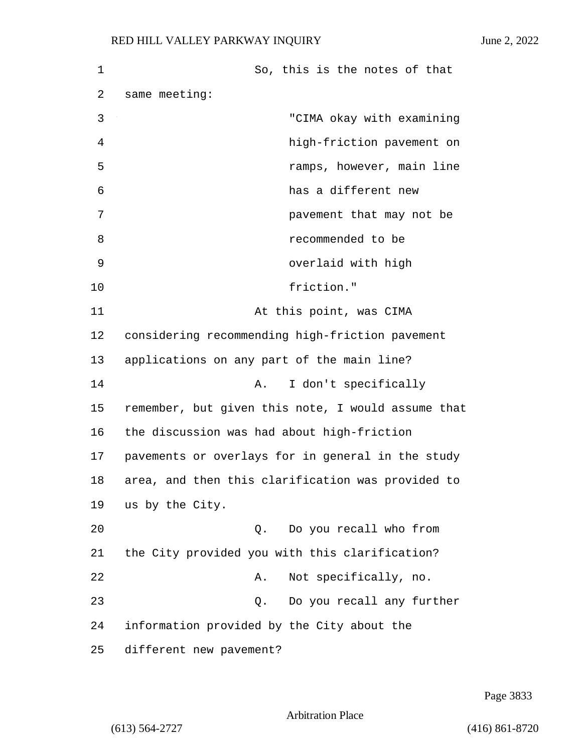So, this is the notes of that same meeting:

> "CIMA okay with examining high-friction pavement on ramps, however, main line has a different new pavement that may not be recommended to be overlaid with high friction."

At this point, was CIMA considering recommending high-friction pavement applications on any part of the main line?

A. I don't specifically remember, but given this note, I would assume that the discussion was had about high-friction pavements or overlays for in general in the study area, and then this clarification was provided to us by the City.

Q. Do you recall who from the City provided you with this clarification?

A. Not specifically, no.

Q. Do you recall any further information provided by the City about the different new pavement?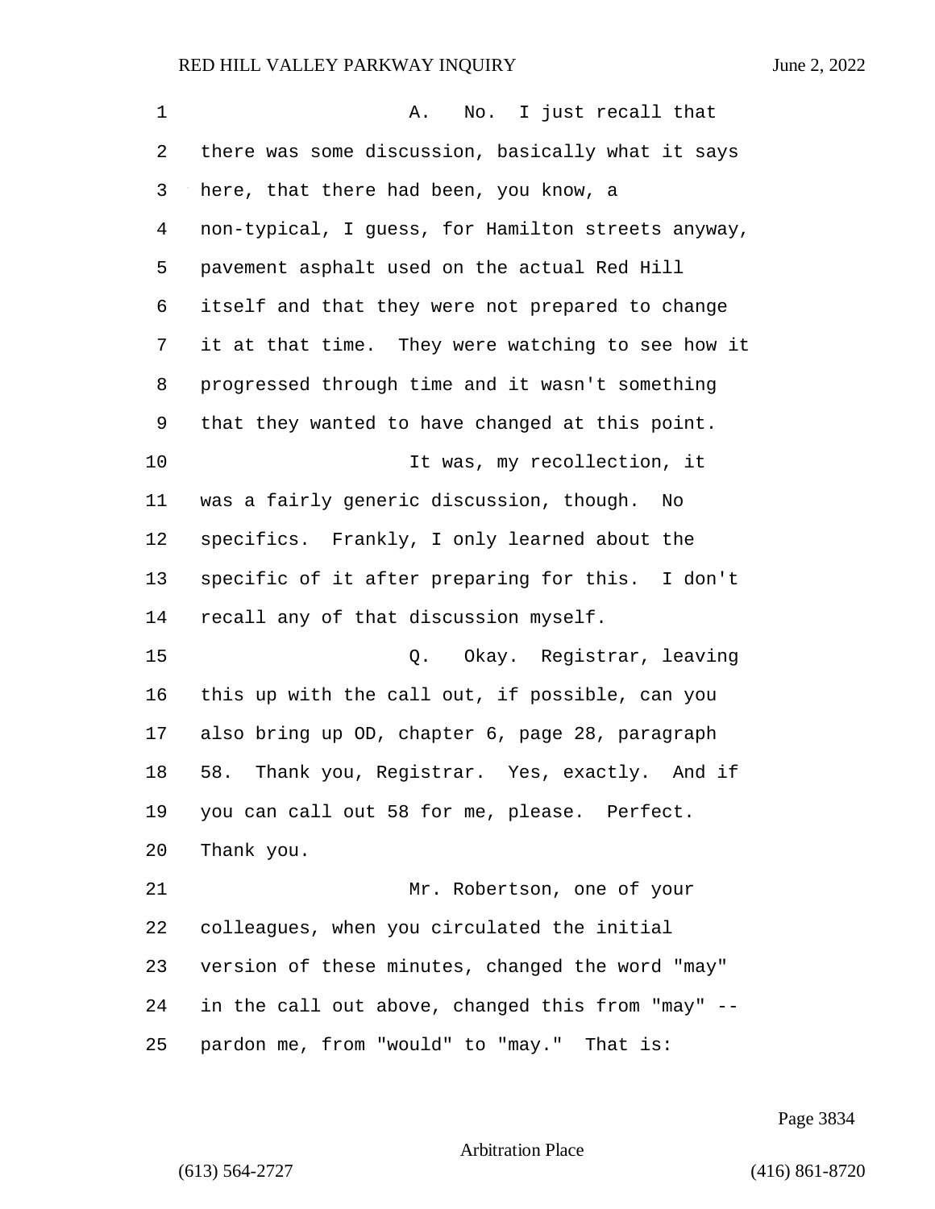A. No. I just recall that there was some discussion, basically what it says here, that there had been, you know, a non-typical, I guess, for Hamilton streets anyway, pavement asphalt used on the actual Red Hill itself and that they were not prepared to change it at that time. They were watching to see how it progressed through time and it wasn't something that they wanted to have changed at this point.

It was, my recollection, it was a fairly generic discussion, though. No specifics. Frankly, I only learned about the specific of it after preparing for this. I don't recall any of that discussion myself.

Q. Okay. Registrar, leaving this up with the call out, if possible, can you also bring up OD, chapter 6, page 28, paragraph 58. Thank you, Registrar. Yes, exactly. And if you can call out 58 for me, please. Perfect. Thank you.

Mr. Robertson, one of your colleagues, when you circulated the initial version of these minutes, changed the word "may" in the call out above, changed this from "may" -- pardon me, from "would" to "may." That is: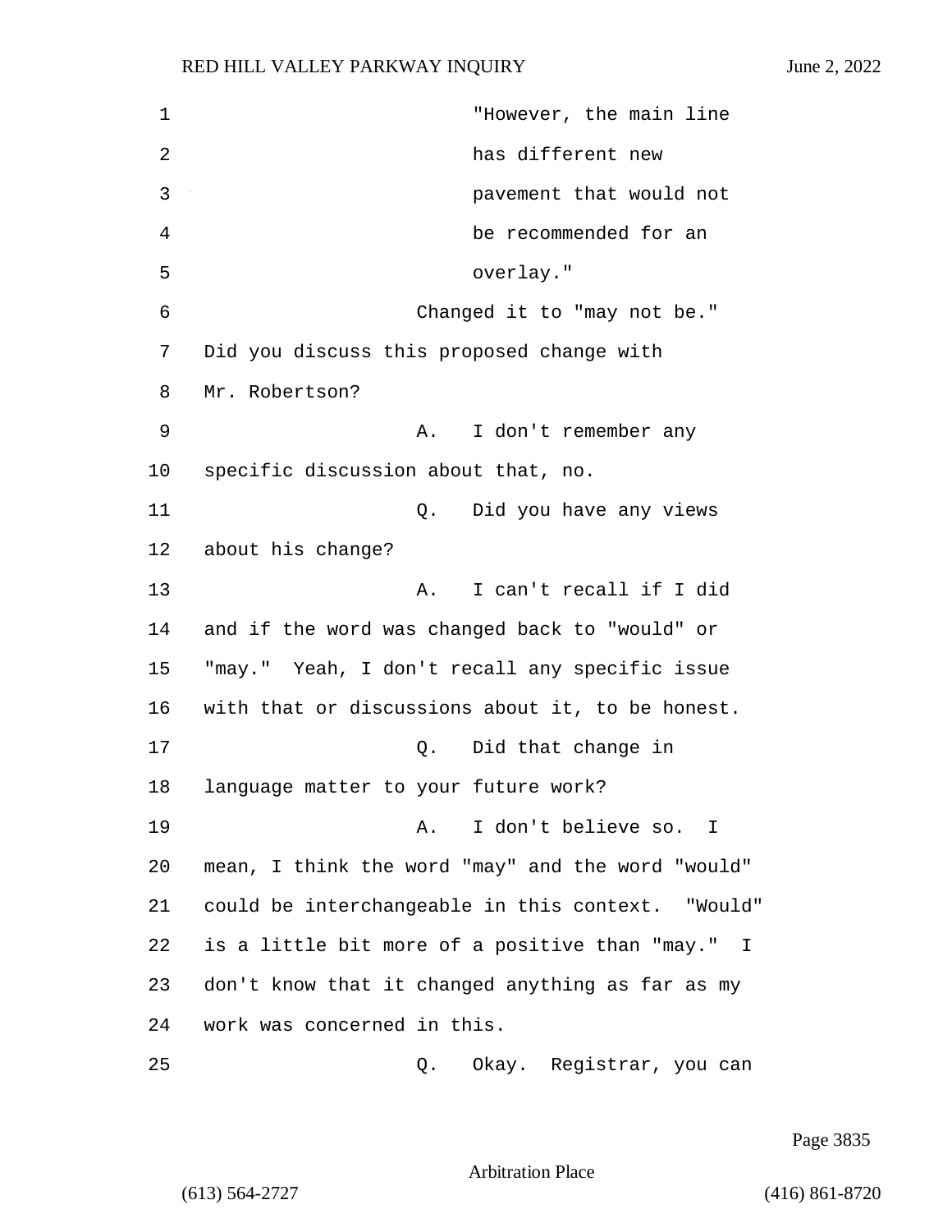"However, the main line has different new pavement that would not be recommended for an overlay."

Changed it to "may not be." Did you discuss this proposed change with Mr. Robertson?

A. I don't remember any specific discussion about that, no.

Q. Did you have any views about his change?

A. I can't recall if I did and if the word was changed back to "would" or "may." Yeah, I don't recall any specific issue with that or discussions about it, to be honest.

Q. Did that change in language matter to your future work?

A. I don't believe so. I mean, I think the word "may" and the word "would" could be interchangeable in this context. "Would" is a little bit more of a positive than "may." I don't know that it changed anything as far as my work was concerned in this.

Q. Okay. Registrar, you can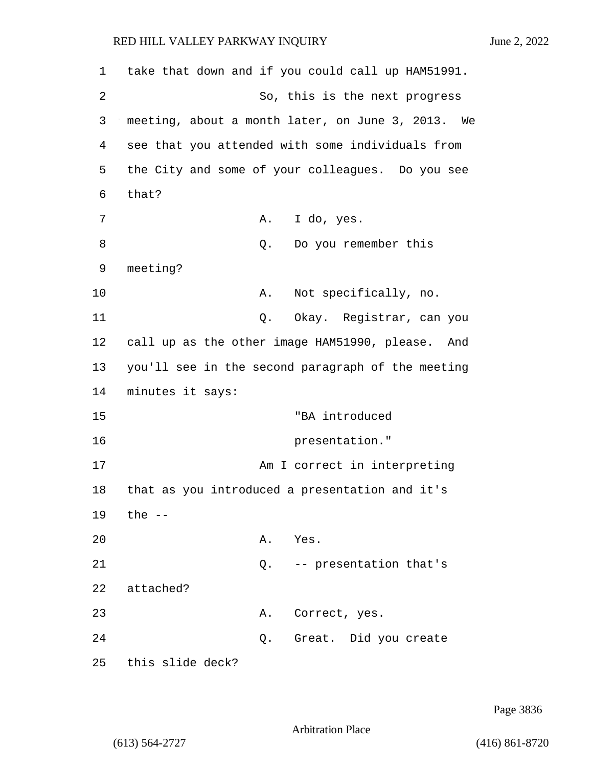take that down and if you could call up HAM51991.

So, this is the next progress meeting, about a month later, on June 3, 2013. We see that you attended with some individuals from the City and some of your colleagues. Do you see that?

A. I do, yes.

Q. Do you remember this meeting?

A. Not specifically, no.

Q. Okay. Registrar, can you call up as the other image HAM51990, please. And you'll see in the second paragraph of the meeting minutes it says:

"BA introduced presentation."

Am I correct in interpreting that as you introduced a presentation and it's the --

A. Yes.

Q. -- presentation that's attached?

A. Correct, yes.

Q. Great. Did you create this slide deck?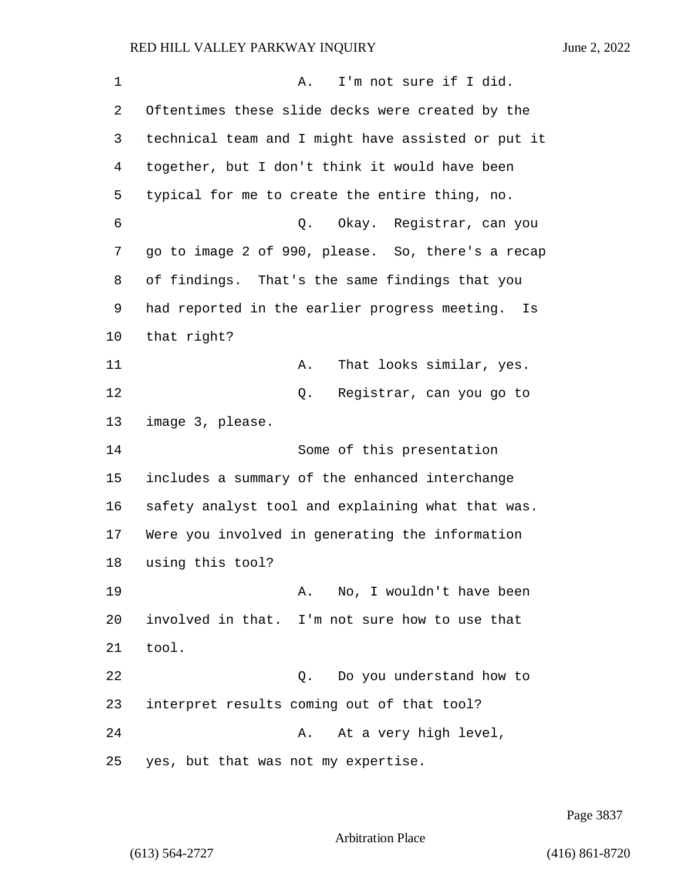A. I'm not sure if I did. Oftentimes these slide decks were created by the technical team and I might have assisted or put it together, but I don't think it would have been typical for me to create the entire thing, no.

Q. Okay. Registrar, can you go to image 2 of 990, please. So, there's a recap of findings. That's the same findings that you had reported in the earlier progress meeting. Is that right?

A. That looks similar, yes.

Q. Registrar, can you go to image 3, please.

Some of this presentation includes a summary of the enhanced interchange safety analyst tool and explaining what that was. Were you involved in generating the information using this tool?

A. No, I wouldn't have been involved in that. I'm not sure how to use that tool.

Q. Do you understand how to interpret results coming out of that tool?

A. At a very high level, yes, but that was not my expertise.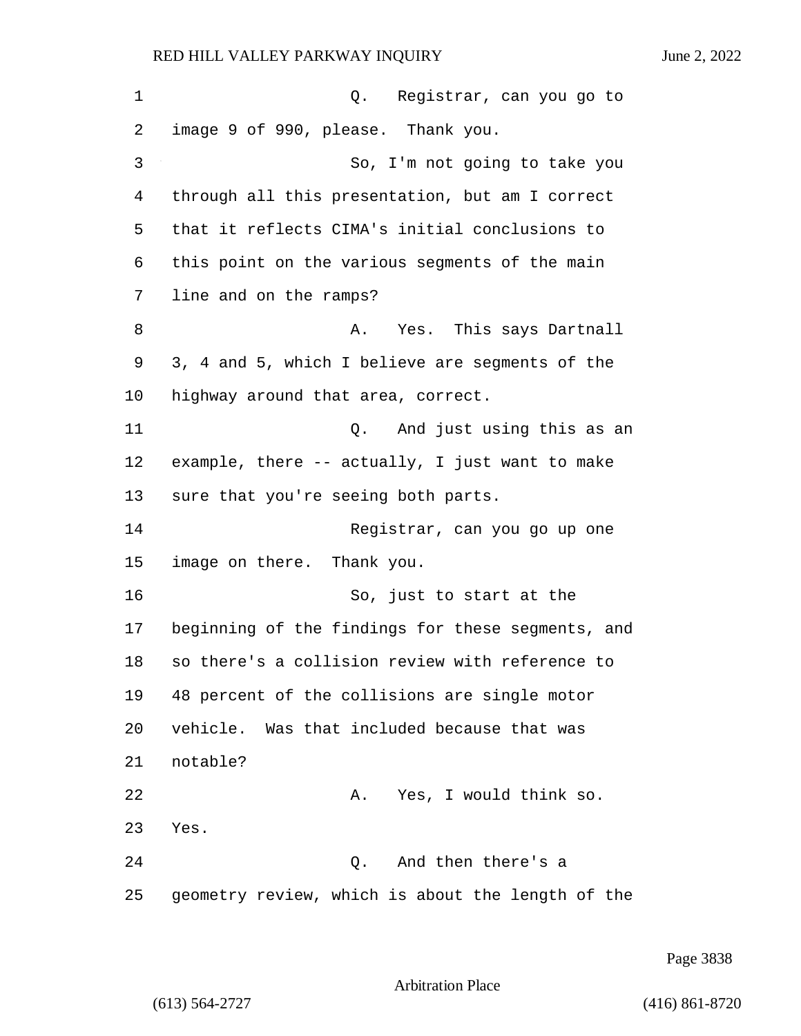Q. Registrar, can you go to image 9 of 990, please. Thank you.

So, I'm not going to take you through all this presentation, but am I correct that it reflects CIMA's initial conclusions to this point on the various segments of the main line and on the ramps?

A. Yes. This says Dartnall 3, 4 and 5, which I believe are segments of the highway around that area, correct.

Q. And just using this as an example, there -- actually, I just want to make sure that you're seeing both parts.

Registrar, can you go up one image on there. Thank you.

So, just to start at the beginning of the findings for these segments, and so there's a collision review with reference to 48 percent of the collisions are single motor vehicle. Was that included because that was notable?

A. Yes, I would think so. Yes.

Q. And then there's a geometry review, which is about the length of the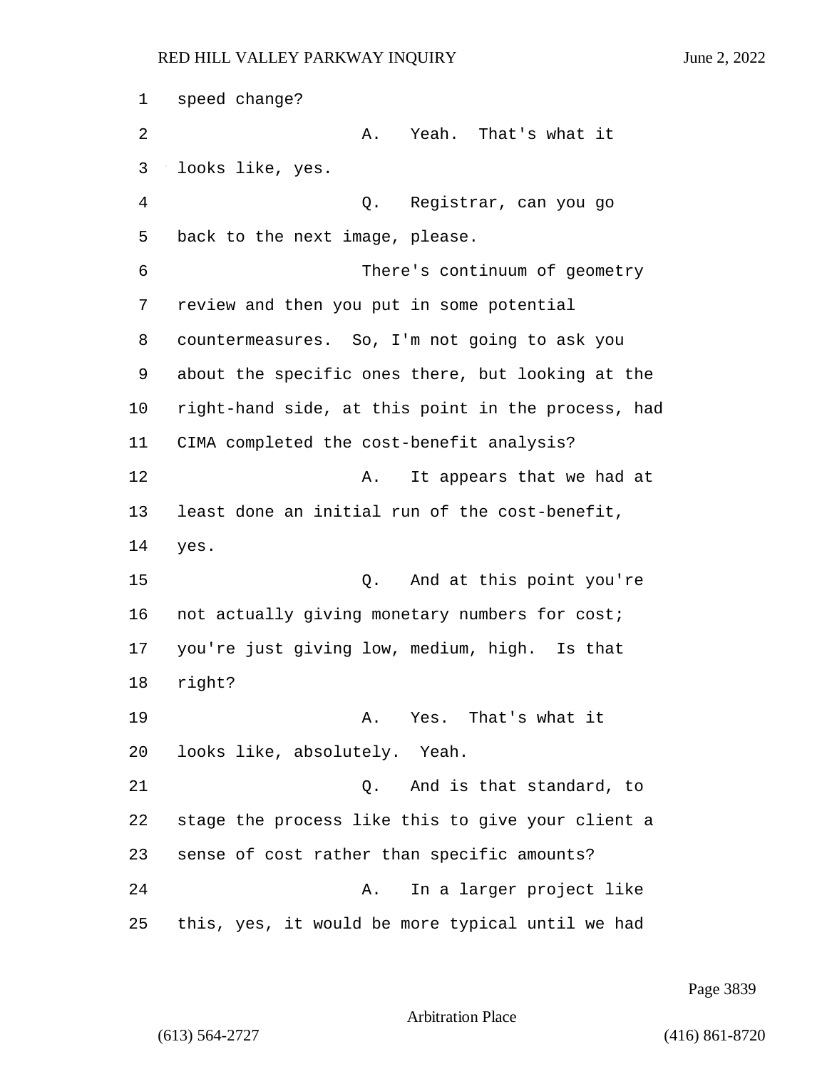speed change?

A. Yeah. That's what it looks like, yes.

Q. Registrar, can you go back to the next image, please.

There's continuum of geometry review and then you put in some potential countermeasures. So, I'm not going to ask you about the specific ones there, but looking at the right-hand side, at this point in the process, had CIMA completed the cost-benefit analysis?

A. It appears that we had at least done an initial run of the cost-benefit, yes.

Q. And at this point you're not actually giving monetary numbers for cost; you're just giving low, medium, high. Is that right?

A. Yes. That's what it looks like, absolutely. Yeah.

Q. And is that standard, to stage the process like this to give your client a sense of cost rather than specific amounts?

A. In a larger project like this, yes, it would be more typical until we had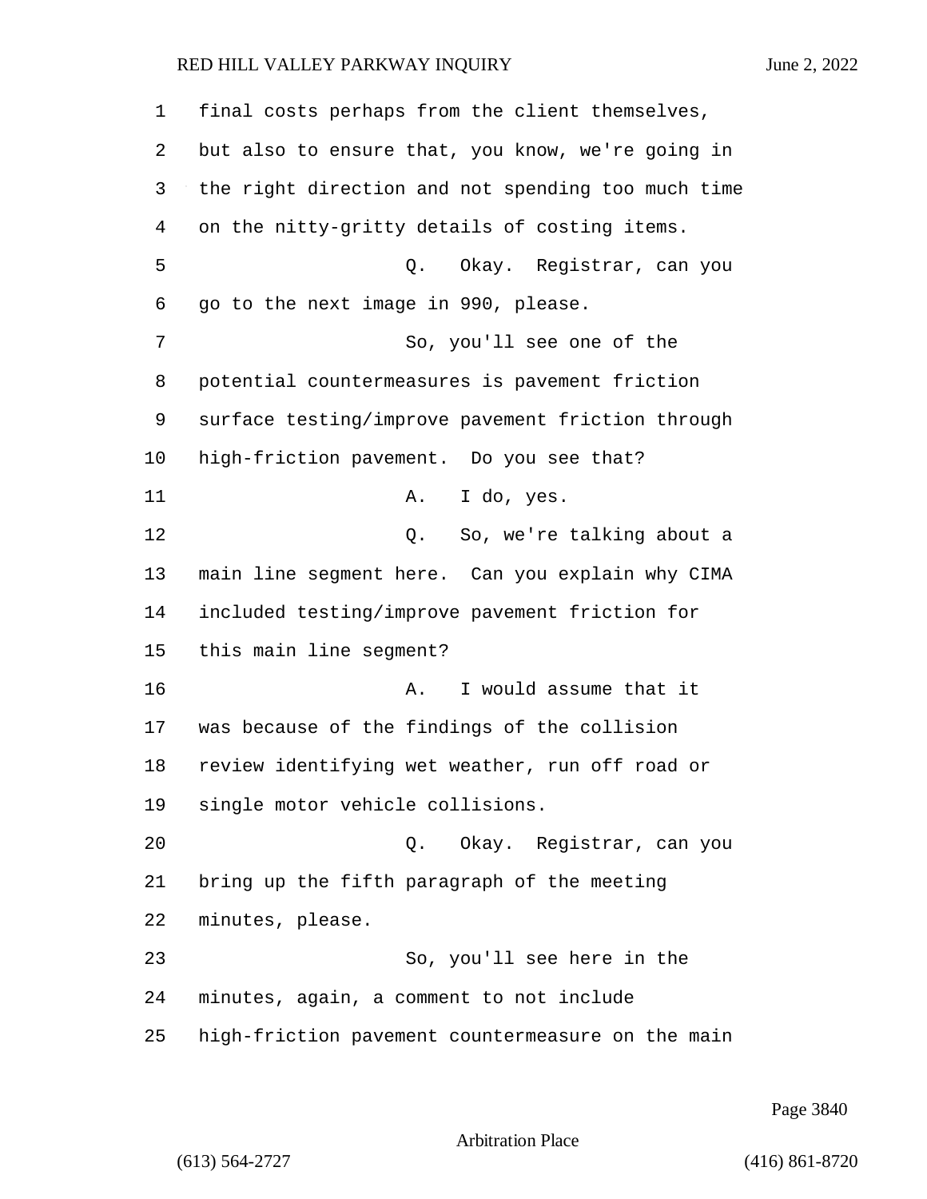final costs perhaps from the client themselves, but also to ensure that, you know, we're going in the right direction and not spending too much time on the nitty-gritty details of costing items.

Q. Okay. Registrar, can you go to the next image in 990, please.

So, you'll see one of the potential countermeasures is pavement friction surface testing/improve pavement friction through high-friction pavement. Do you see that?

A. I do, yes.

Q. So, we're talking about a main line segment here. Can you explain why CIMA included testing/improve pavement friction for this main line segment?

A. I would assume that it was because of the findings of the collision review identifying wet weather, run off road or single motor vehicle collisions.

Q. Okay. Registrar, can you bring up the fifth paragraph of the meeting minutes, please.

So, you'll see here in the minutes, again, a comment to not include high-friction pavement countermeasure on the main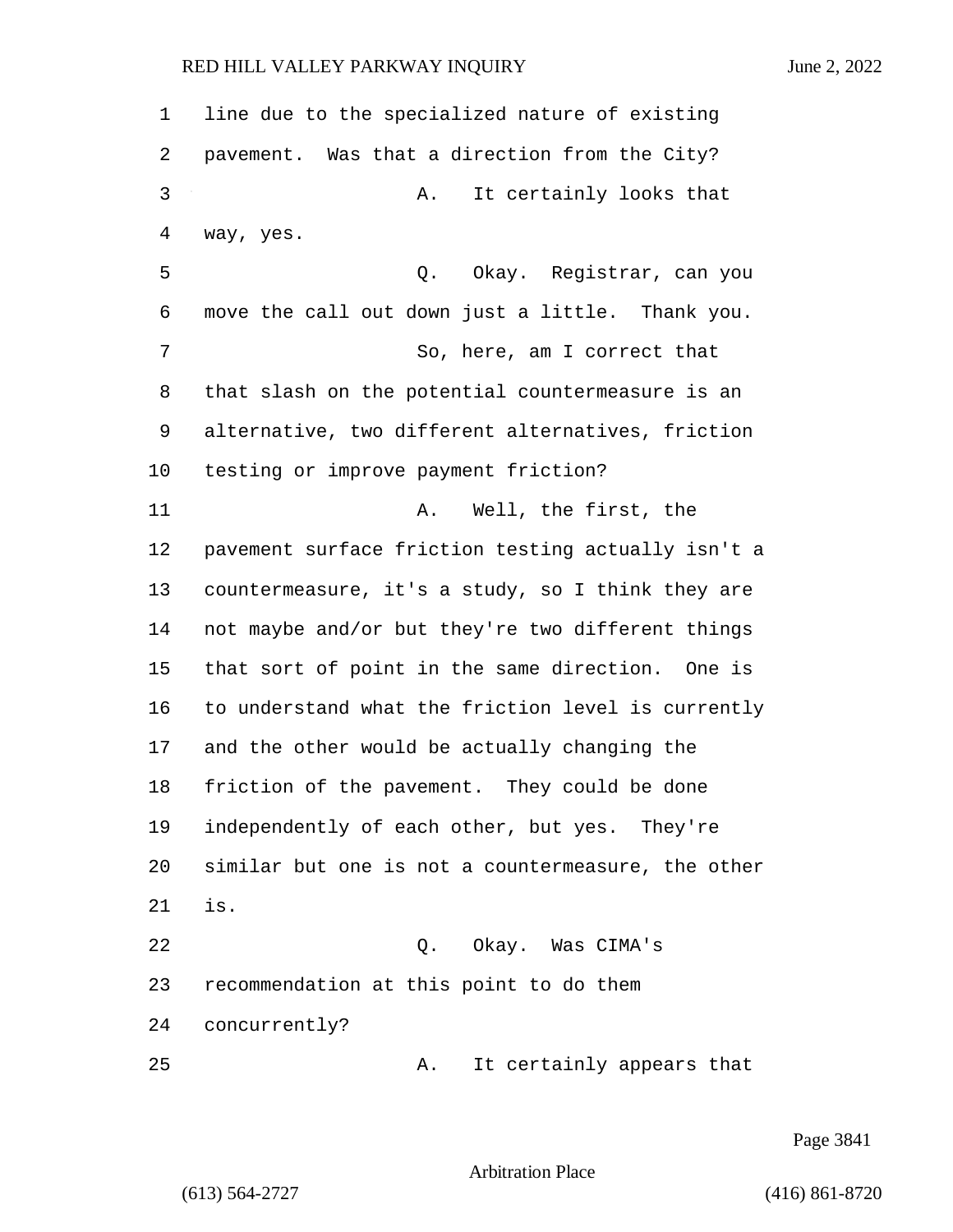line due to the specialized nature of existing pavement. Was that a direction from the City?

A. It certainly looks that way, yes.

Q. Okay. Registrar, can you move the call out down just a little. Thank you.

So, here, am I correct that that slash on the potential countermeasure is an alternative, two different alternatives, friction testing or improve payment friction?

A. Well, the first, the pavement surface friction testing actually isn't a countermeasure, it's a study, so I think they are not maybe and/or but they're two different things that sort of point in the same direction. One is to understand what the friction level is currently and the other would be actually changing the friction of the pavement. They could be done independently of each other, but yes. They're similar but one is not a countermeasure, the other is.

Q. Okay. Was CIMA's recommendation at this point to do them concurrently?

A. It certainly appears that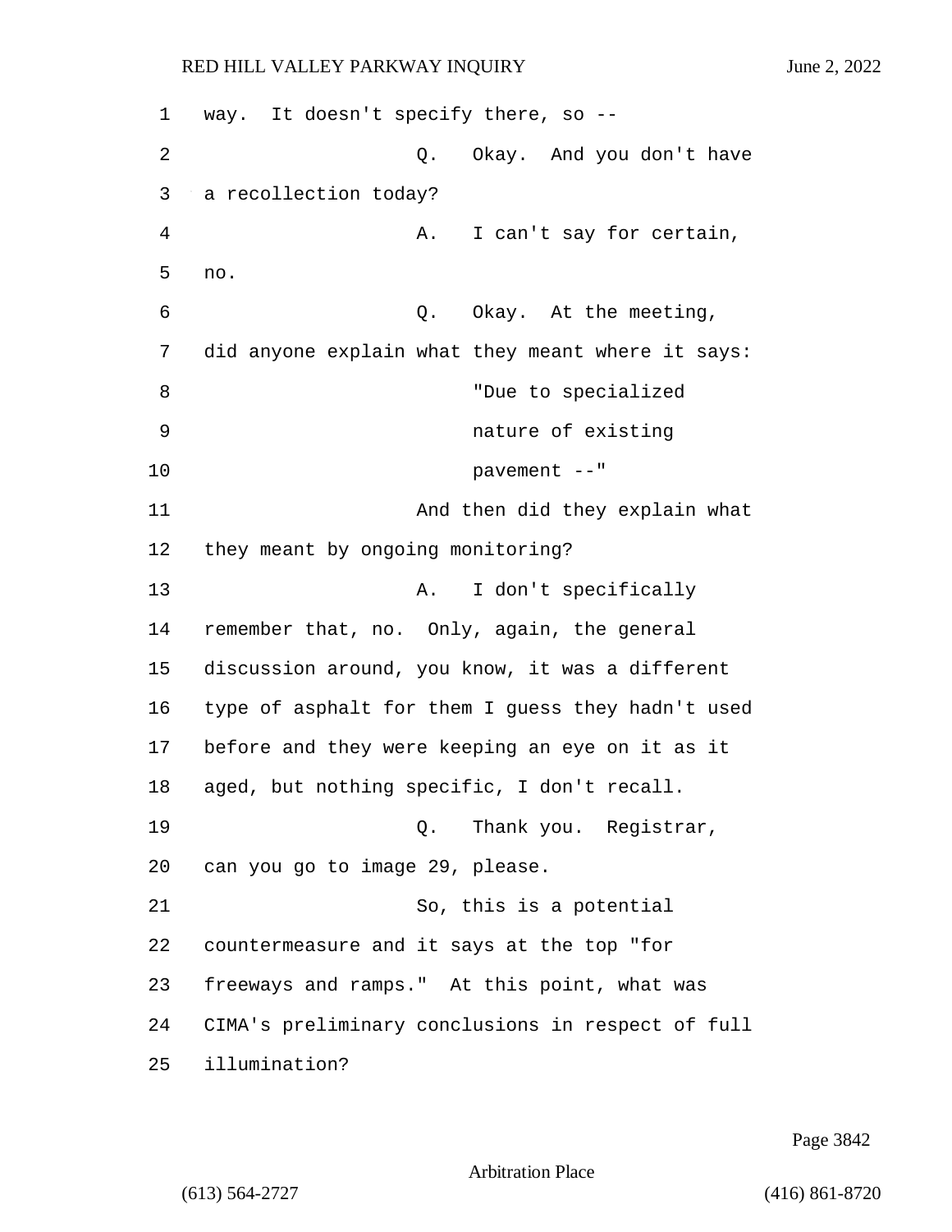way. It doesn't specify there, so --

Q. Okay. And you don't have a recollection today?

A. I can't say for certain, no.

Q. Okay. At the meeting, did anyone explain what they meant where it says:

"Due to specialized nature of existing pavement --"

And then did they explain what they meant by ongoing monitoring?

A. I don't specifically remember that, no. Only, again, the general discussion around, you know, it was a different type of asphalt for them I guess they hadn't used before and they were keeping an eye on it as it aged, but nothing specific, I don't recall.

Q. Thank you. Registrar, can you go to image 29, please.

So, this is a potential countermeasure and it says at the top "for freeways and ramps." At this point, what was CIMA's preliminary conclusions in respect of full illumination?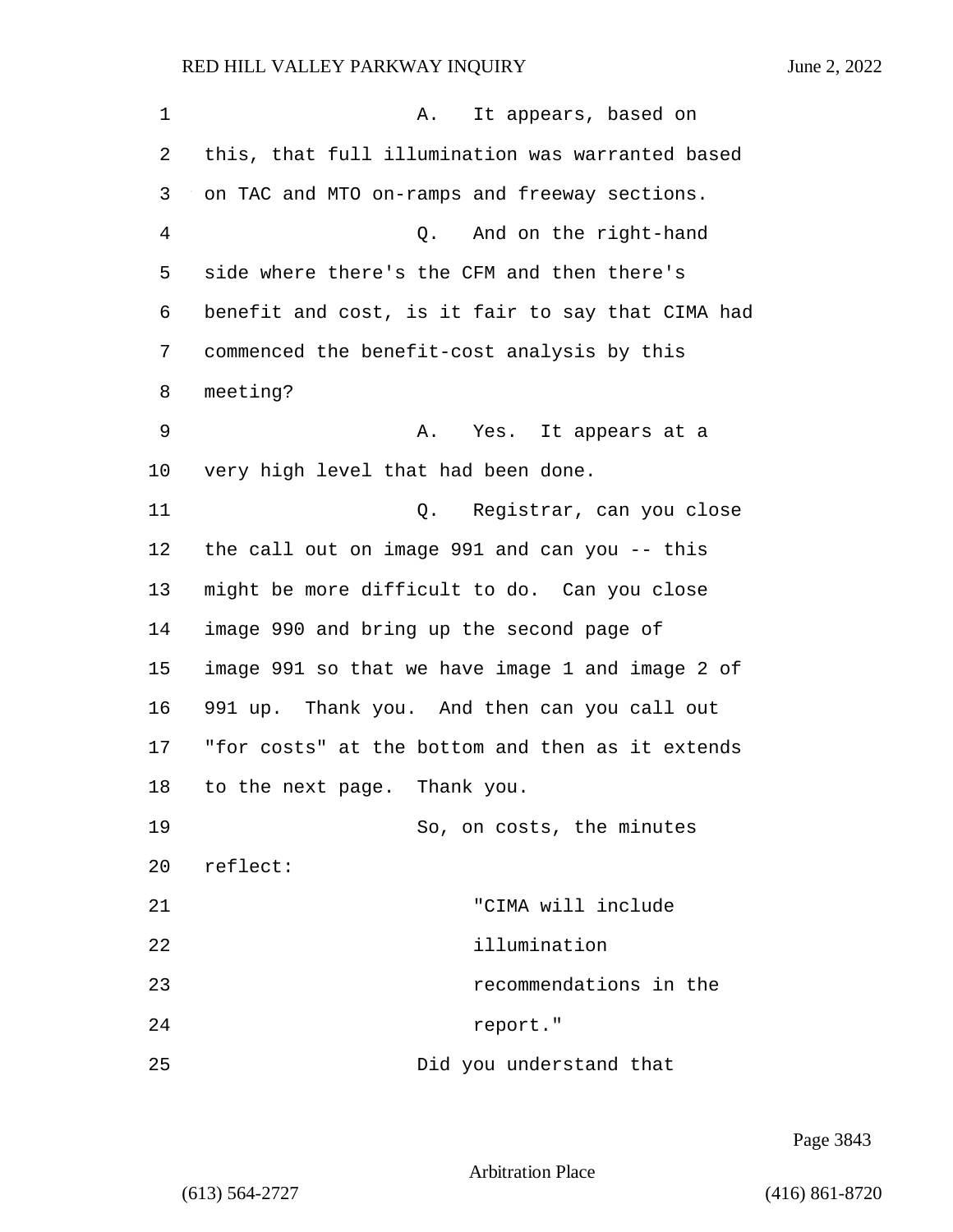A. It appears, based on this, that full illumination was warranted based on TAC and MTO on-ramps and freeway sections.

Q. And on the right-hand side where there's the CFM and then there's benefit and cost, is it fair to say that CIMA had commenced the benefit-cost analysis by this meeting?

A. Yes. It appears at a very high level that had been done.

Q. Registrar, can you close the call out on image 991 and can you -- this might be more difficult to do. Can you close image 990 and bring up the second page of image 991 so that we have image 1 and image 2 of 991 up. Thank you. And then can you call out "for costs" at the bottom and then as it extends to the next page. Thank you.

So, on costs, the minutes reflect:

> "CIMA will include illumination recommendations in the report."

Did you understand that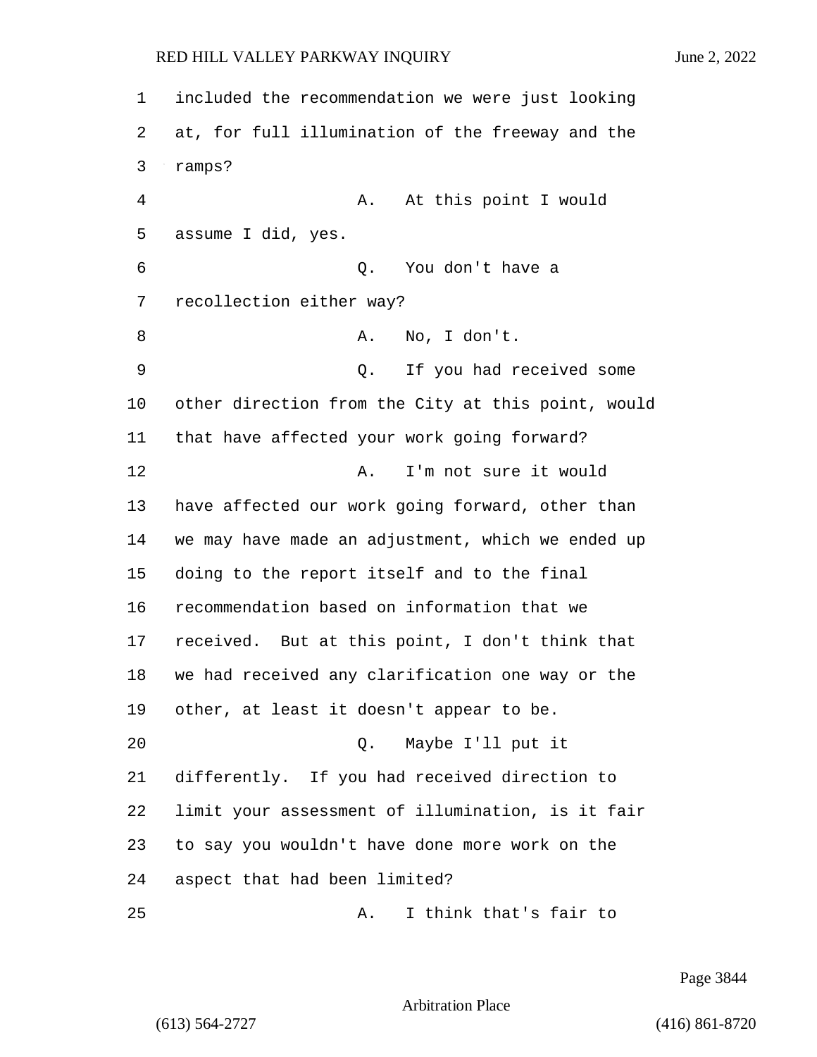included the recommendation we were just looking at, for full illumination of the freeway and the ramps?

A. At this point I would assume I did, yes.

Q. You don't have a recollection either way?

A. No, I don't.

Q. If you had received some other direction from the City at this point, would that have affected your work going forward?

A. I'm not sure it would have affected our work going forward, other than we may have made an adjustment, which we ended up doing to the report itself and to the final recommendation based on information that we received. But at this point, I don't think that we had received any clarification one way or the other, at least it doesn't appear to be.

Q. Maybe I'll put it differently. If you had received direction to limit your assessment of illumination, is it fair to say you wouldn't have done more work on the aspect that had been limited?

A. I think that's fair to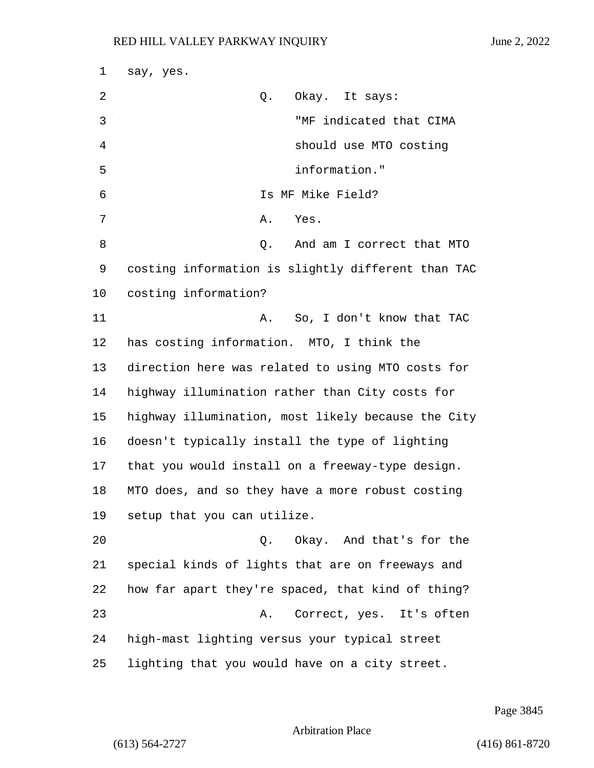say, yes.

Q. Okay. It says:

"MF indicated that CIMA should use MTO costing information."

Is MF Mike Field?

A. Yes.

Q. And am I correct that MTO costing information is slightly different than TAC costing information?

A. So, I don't know that TAC has costing information. MTO, I think the direction here was related to using MTO costs for highway illumination rather than City costs for highway illumination, most likely because the City doesn't typically install the type of lighting that you would install on a freeway-type design. MTO does, and so they have a more robust costing setup that you can utilize.

Q. Okay. And that's for the special kinds of lights that are on freeways and how far apart they're spaced, that kind of thing?

A. Correct, yes. It's often high-mast lighting versus your typical street lighting that you would have on a city street.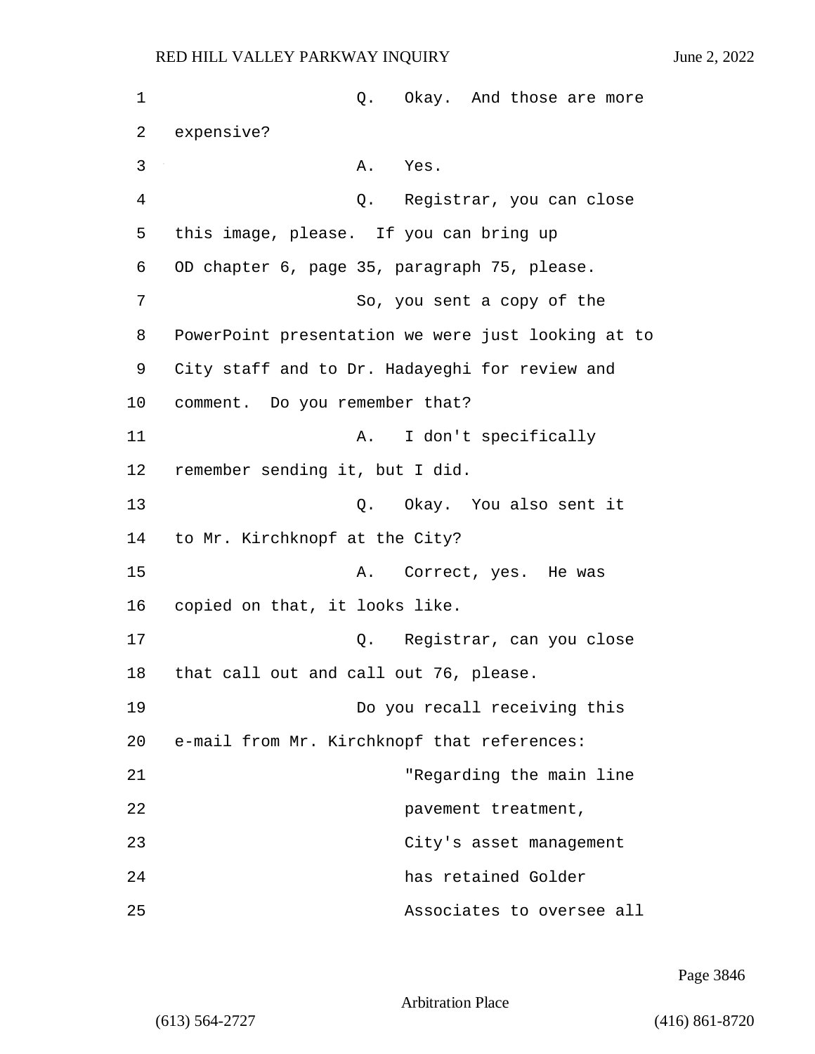Q. Okay. And those are more expensive?

A. Yes.

Q. Registrar, you can close this image, please. If you can bring up OD chapter 6, page 35, paragraph 75, please.

So, you sent a copy of the PowerPoint presentation we were just looking at to City staff and to Dr. Hadayeghi for review and comment. Do you remember that?

A. I don't specifically remember sending it, but I did.

Q. Okay. You also sent it to Mr. Kirchknopf at the City?

A. Correct, yes. He was copied on that, it looks like.

Q. Registrar, can you close that call out and call out 76, please.

Do you recall receiving this e-mail from Mr. Kirchknopf that references:

> "Regarding the main line pavement treatment, City's asset management has retained Golder Associates to oversee all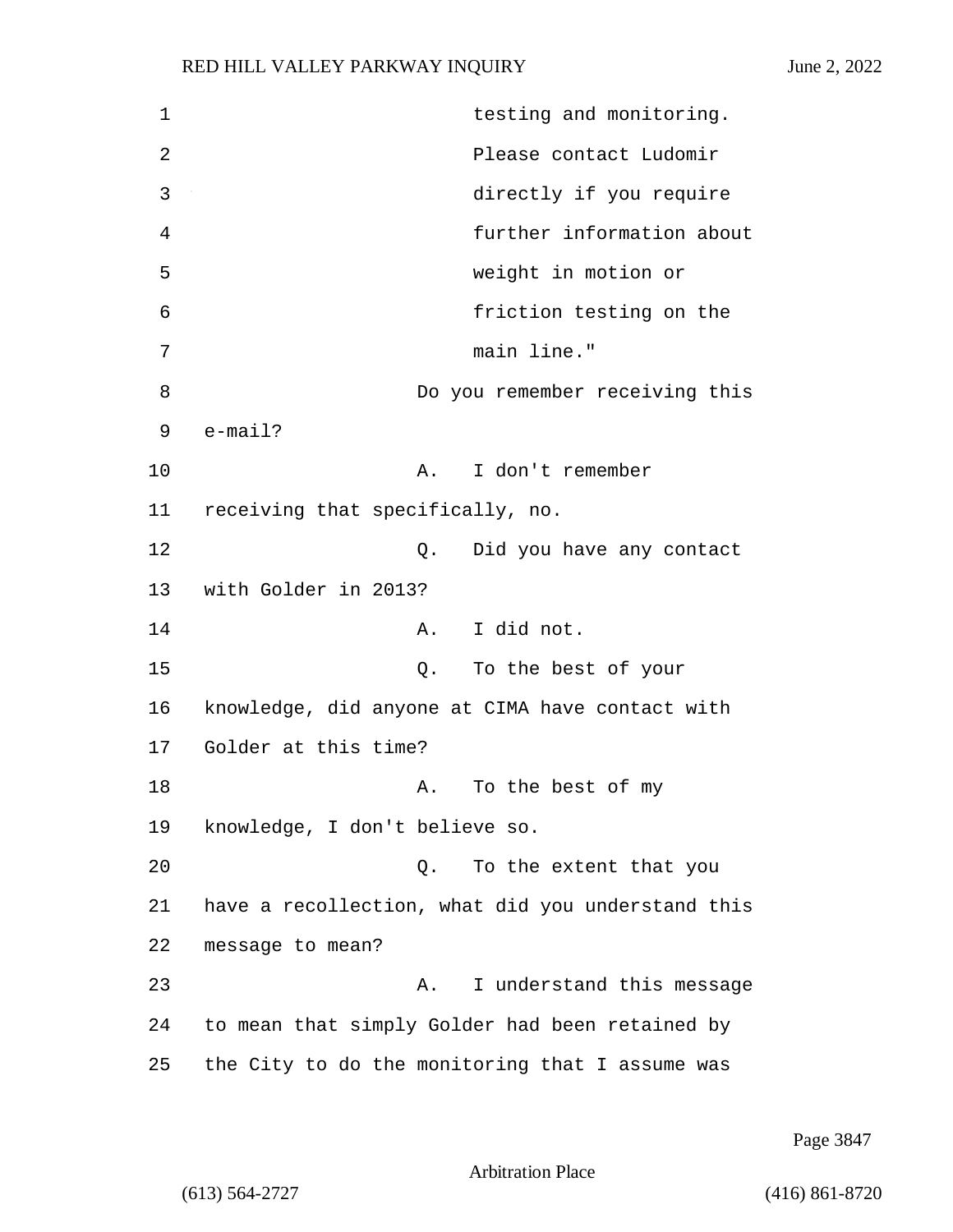testing and monitoring. Please contact Ludomir directly if you require further information about weight in motion or friction testing on the main line."

Do you remember receiving this e-mail?

A. I don't remember receiving that specifically, no.

Q. Did you have any contact with Golder in 2013?

A. I did not.

Q. To the best of your knowledge, did anyone at CIMA have contact with Golder at this time?

A. To the best of my knowledge, I don't believe so.

Q. To the extent that you have a recollection, what did you understand this message to mean?

A. I understand this message to mean that simply Golder had been retained by the City to do the monitoring that I assume was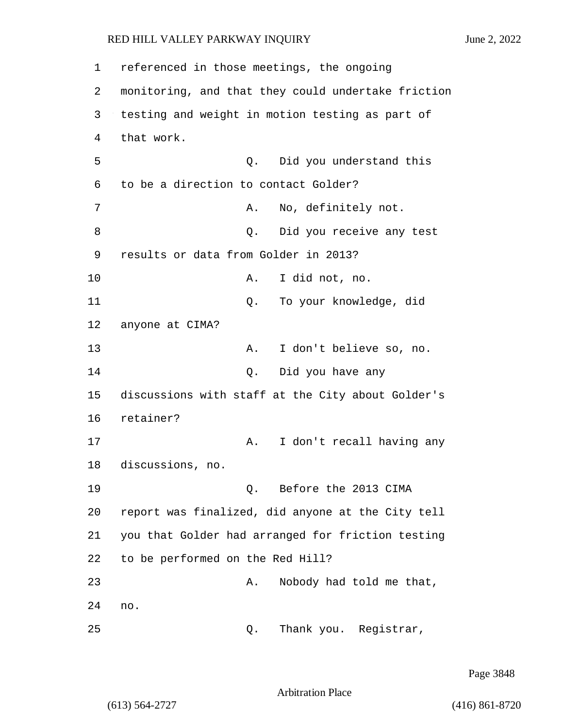referenced in those meetings, the ongoing monitoring, and that they could undertake friction testing and weight in motion testing as part of that work.

Q. Did you understand this to be a direction to contact Golder?

A. No, definitely not.

Q. Did you receive any test results or data from Golder in 2013?

A. I did not, no.

Q. To your knowledge, did anyone at CIMA?

A. I don't believe so, no.

Q. Did you have any discussions with staff at the City about Golder's retainer?

A. I don't recall having any discussions, no.

Q. Before the 2013 CIMA report was finalized, did anyone at the City tell you that Golder had arranged for friction testing to be performed on the Red Hill?

A. Nobody had told me that, no.

Q. Thank you. Registrar,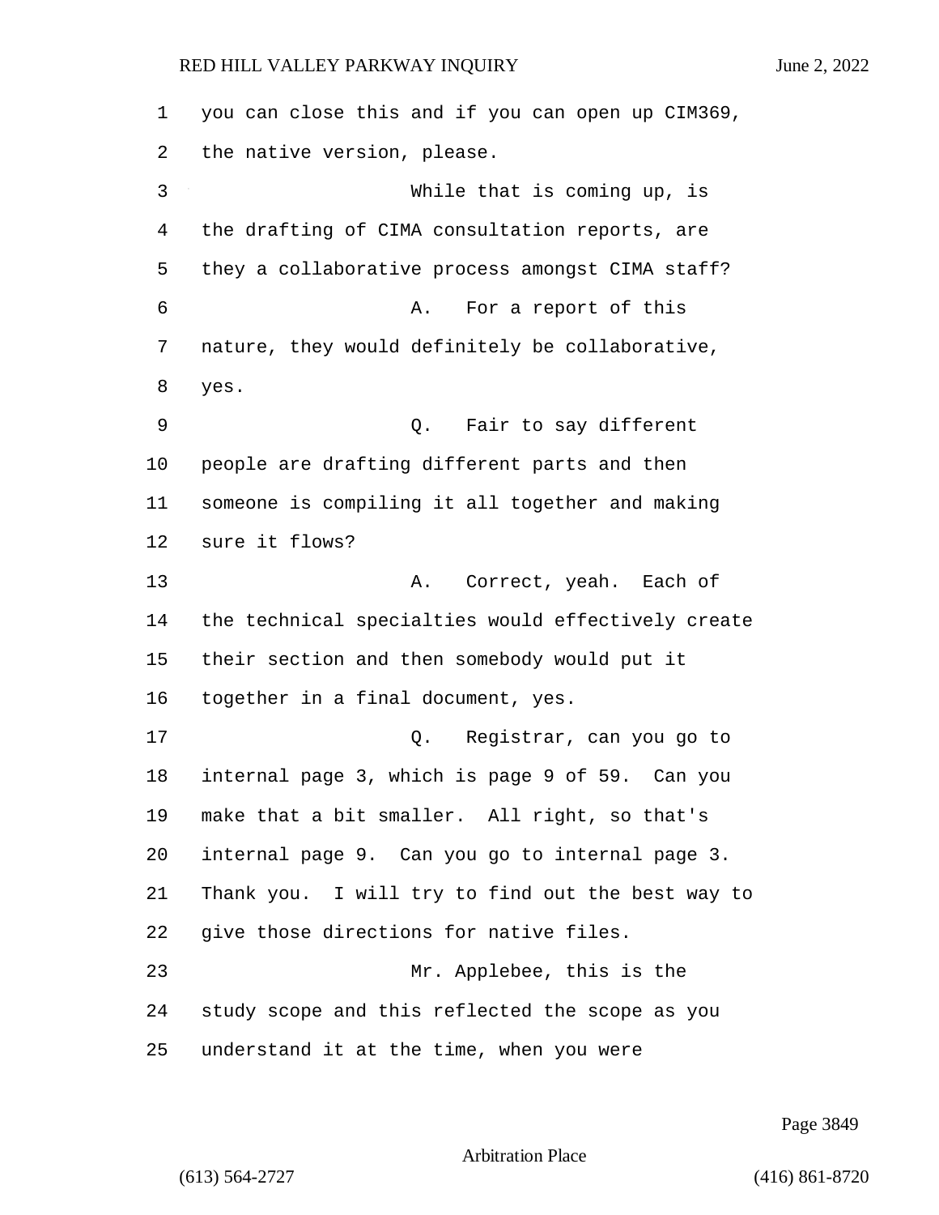you can close this and if you can open up CIM369, the native version, please.

While that is coming up, is the drafting of CIMA consultation reports, are they a collaborative process amongst CIMA staff?

A. For a report of this nature, they would definitely be collaborative, yes.

Q. Fair to say different people are drafting different parts and then someone is compiling it all together and making sure it flows?

A. Correct, yeah. Each of the technical specialties would effectively create their section and then somebody would put it together in a final document, yes.

Q. Registrar, can you go to internal page 3, which is page 9 of 59. Can you make that a bit smaller. All right, so that's internal page 9. Can you go to internal page 3. Thank you. I will try to find out the best way to give those directions for native files.

Mr. Applebee, this is the study scope and this reflected the scope as you understand it at the time, when you were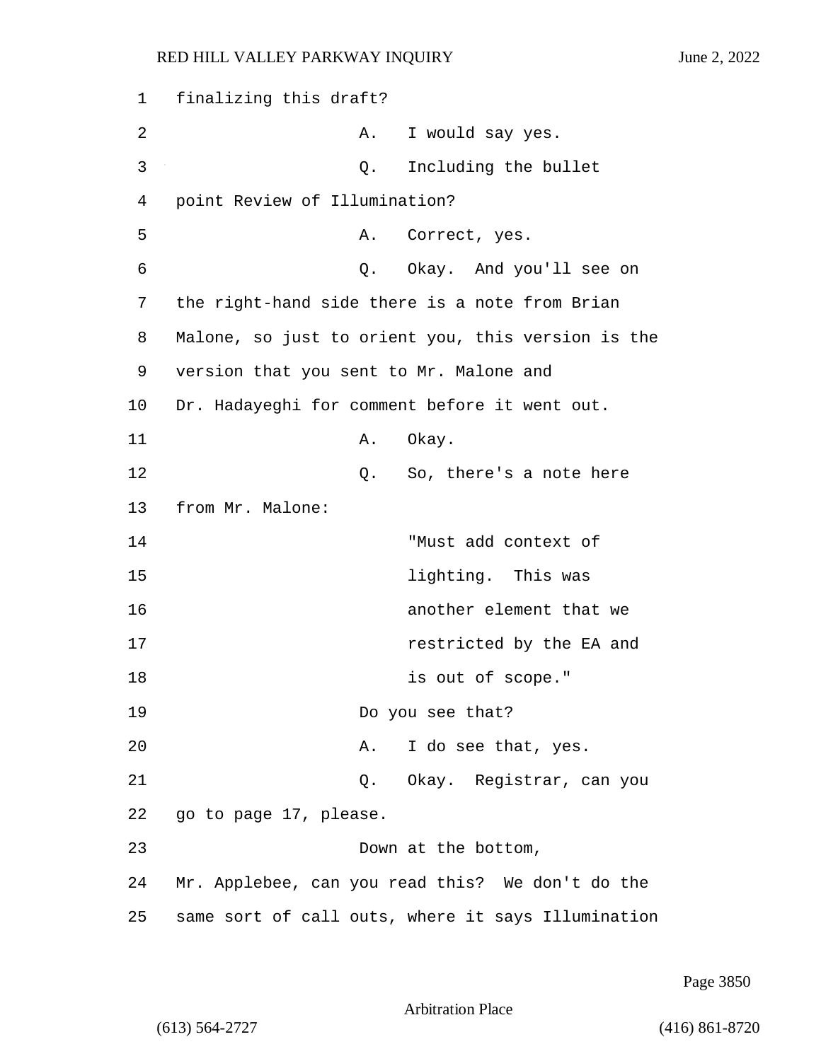finalizing this draft?

A. I would say yes.

Q. Including the bullet point Review of Illumination?

A. Correct, yes.

Q. Okay. And you'll see on the right-hand side there is a note from Brian Malone, so just to orient you, this version is the version that you sent to Mr. Malone and Dr. Hadayeghi for comment before it went out.

A. Okay.

Q. So, there's a note here from Mr. Malone:

> "Must add context of lighting. This was another element that we restricted by the EA and is out of scope."

Do you see that?

A. I do see that, yes.

Q. Okay. Registrar, can you go to page 17, please.

Down at the bottom, Mr. Applebee, can you read this? We don't do the same sort of call outs, where it says Illumination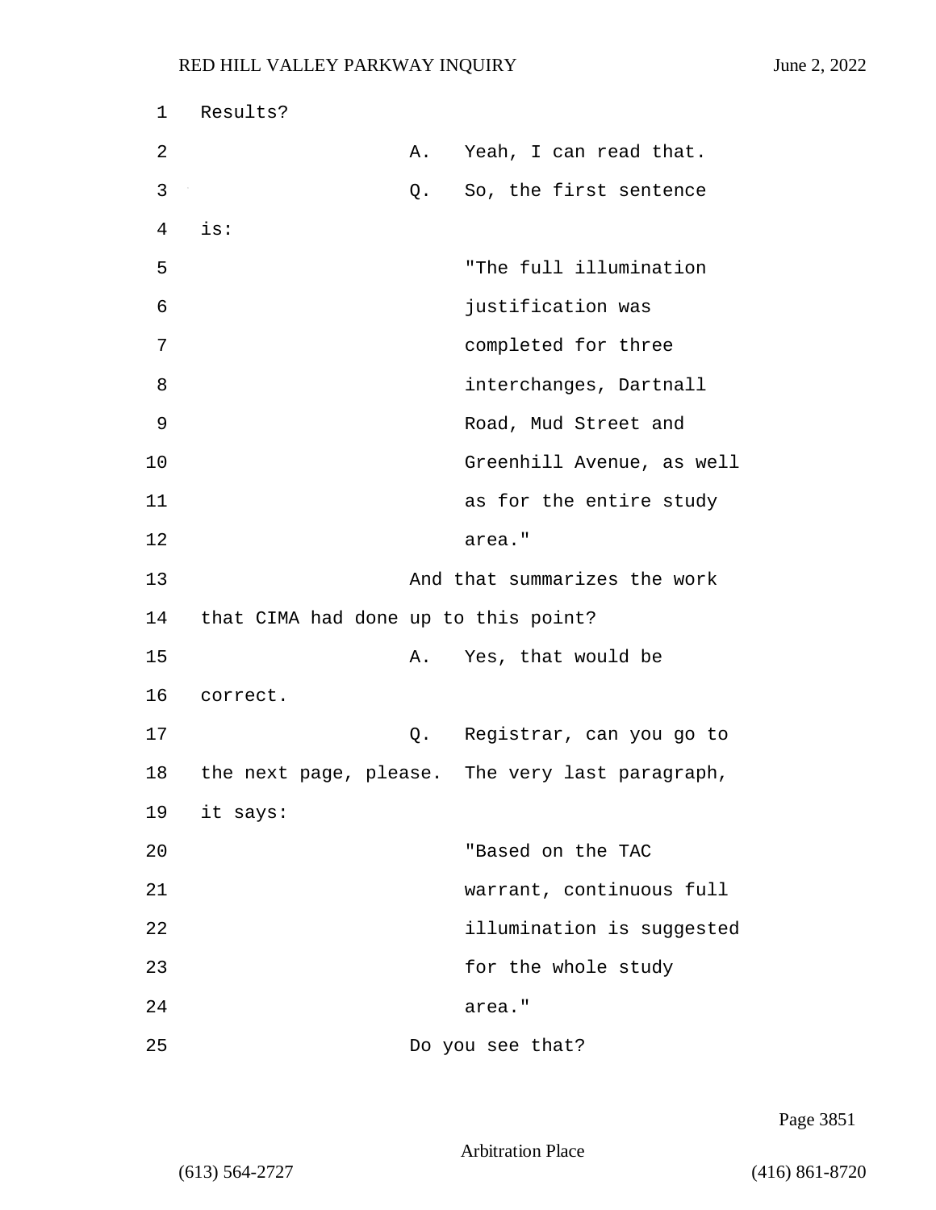1 Results?

2 A. Yeah, I can read that.

3 Q. So, the first sentence

4 is:

5 "The full illumination

6 justification was

7 completed for three

8 interchanges, Dartnall

9 Road, Mud Street and

10 Greenhill Avenue, as well

11 as for the entire study

12 area."

13 And that summarizes the work

14 that CIMA had done up to this point?

15 A. Yes, that would be

16 correct.

17 Q. Registrar, can you go to

18 the next page, please. The very last paragraph,

19 it says:

20 "Based on the TAC

21 warrant, continuous full

22 illumination is suggested

23 for the whole study

24 area."

25 Do you see that?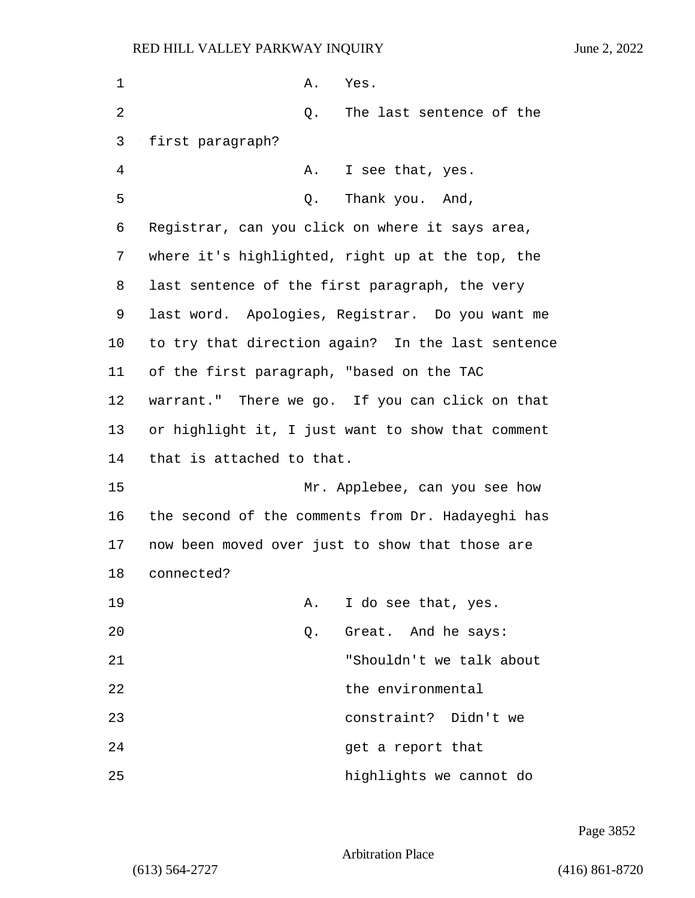A. Yes.

Q. The last sentence of the first paragraph?

A. I see that, yes.

Q. Thank you. And, Registrar, can you click on where it says area, where it's highlighted, right up at the top, the last sentence of the first paragraph, the very last word. Apologies, Registrar. Do you want me to try that direction again? In the last sentence of the first paragraph, "based on the TAC warrant." There we go. If you can click on that or highlight it, I just want to show that comment that is attached to that.

Mr. Applebee, can you see how the second of the comments from Dr. Hadayeghi has now been moved over just to show that those are connected?

A. I do see that, yes.

Q. Great. And he says:

> "Shouldn't we talk about the environmental constraint? Didn't we get a report that highlights we cannot do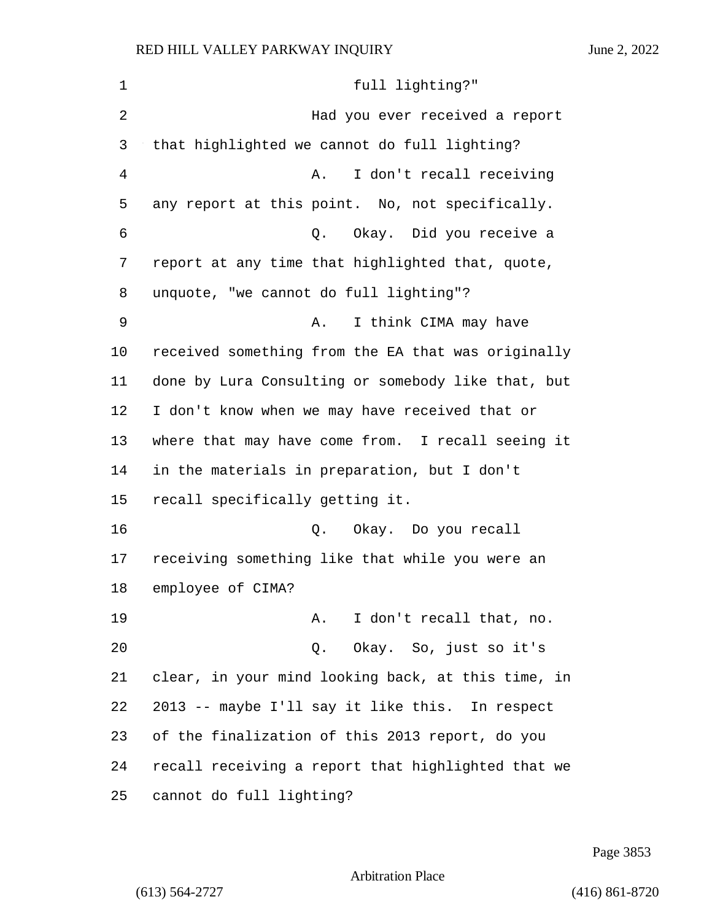full lighting?"

Had you ever received a report that highlighted we cannot do full lighting?

A. I don't recall receiving any report at this point. No, not specifically.

Q. Okay. Did you receive a report at any time that highlighted that, quote, unquote, "we cannot do full lighting"?

A. I think CIMA may have received something from the EA that was originally done by Lura Consulting or somebody like that, but I don't know when we may have received that or where that may have come from. I recall seeing it in the materials in preparation, but I don't recall specifically getting it.

Q. Okay. Do you recall receiving something like that while you were an employee of CIMA?

A. I don't recall that, no.

Q. Okay. So, just so it's clear, in your mind looking back, at this time, in 2013 -- maybe I'll say it like this. In respect of the finalization of this 2013 report, do you recall receiving a report that highlighted that we cannot do full lighting?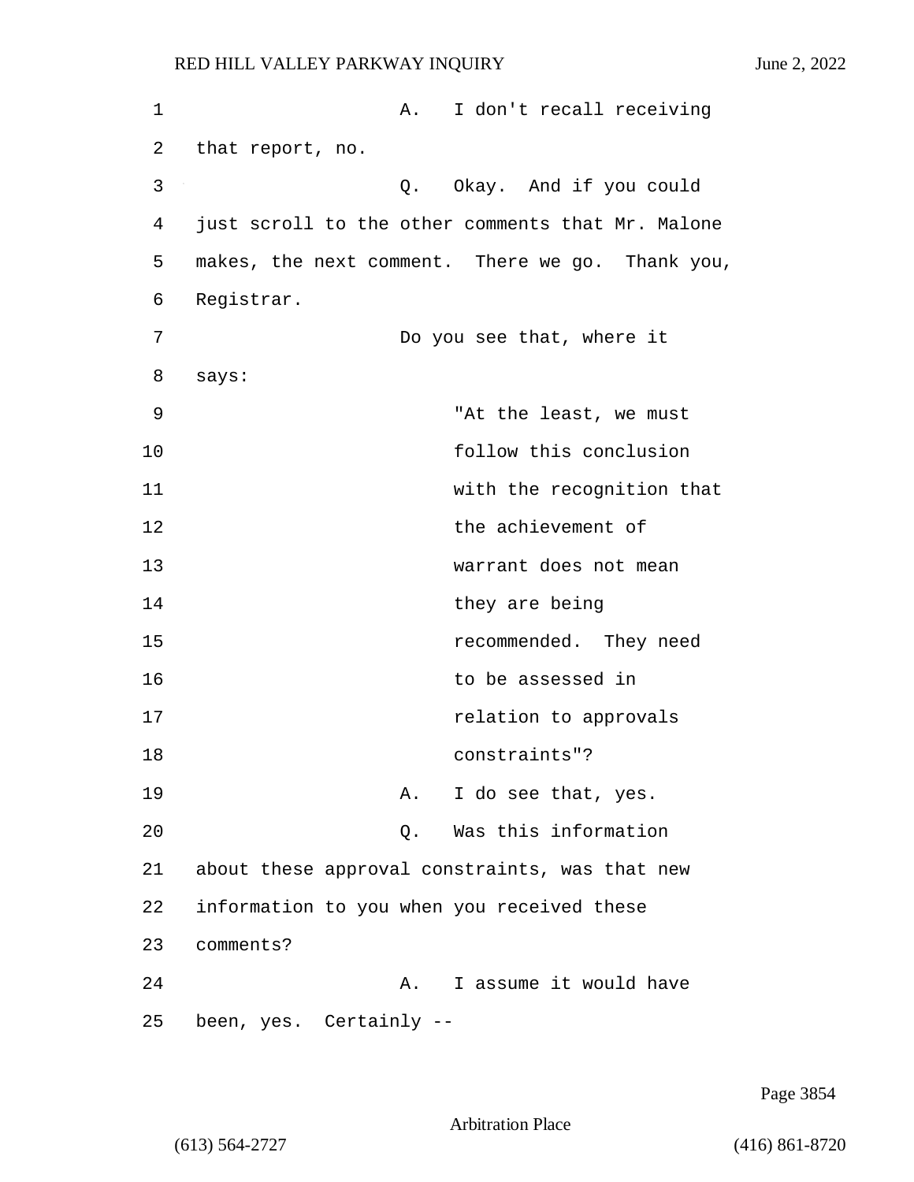A. I don't recall receiving that report, no.

Q. Okay. And if you could just scroll to the other comments that Mr. Malone makes, the next comment. There we go. Thank you, Registrar.

Do you see that, where it says:

> "At the least, we must follow this conclusion with the recognition that the achievement of warrant does not mean they are being recommended. They need to be assessed in relation to approvals constraints"?

A. I do see that, yes.

Q. Was this information about these approval constraints, was that new information to you when you received these comments?

A. I assume it would have been, yes. Certainly --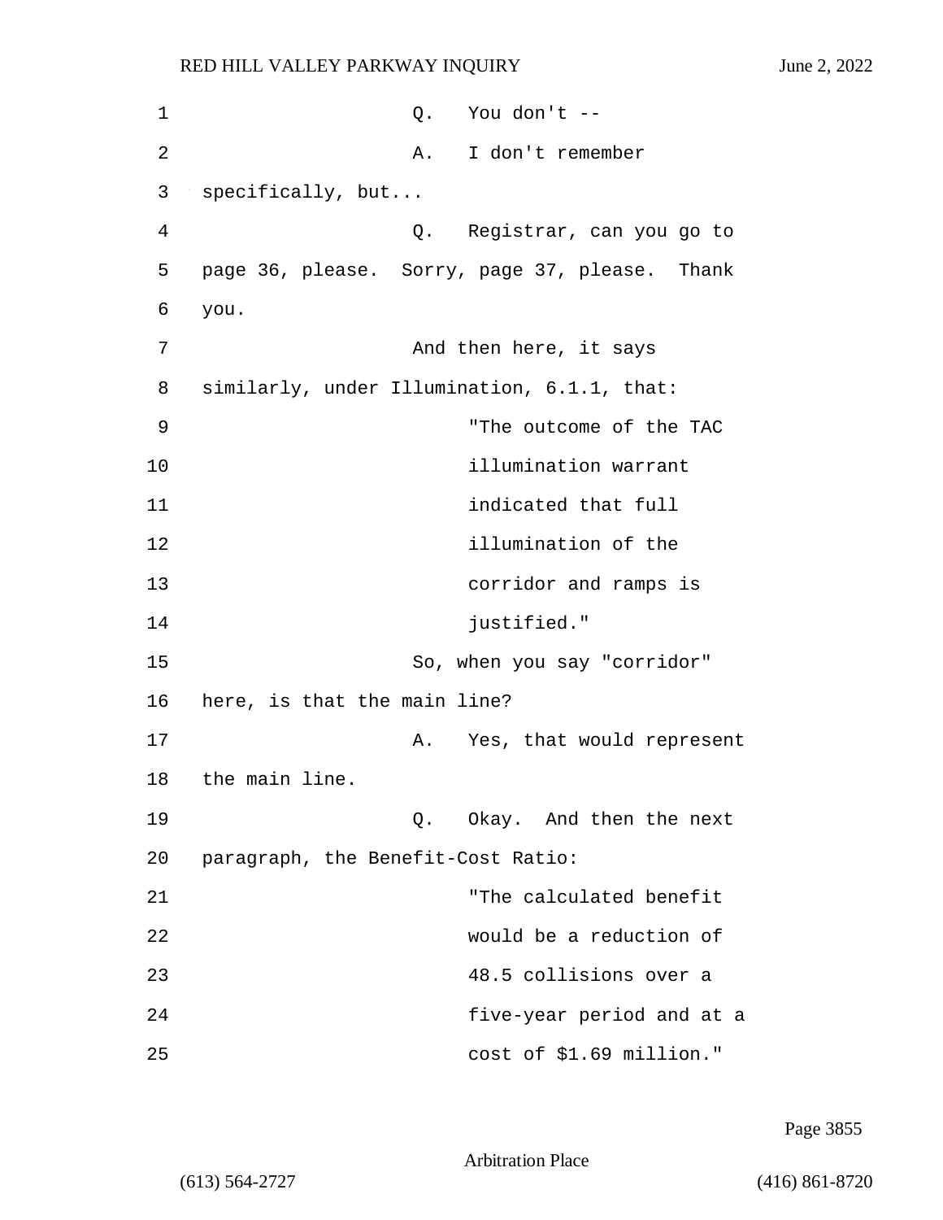Q. You don't --

A. I don't remember specifically, but...

Q. Registrar, can you go to page 36, please. Sorry, page 37, please. Thank you.

And then here, it says similarly, under Illumination, 6.1.1, that:

> "The outcome of the TAC illumination warrant indicated that full illumination of the corridor and ramps is justified."

So, when you say "corridor" here, is that the main line?

A. Yes, that would represent the main line.

Q. Okay. And then the next paragraph, the Benefit-Cost Ratio:

> "The calculated benefit would be a reduction of 48.5 collisions over a five-year period and at a cost of $1.69 million."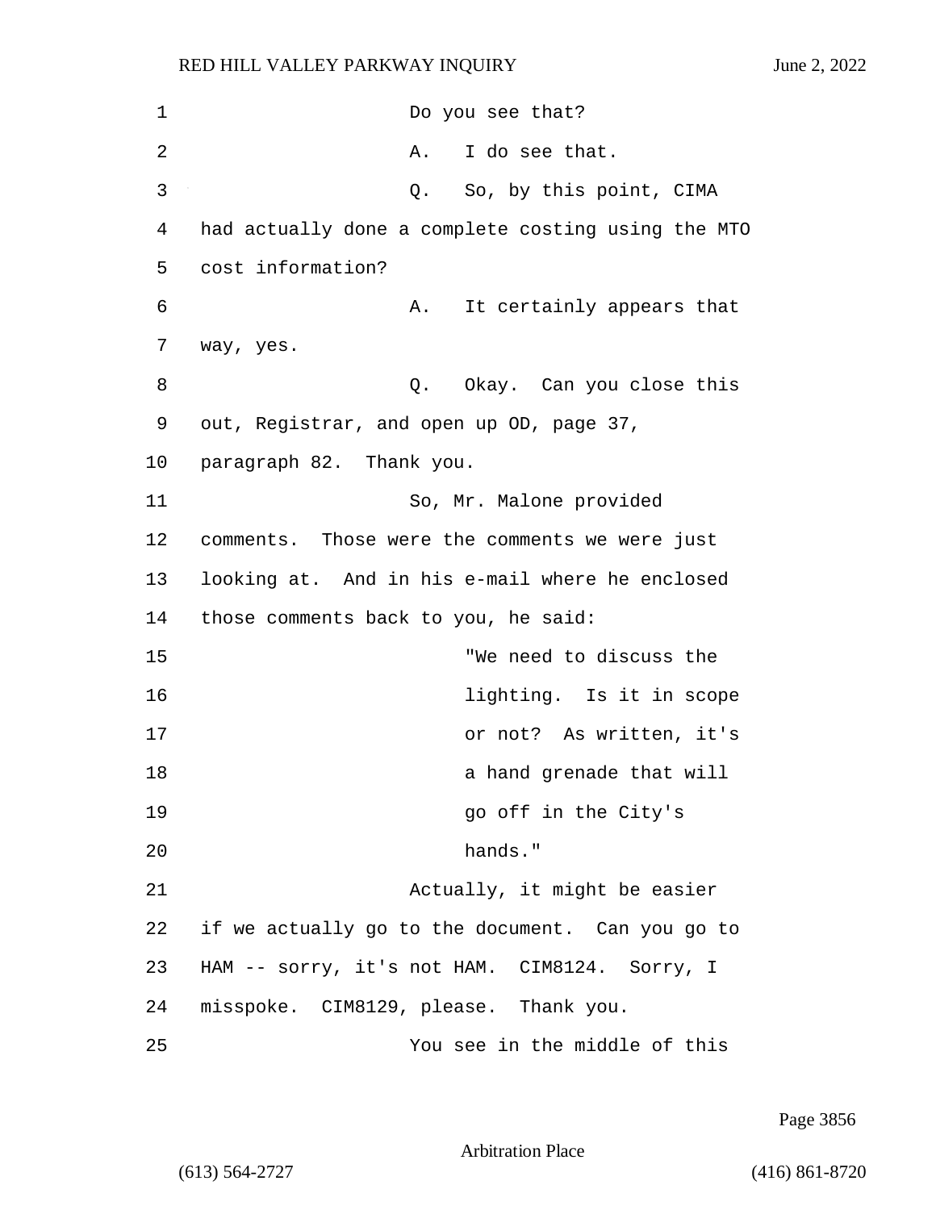Do you see that?

A. I do see that.

Q. So, by this point, CIMA had actually done a complete costing using the MTO cost information?

A. It certainly appears that way, yes.

Q. Okay. Can you close this out, Registrar, and open up OD, page 37, paragraph 82. Thank you.

So, Mr. Malone provided comments. Those were the comments we were just looking at. And in his e-mail where he enclosed those comments back to you, he said:

> "We need to discuss the lighting. Is it in scope or not? As written, it's a hand grenade that will go off in the City's hands."

Actually, it might be easier if we actually go to the document. Can you go to HAM -- sorry, it's not HAM. CIM8124. Sorry, I misspoke. CIM8129, please. Thank you.

You see in the middle of this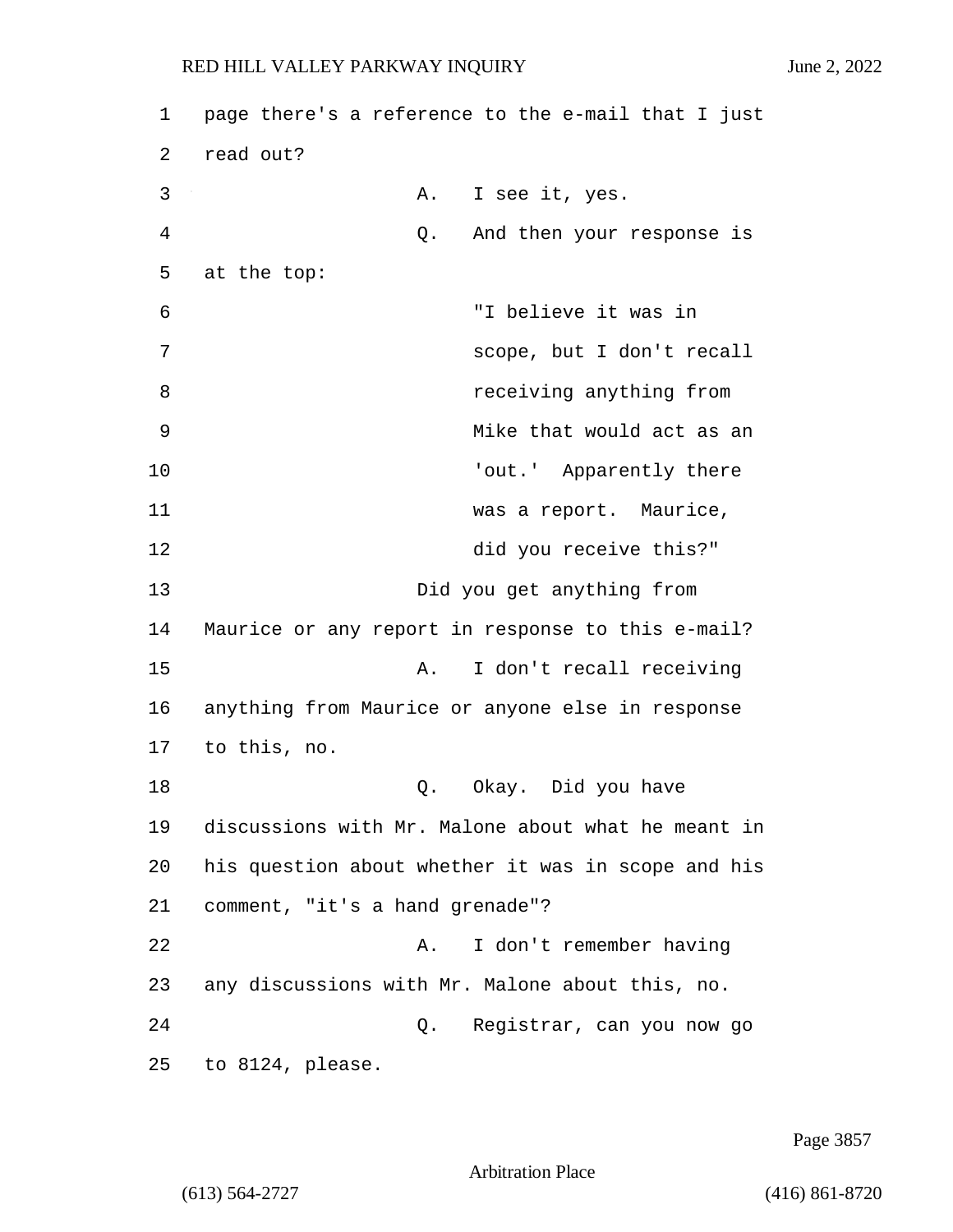page there's a reference to the e-mail that I just read out?

A. I see it, yes.

Q. And then your response is at the top:

> "I believe it was in scope, but I don't recall receiving anything from Mike that would act as an 'out.' Apparently there was a report. Maurice, did you receive this?"

Did you get anything from Maurice or any report in response to this e-mail?

A. I don't recall receiving anything from Maurice or anyone else in response to this, no.

Q. Okay. Did you have discussions with Mr. Malone about what he meant in his question about whether it was in scope and his comment, "it's a hand grenade"?

A. I don't remember having any discussions with Mr. Malone about this, no.

Q. Registrar, can you now go to 8124, please.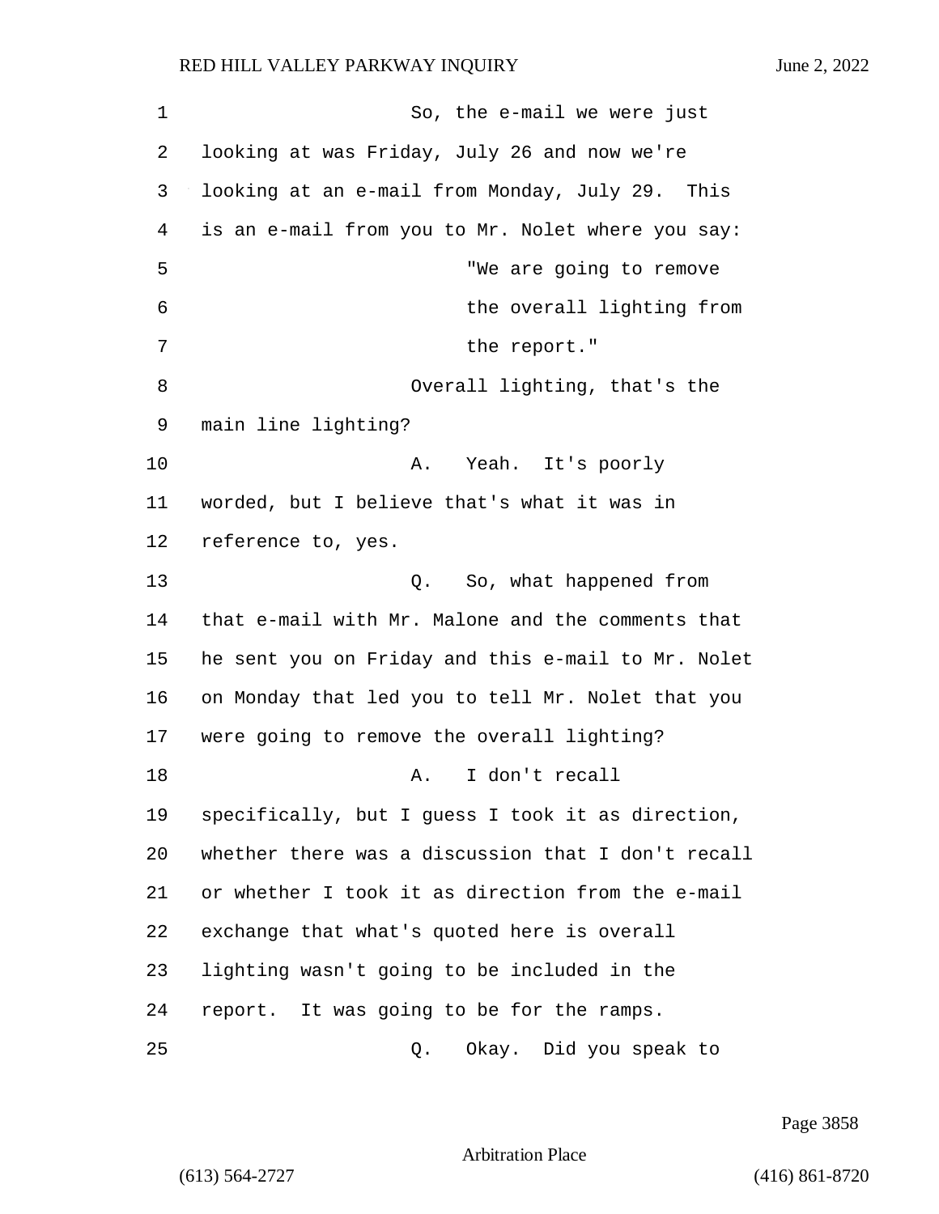So, the e-mail we were just looking at was Friday, July 26 and now we're looking at an e-mail from Monday, July 29. This is an e-mail from you to Mr. Nolet where you say:

> "We are going to remove the overall lighting from the report."

Overall lighting, that's the main line lighting?

A. Yeah. It's poorly worded, but I believe that's what it was in reference to, yes.

Q. So, what happened from that e-mail with Mr. Malone and the comments that he sent you on Friday and this e-mail to Mr. Nolet on Monday that led you to tell Mr. Nolet that you were going to remove the overall lighting?

A. I don't recall specifically, but I guess I took it as direction, whether there was a discussion that I don't recall or whether I took it as direction from the e-mail exchange that what's quoted here is overall lighting wasn't going to be included in the report. It was going to be for the ramps.

Q. Okay. Did you speak to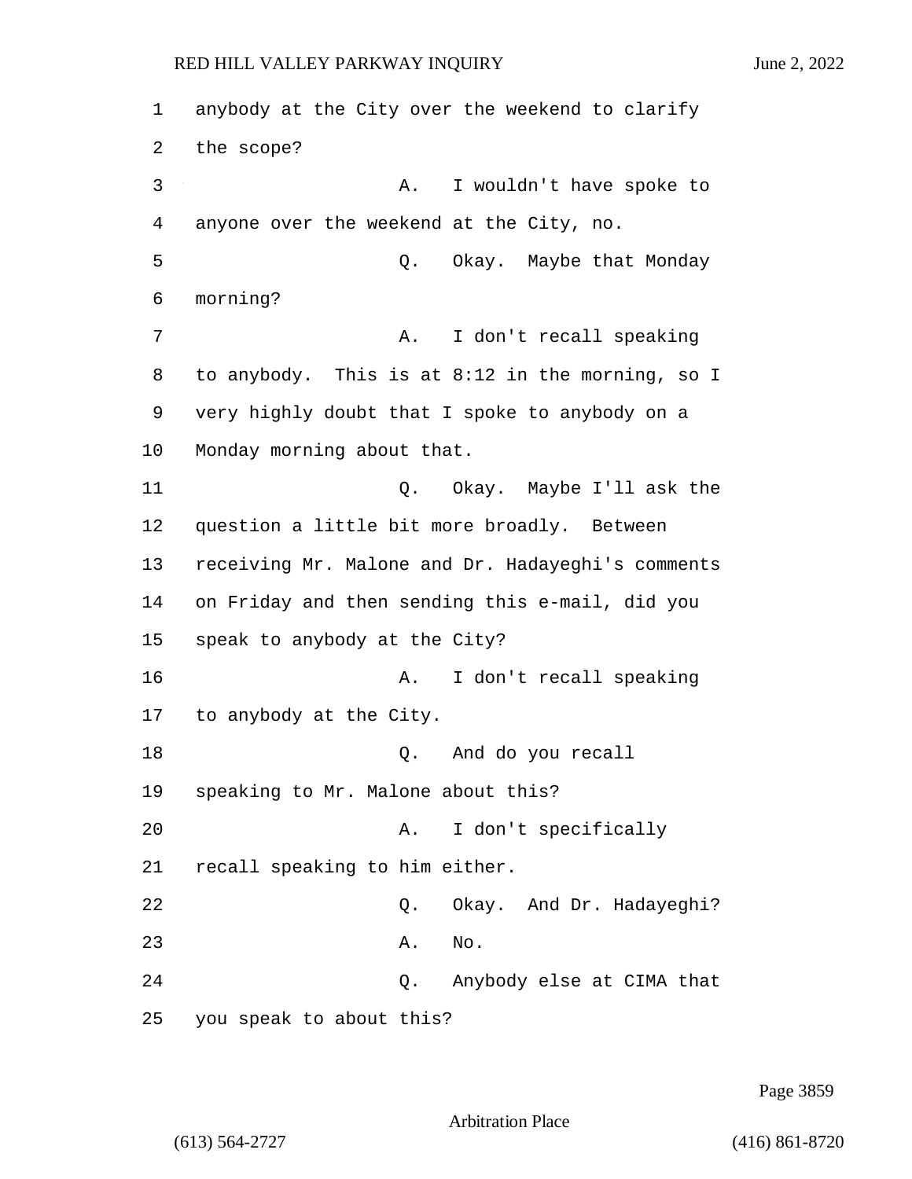anybody at the City over the weekend to clarify the scope?

A. I wouldn't have spoke to anyone over the weekend at the City, no.

Q. Okay. Maybe that Monday morning?

A. I don't recall speaking to anybody. This is at 8:12 in the morning, so I very highly doubt that I spoke to anybody on a Monday morning about that.

Q. Okay. Maybe I'll ask the question a little bit more broadly. Between receiving Mr. Malone and Dr. Hadayeghi's comments on Friday and then sending this e-mail, did you speak to anybody at the City?

A. I don't recall speaking to anybody at the City.

Q. And do you recall speaking to Mr. Malone about this?

A. I don't specifically recall speaking to him either.

Q. Okay. And Dr. Hadayeghi?

A. No.

Q. Anybody else at CIMA that you speak to about this?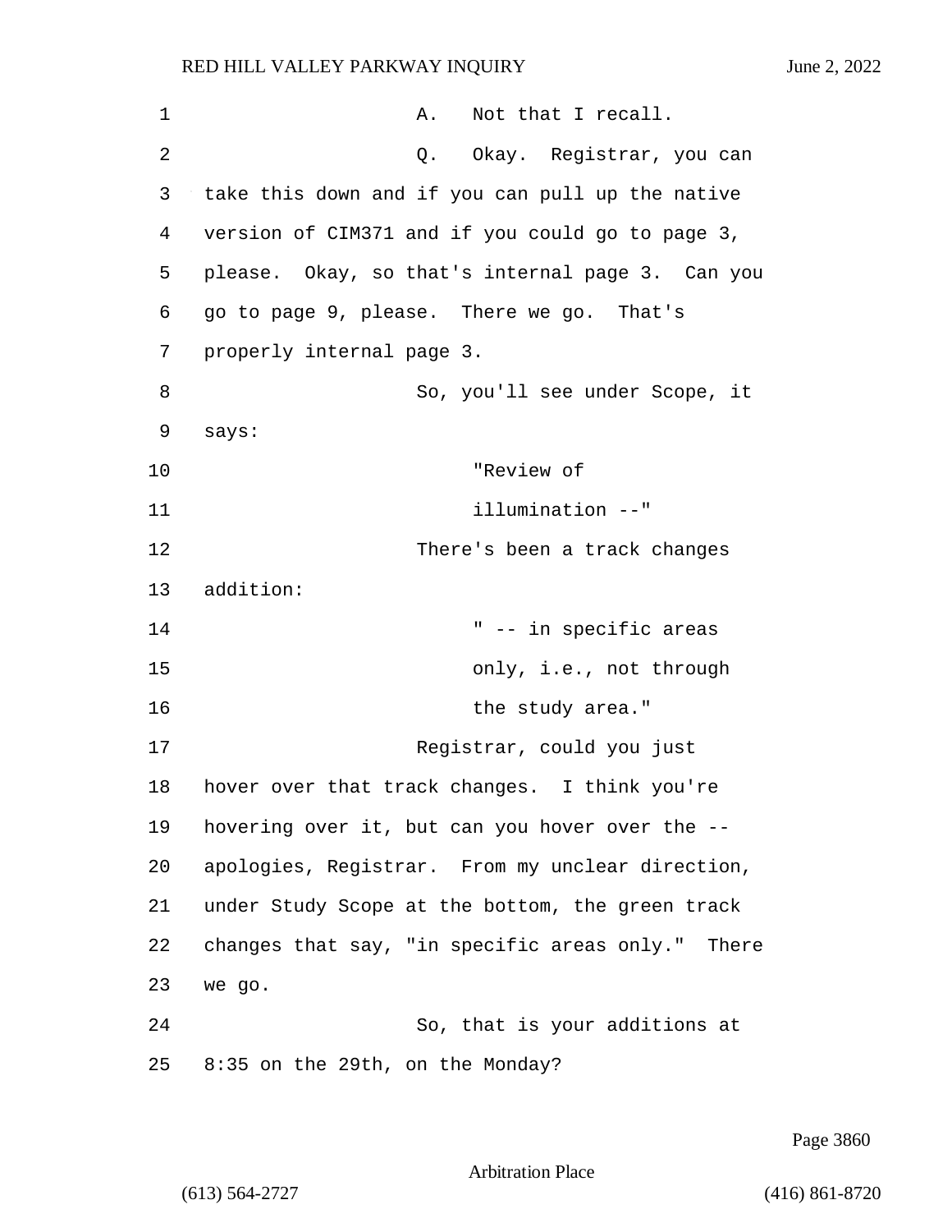A. Not that I recall.

Q. Okay. Registrar, you can take this down and if you can pull up the native version of CIM371 and if you could go to page 3, please. Okay, so that's internal page 3. Can you go to page 9, please. There we go. That's properly internal page 3.

So, you'll see under Scope, it says:

> "Review of illumination --"

There's been a track changes addition:

> " -- in specific areas only, i.e., not through the study area."

Registrar, could you just hover over that track changes. I think you're hovering over it, but can you hover over the -- apologies, Registrar. From my unclear direction, under Study Scope at the bottom, the green track changes that say, "in specific areas only." There we go.

So, that is your additions at 8:35 on the 29th, on the Monday?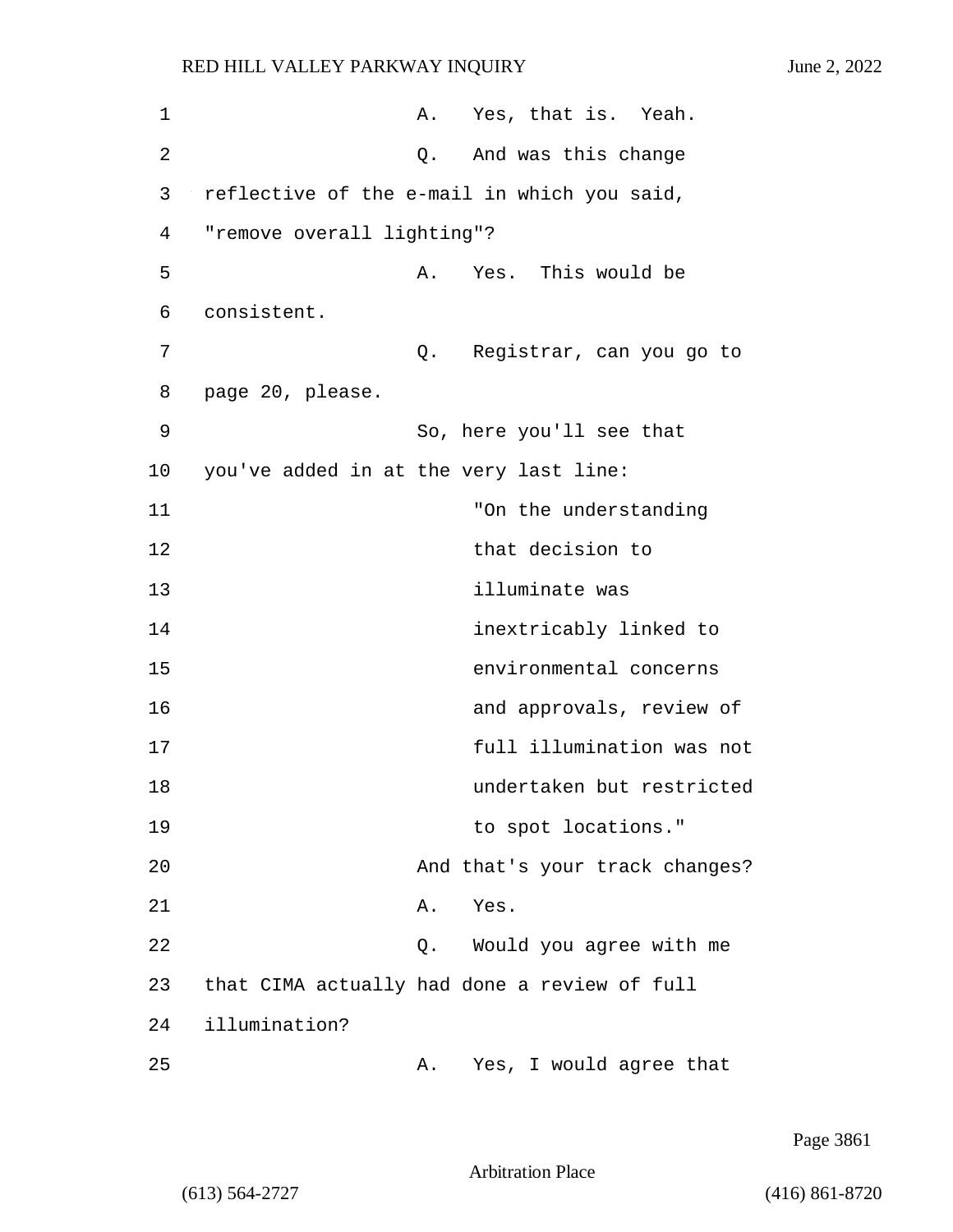A. Yes, that is. Yeah.

Q. And was this change reflective of the e-mail in which you said, "remove overall lighting"?

A. Yes. This would be consistent.

Q. Registrar, can you go to page 20, please.

So, here you'll see that you've added in at the very last line:

> "On the understanding that decision to illuminate was inextricably linked to environmental concerns and approvals, review of full illumination was not undertaken but restricted to spot locations."

And that's your track changes?

A. Yes.

Q. Would you agree with me that CIMA actually had done a review of full illumination?

A. Yes, I would agree that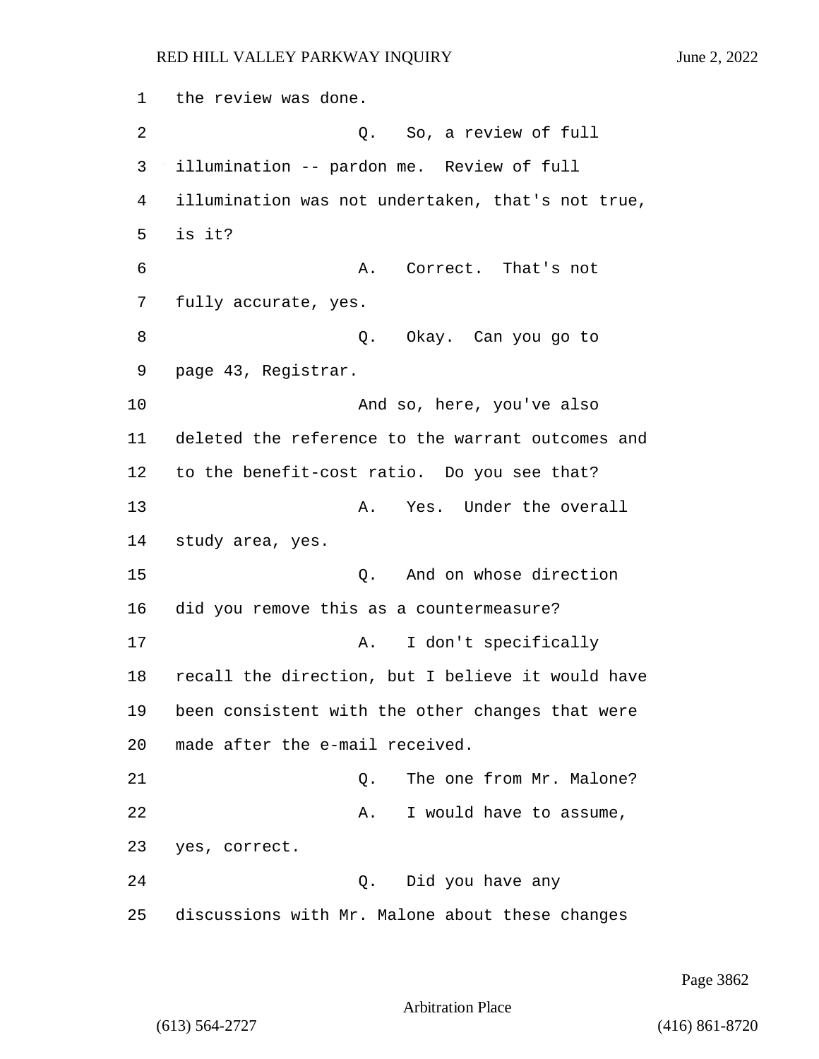the review was done.

Q. So, a review of full illumination -- pardon me. Review of full illumination was not undertaken, that's not true, is it?

A. Correct. That's not fully accurate, yes.

Q. Okay. Can you go to page 43, Registrar.

And so, here, you've also deleted the reference to the warrant outcomes and to the benefit-cost ratio. Do you see that?

A. Yes. Under the overall study area, yes.

Q. And on whose direction did you remove this as a countermeasure?

A. I don't specifically recall the direction, but I believe it would have been consistent with the other changes that were made after the e-mail received.

Q. The one from Mr. Malone?

A. I would have to assume, yes, correct.

Q. Did you have any discussions with Mr. Malone about these changes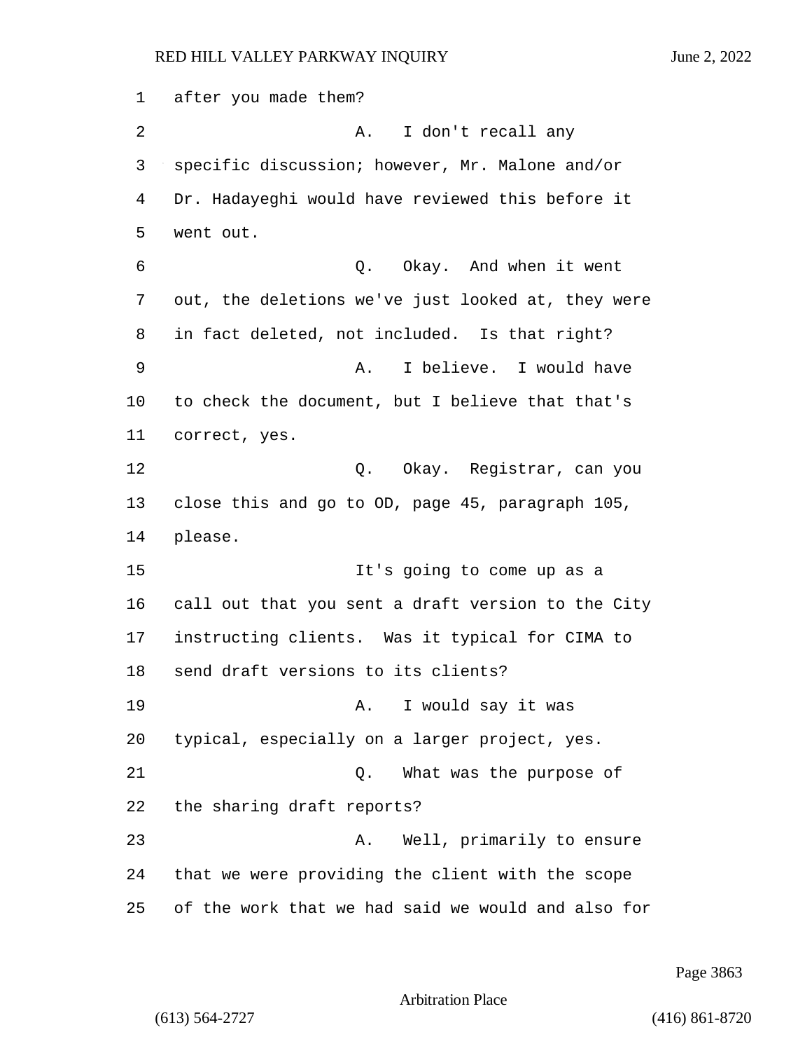after you made them?

A. I don't recall any specific discussion; however, Mr. Malone and/or Dr. Hadayeghi would have reviewed this before it went out.

Q. Okay. And when it went out, the deletions we've just looked at, they were in fact deleted, not included. Is that right?

A. I believe. I would have to check the document, but I believe that that's correct, yes.

Q. Okay. Registrar, can you close this and go to OD, page 45, paragraph 105, please.

It's going to come up as a call out that you sent a draft version to the City instructing clients. Was it typical for CIMA to send draft versions to its clients?

A. I would say it was typical, especially on a larger project, yes.

Q. What was the purpose of the sharing draft reports?

A. Well, primarily to ensure that we were providing the client with the scope of the work that we had said we would and also for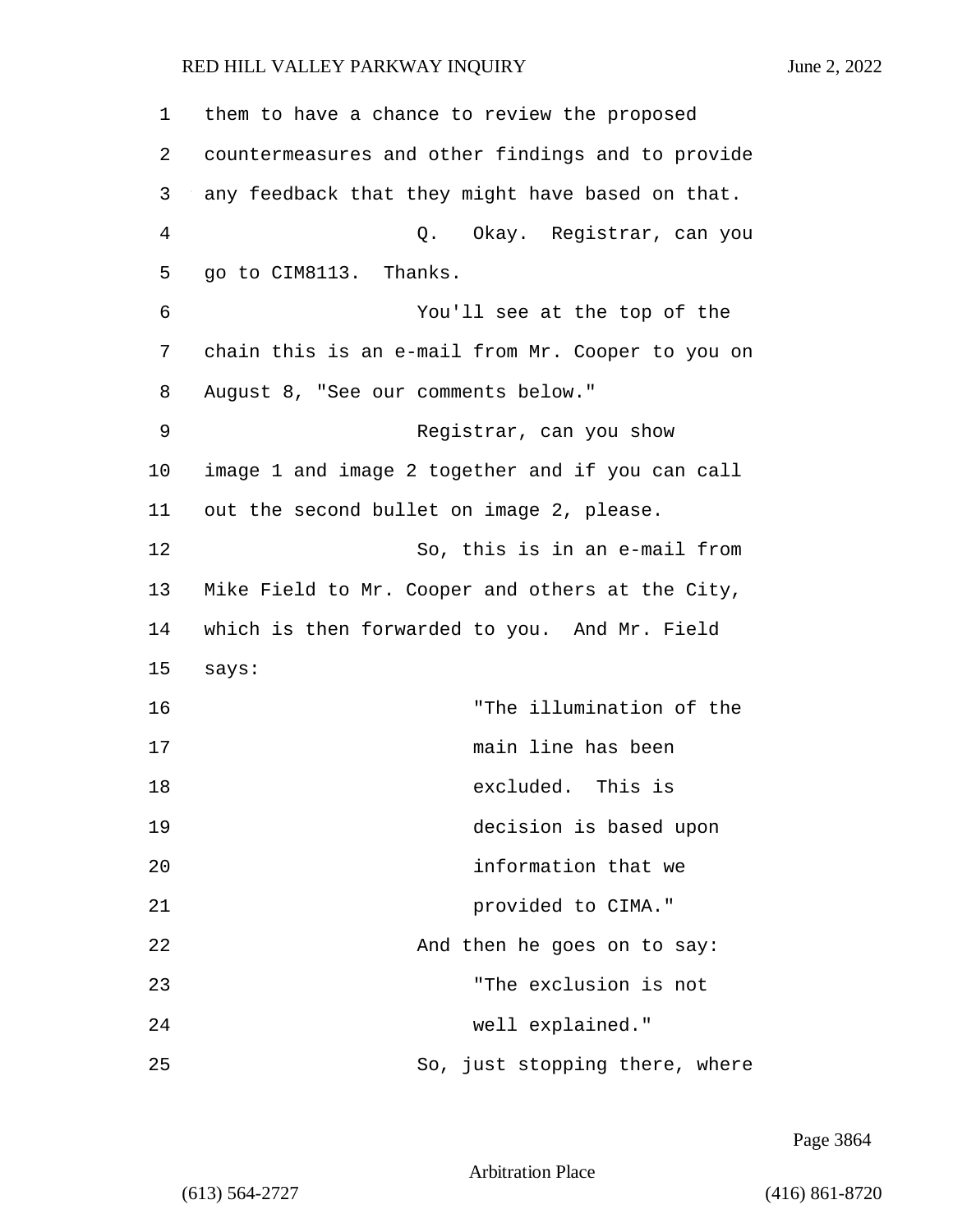them to have a chance to review the proposed countermeasures and other findings and to provide any feedback that they might have based on that.

Q. Okay. Registrar, can you go to CIM8113. Thanks.

You'll see at the top of the chain this is an e-mail from Mr. Cooper to you on August 8, "See our comments below."

Registrar, can you show image 1 and image 2 together and if you can call out the second bullet on image 2, please.

So, this is in an e-mail from Mike Field to Mr. Cooper and others at the City, which is then forwarded to you. And Mr. Field says:

> "The illumination of the main line has been excluded. This is decision is based upon information that we provided to CIMA."

And then he goes on to say:

> "The exclusion is not well explained."

So, just stopping there, where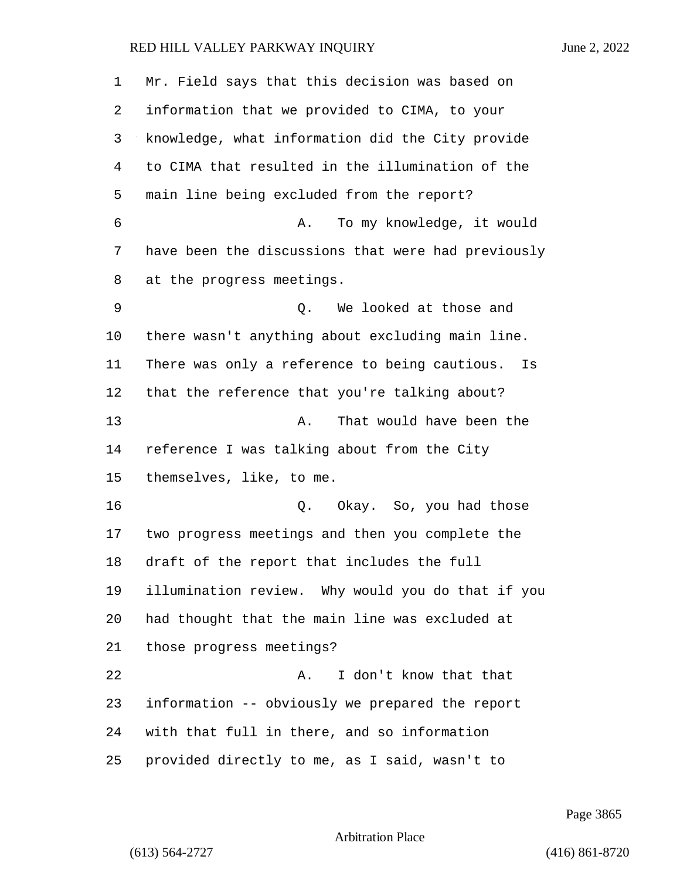Mr. Field says that this decision was based on information that we provided to CIMA, to your knowledge, what information did the City provide to CIMA that resulted in the illumination of the main line being excluded from the report?

A. To my knowledge, it would have been the discussions that were had previously at the progress meetings.

Q. We looked at those and there wasn't anything about excluding main line. There was only a reference to being cautious. Is that the reference that you're talking about?

A. That would have been the reference I was talking about from the City themselves, like, to me.

Q. Okay. So, you had those two progress meetings and then you complete the draft of the report that includes the full illumination review. Why would you do that if you had thought that the main line was excluded at those progress meetings?

A. I don't know that that information -- obviously we prepared the report with that full in there, and so information provided directly to me, as I said, wasn't to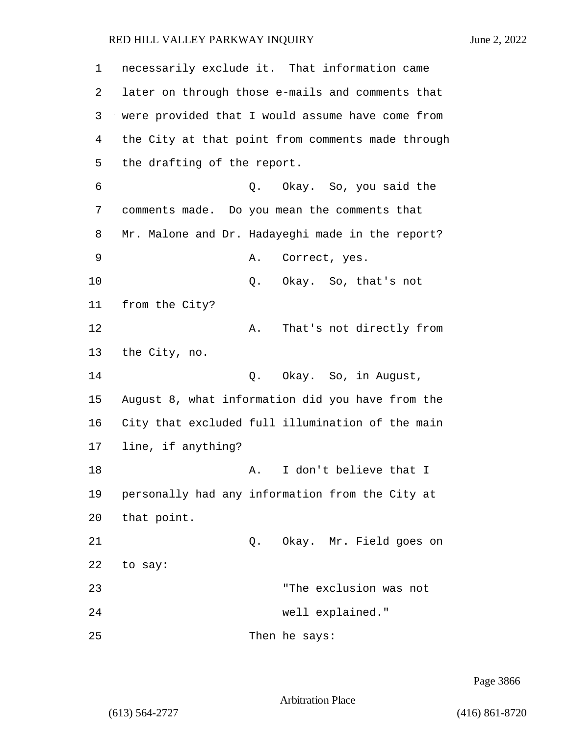necessarily exclude it. That information came later on through those e-mails and comments that were provided that I would assume have come from the City at that point from comments made through the drafting of the report.

Q. Okay. So, you said the comments made. Do you mean the comments that Mr. Malone and Dr. Hadayeghi made in the report?

A. Correct, yes.

Q. Okay. So, that's not from the City?

A. That's not directly from the City, no.

Q. Okay. So, in August, August 8, what information did you have from the City that excluded full illumination of the main line, if anything?

A. I don't believe that I personally had any information from the City at that point.

Q. Okay. Mr. Field goes on to say:

> "The exclusion was not well explained."

Then he says: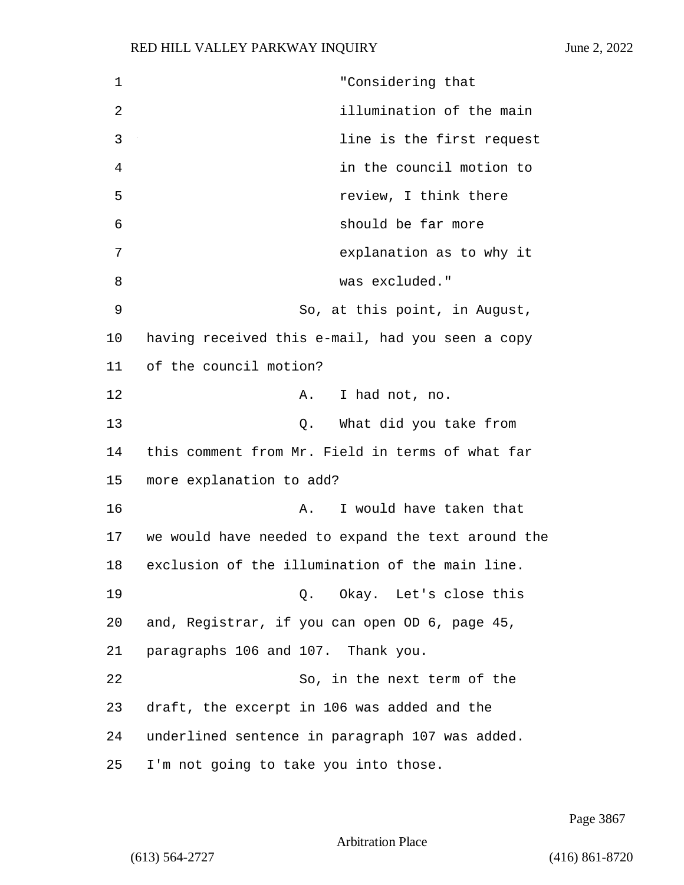"Considering that illumination of the main line is the first request in the council motion to review, I think there should be far more explanation as to why it was excluded."

So, at this point, in August, having received this e-mail, had you seen a copy of the council motion?

A. I had not, no.

Q. What did you take from this comment from Mr. Field in terms of what far more explanation to add?

A. I would have taken that we would have needed to expand the text around the exclusion of the illumination of the main line.

Q. Okay. Let's close this and, Registrar, if you can open OD 6, page 45, paragraphs 106 and 107. Thank you.

So, in the next term of the draft, the excerpt in 106 was added and the underlined sentence in paragraph 107 was added. I'm not going to take you into those.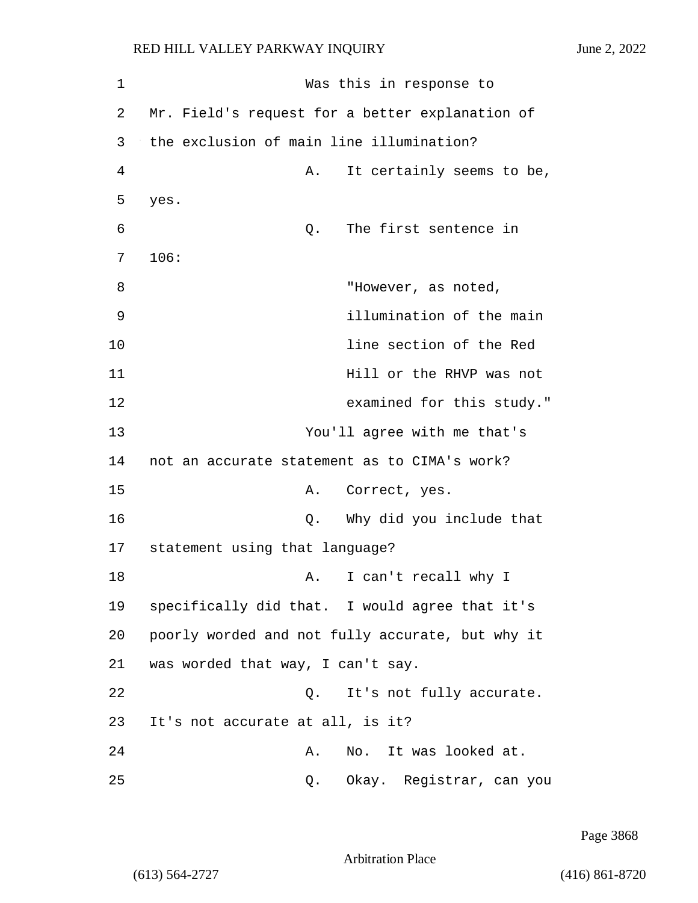Was this in response to Mr. Field's request for a better explanation of the exclusion of main line illumination?

A. It certainly seems to be, yes.

Q. The first sentence in 106:

> "However, as noted, illumination of the main line section of the Red Hill or the RHVP was not examined for this study."

You'll agree with me that's not an accurate statement as to CIMA's work?

A. Correct, yes.

Q. Why did you include that statement using that language?

A. I can't recall why I specifically did that. I would agree that it's poorly worded and not fully accurate, but why it was worded that way, I can't say.

Q. It's not fully accurate. It's not accurate at all, is it?

A. No. It was looked at.

Q. Okay. Registrar, can you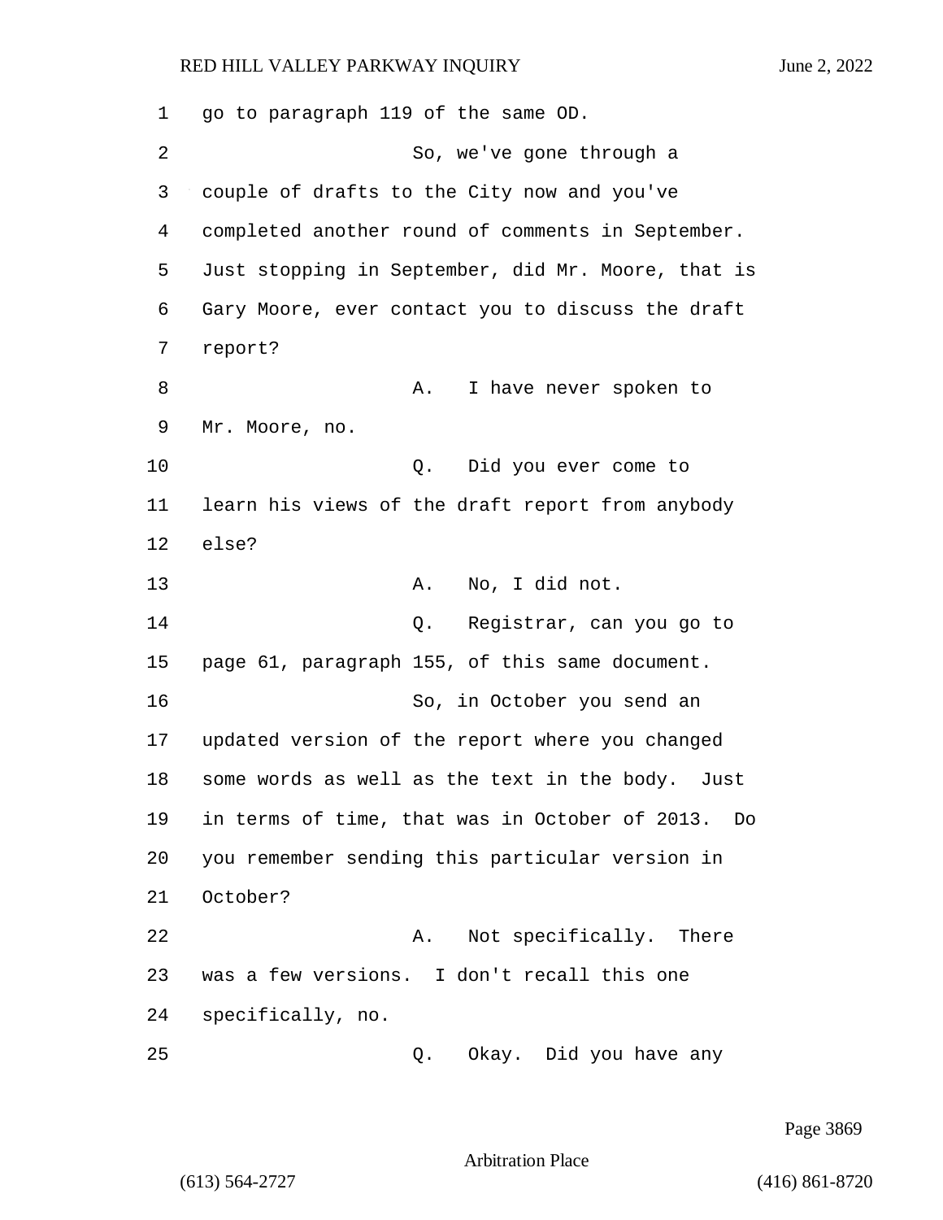go to paragraph 119 of the same OD.

So, we've gone through a couple of drafts to the City now and you've completed another round of comments in September. Just stopping in September, did Mr. Moore, that is Gary Moore, ever contact you to discuss the draft report?

A. I have never spoken to Mr. Moore, no.

Q. Did you ever come to learn his views of the draft report from anybody else?

A. No, I did not.

Q. Registrar, can you go to page 61, paragraph 155, of this same document.

So, in October you send an updated version of the report where you changed some words as well as the text in the body. Just in terms of time, that was in October of 2013. Do you remember sending this particular version in October?

A. Not specifically. There was a few versions. I don't recall this one specifically, no.

Q. Okay. Did you have any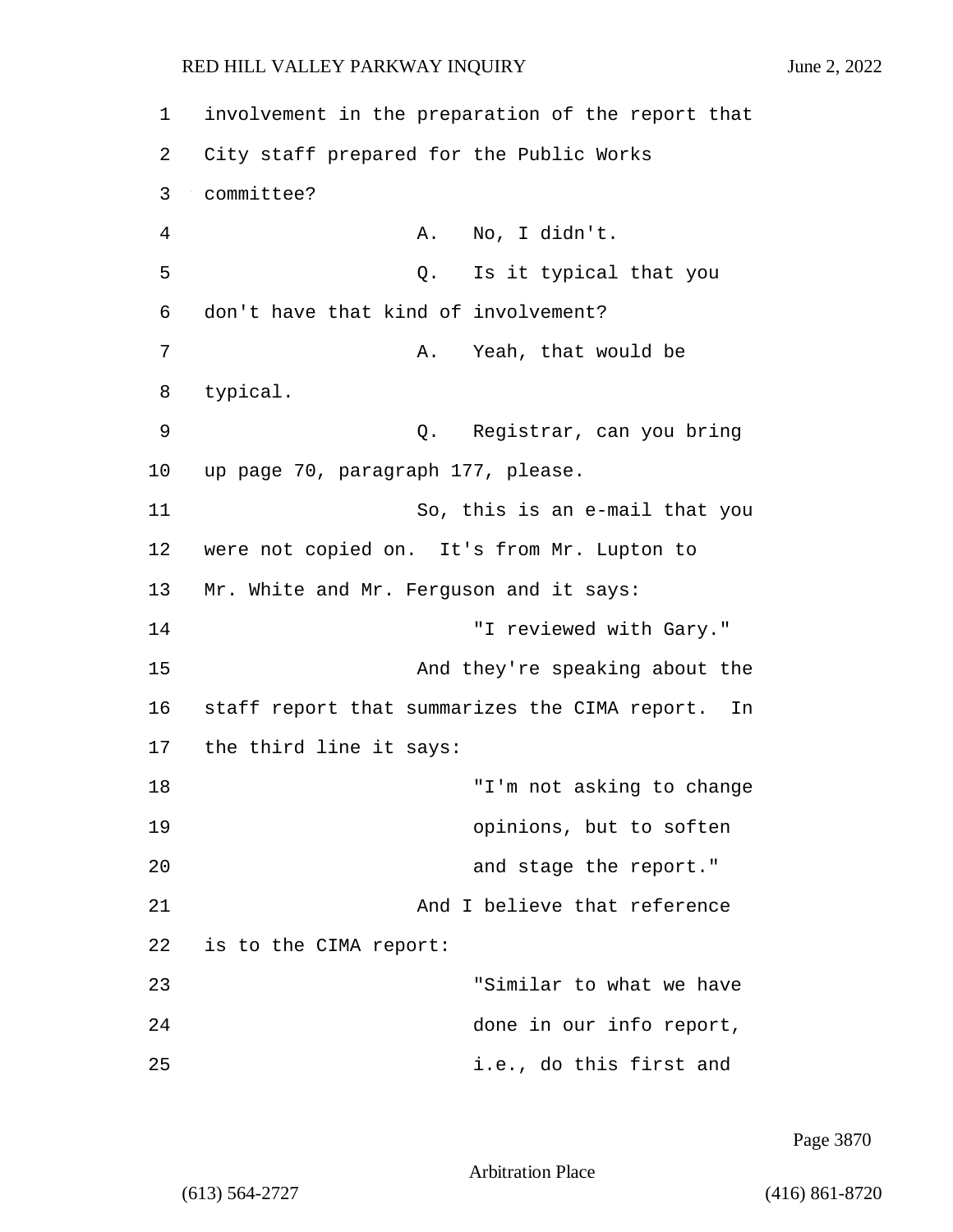involvement in the preparation of the report that City staff prepared for the Public Works committee?

A. No, I didn't.

Q. Is it typical that you don't have that kind of involvement?

A. Yeah, that would be typical.

Q. Registrar, can you bring up page 70, paragraph 177, please.

So, this is an e-mail that you were not copied on. It's from Mr. Lupton to Mr. White and Mr. Ferguson and it says:

"I reviewed with Gary."

And they're speaking about the staff report that summarizes the CIMA report. In the third line it says:

"I'm not asking to change opinions, but to soften and stage the report."

And I believe that reference is to the CIMA report:

"Similar to what we have done in our info report, i.e., do this first and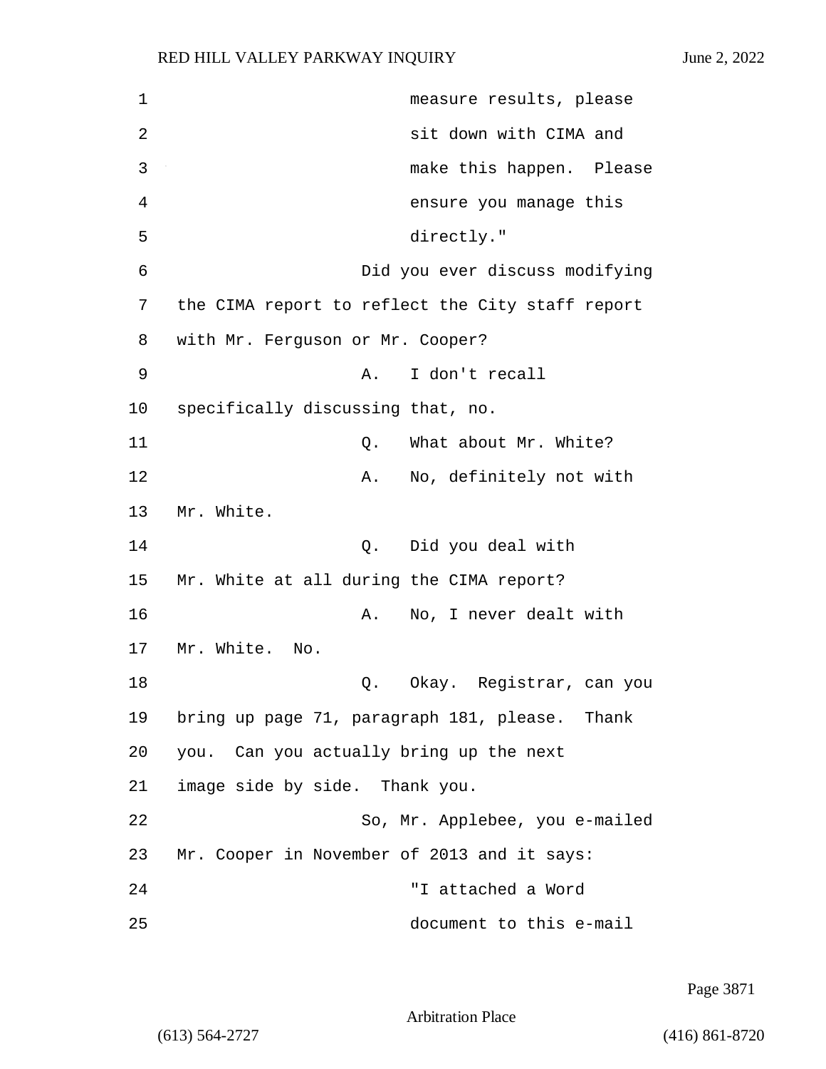measure results, please sit down with CIMA and make this happen. Please ensure you manage this directly."

Did you ever discuss modifying the CIMA report to reflect the City staff report with Mr. Ferguson or Mr. Cooper?

A. I don't recall specifically discussing that, no.

Q. What about Mr. White?

A. No, definitely not with Mr. White.

Q. Did you deal with Mr. White at all during the CIMA report?

A. No, I never dealt with Mr. White. No.

Q. Okay. Registrar, can you bring up page 71, paragraph 181, please. Thank you. Can you actually bring up the next image side by side. Thank you.

So, Mr. Applebee, you e-mailed Mr. Cooper in November of 2013 and it says:

"I attached a Word document to this e-mail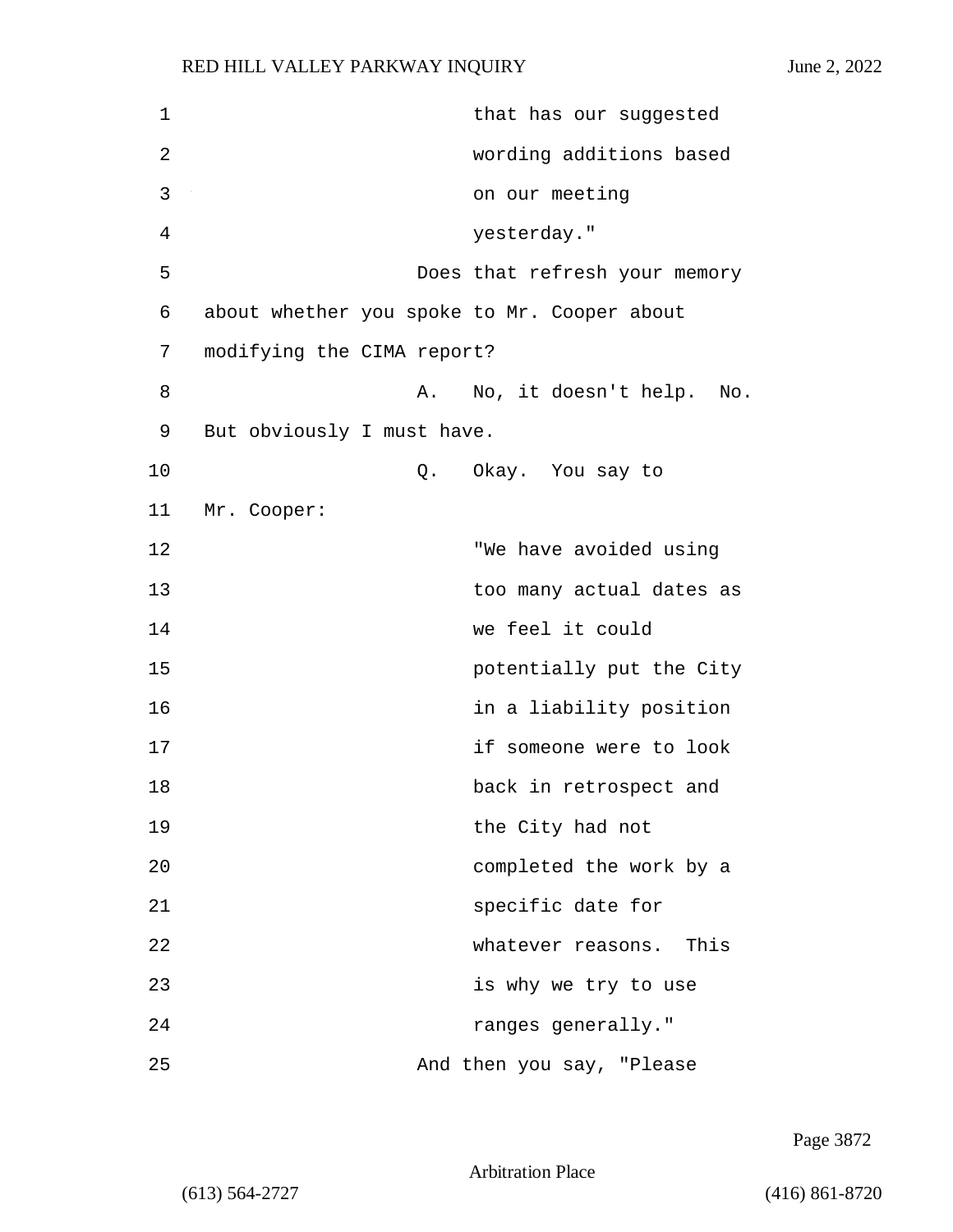that has our suggested wording additions based on our meeting yesterday."

Does that refresh your memory about whether you spoke to Mr. Cooper about modifying the CIMA report?

A. No, it doesn't help. No. But obviously I must have.

Q. Okay. You say to Mr. Cooper:

"We have avoided using too many actual dates as we feel it could potentially put the City in a liability position if someone were to look back in retrospect and the City had not completed the work by a specific date for whatever reasons. This is why we try to use ranges generally."

And then you say, "Please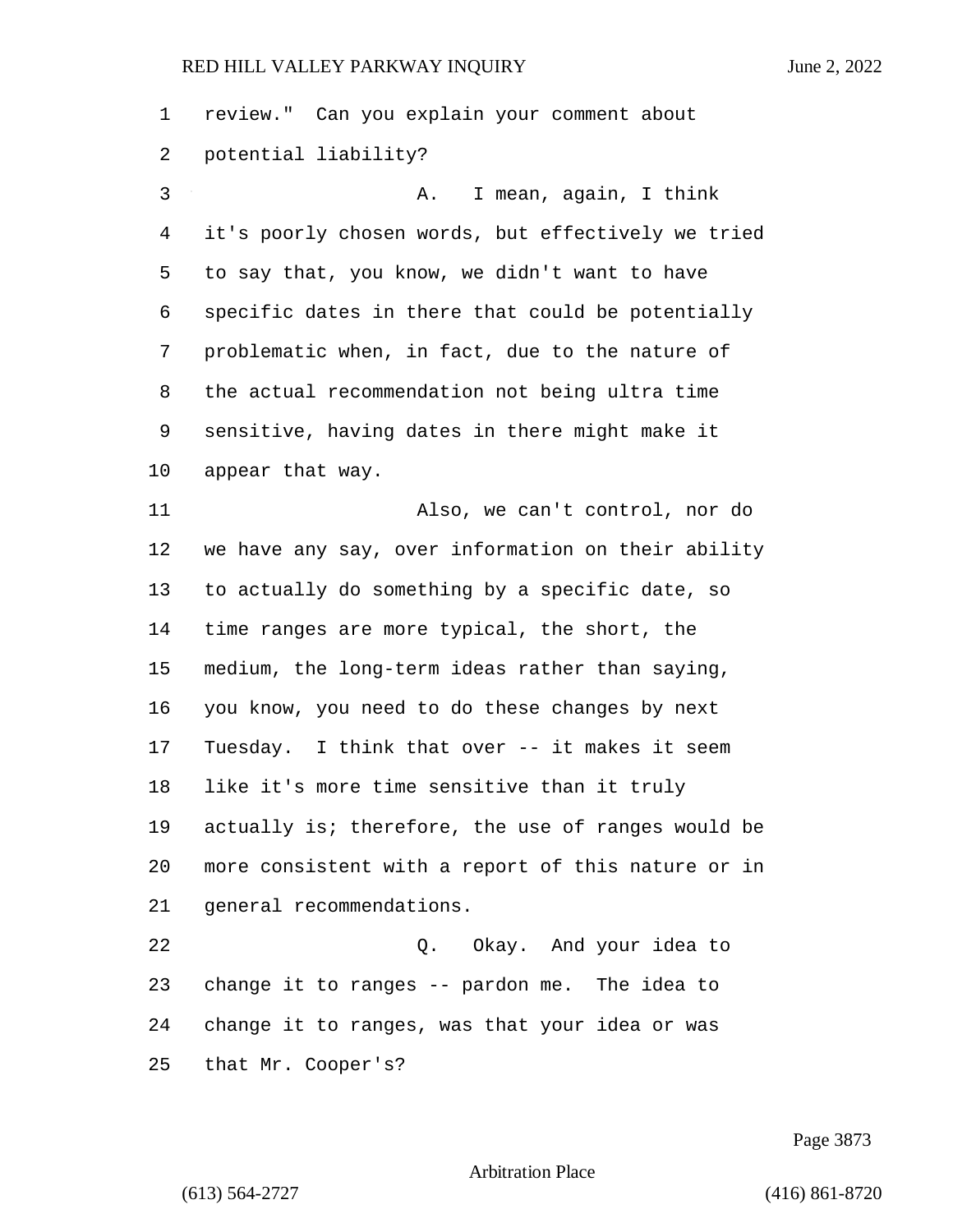review." Can you explain your comment about potential liability?

A. I mean, again, I think it's poorly chosen words, but effectively we tried to say that, you know, we didn't want to have specific dates in there that could be potentially problematic when, in fact, due to the nature of the actual recommendation not being ultra time sensitive, having dates in there might make it appear that way.

Also, we can't control, nor do we have any say, over information on their ability to actually do something by a specific date, so time ranges are more typical, the short, the medium, the long-term ideas rather than saying, you know, you need to do these changes by next Tuesday. I think that over -- it makes it seem like it's more time sensitive than it truly actually is; therefore, the use of ranges would be more consistent with a report of this nature or in general recommendations.

Q. Okay. And your idea to change it to ranges -- pardon me. The idea to change it to ranges, was that your idea or was that Mr. Cooper's?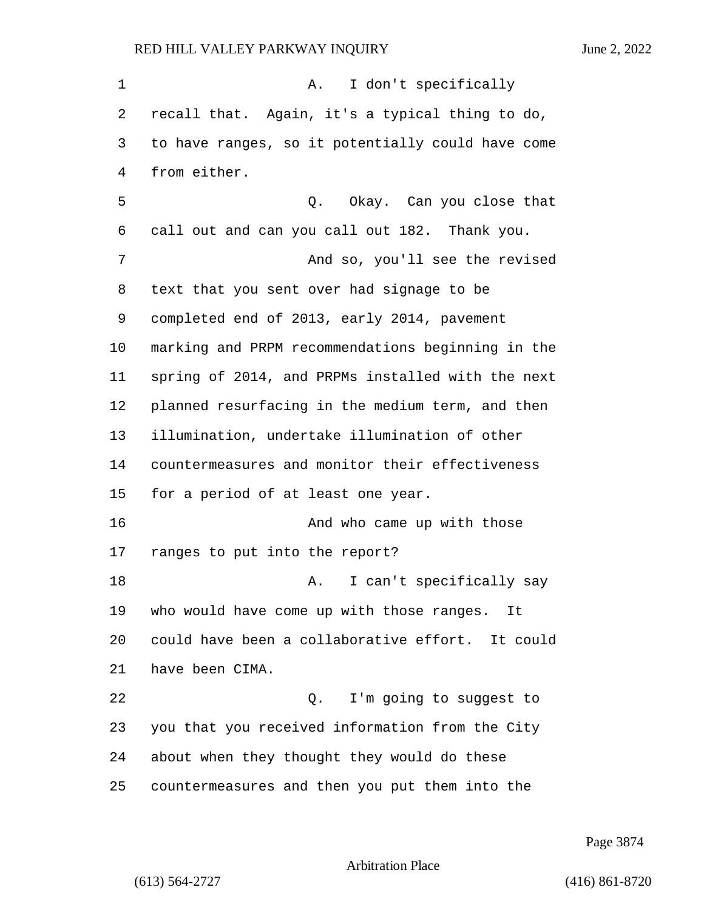A. I don't specifically recall that. Again, it's a typical thing to do, to have ranges, so it potentially could have come from either.

Q. Okay. Can you close that call out and can you call out 182. Thank you.

And so, you'll see the revised text that you sent over had signage to be completed end of 2013, early 2014, pavement marking and PRPM recommendations beginning in the spring of 2014, and PRPMs installed with the next planned resurfacing in the medium term, and then illumination, undertake illumination of other countermeasures and monitor their effectiveness for a period of at least one year.

And who came up with those ranges to put into the report?

A. I can't specifically say who would have come up with those ranges. It could have been a collaborative effort. It could have been CIMA.

Q. I'm going to suggest to you that you received information from the City about when they thought they would do these countermeasures and then you put them into the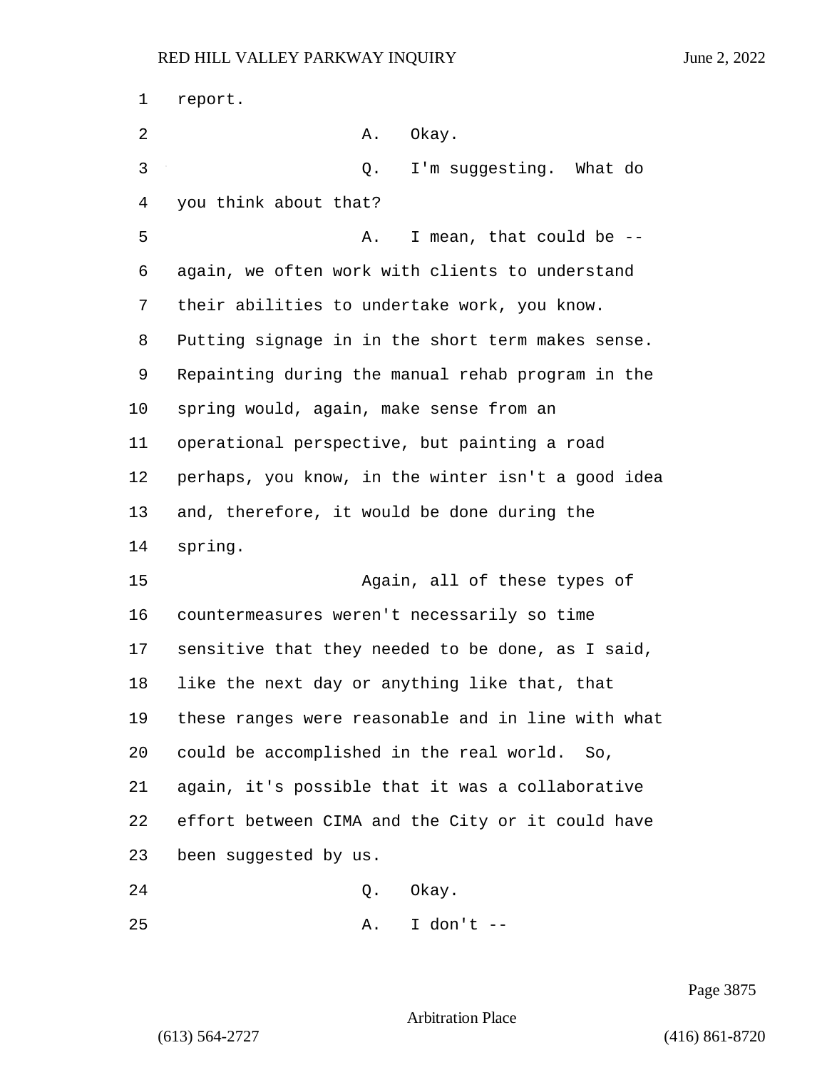report.

A. Okay.

Q. I'm suggesting. What do you think about that?

A. I mean, that could be -- again, we often work with clients to understand their abilities to undertake work, you know. Putting signage in in the short term makes sense. Repainting during the manual rehab program in the spring would, again, make sense from an operational perspective, but painting a road perhaps, you know, in the winter isn't a good idea and, therefore, it would be done during the spring.

Again, all of these types of countermeasures weren't necessarily so time sensitive that they needed to be done, as I said, like the next day or anything like that, that these ranges were reasonable and in line with what could be accomplished in the real world. So, again, it's possible that it was a collaborative effort between CIMA and the City or it could have been suggested by us.

Q. Okay.

A. I don't --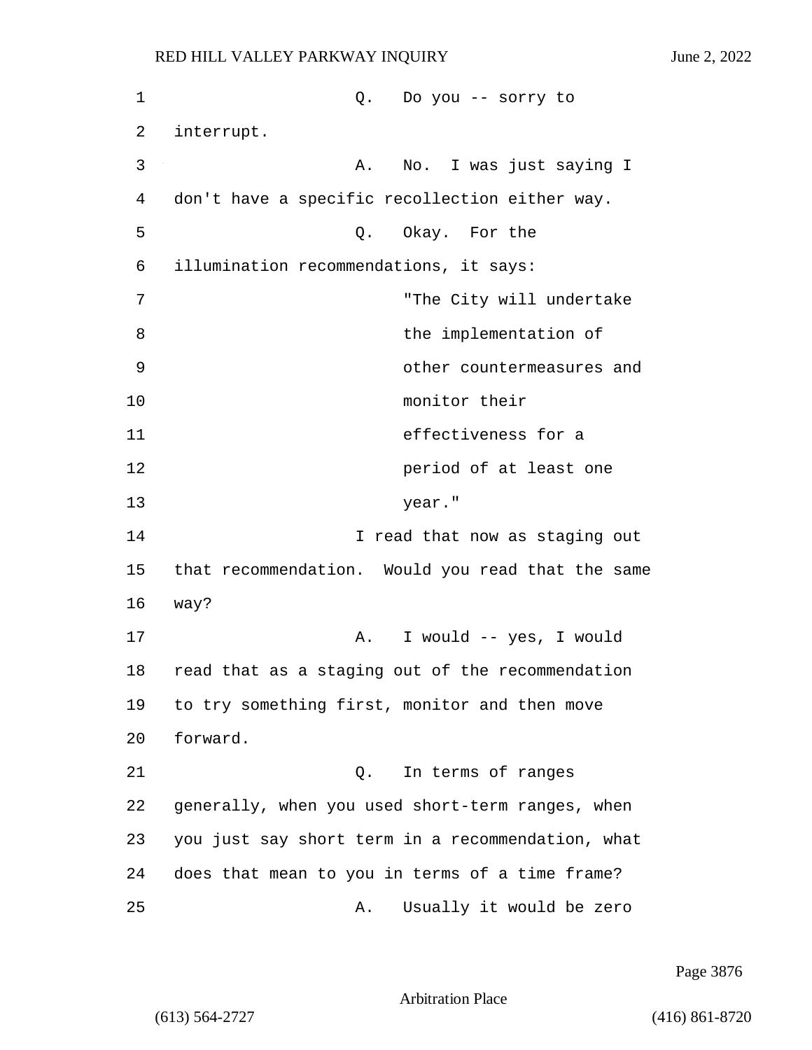Q. Do you -- sorry to interrupt.

A. No. I was just saying I don't have a specific recollection either way.

Q. Okay. For the illumination recommendations, it says:

> "The City will undertake the implementation of other countermeasures and monitor their effectiveness for a period of at least one year."

I read that now as staging out that recommendation. Would you read that the same way?

A. I would -- yes, I would read that as a staging out of the recommendation to try something first, monitor and then move forward.

Q. In terms of ranges generally, when you used short-term ranges, when you just say short term in a recommendation, what does that mean to you in terms of a time frame?

A. Usually it would be zero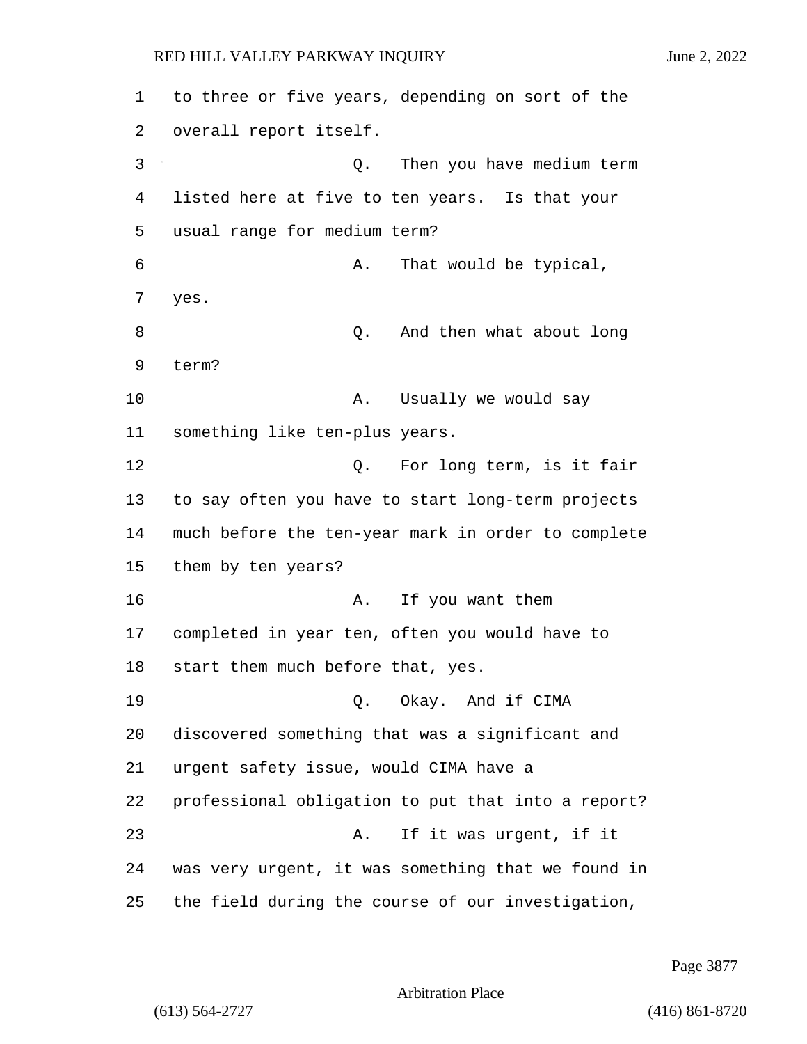to three or five years, depending on sort of the overall report itself.

Q. Then you have medium term listed here at five to ten years. Is that your usual range for medium term?

A. That would be typical, yes.

Q. And then what about long term?

A. Usually we would say something like ten-plus years.

Q. For long term, is it fair to say often you have to start long-term projects much before the ten-year mark in order to complete them by ten years?

A. If you want them completed in year ten, often you would have to start them much before that, yes.

Q. Okay. And if CIMA discovered something that was a significant and urgent safety issue, would CIMA have a professional obligation to put that into a report?

A. If it was urgent, if it was very urgent, it was something that we found in the field during the course of our investigation,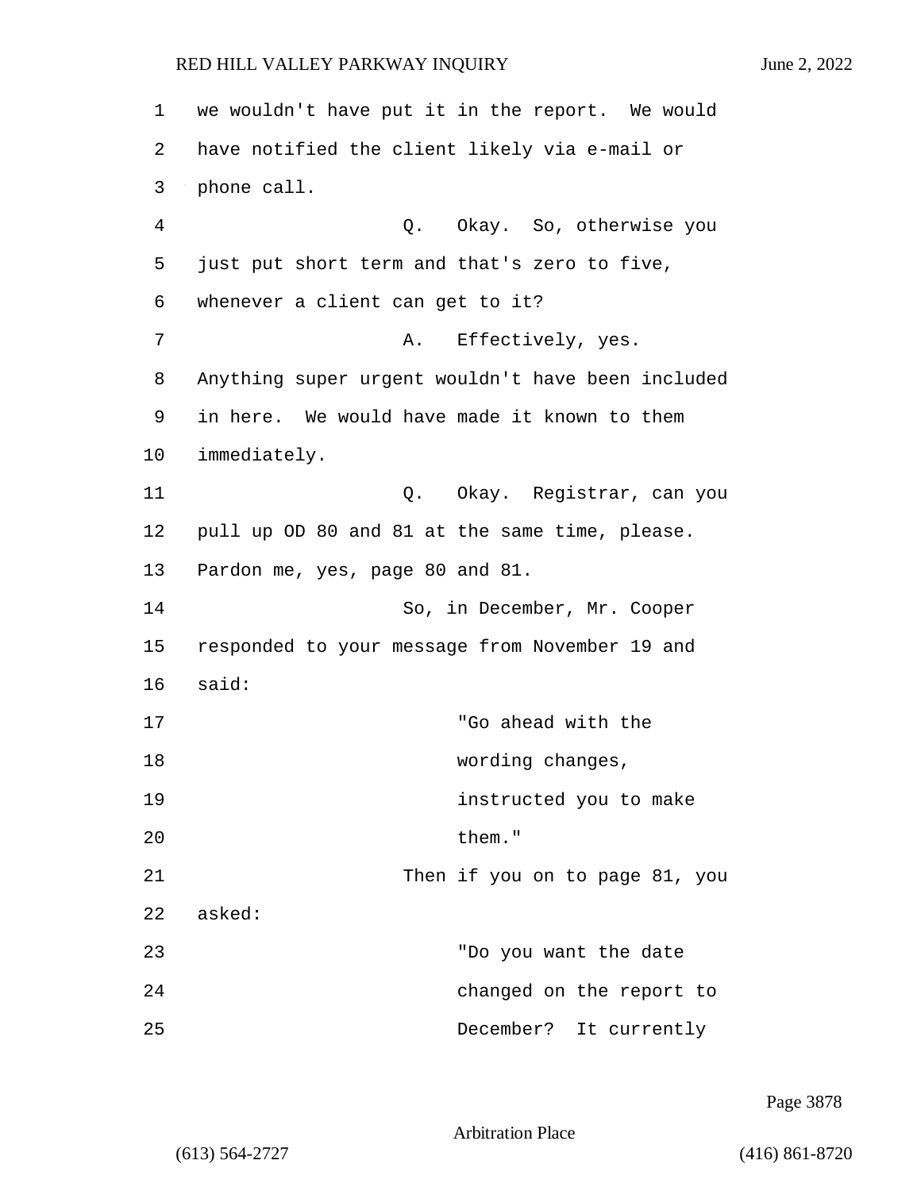we wouldn't have put it in the report. We would have notified the client likely via e-mail or phone call.

Q. Okay. So, otherwise you just put short term and that's zero to five, whenever a client can get to it?

A. Effectively, yes. Anything super urgent wouldn't have been included in here. We would have made it known to them immediately.

Q. Okay. Registrar, can you pull up OD 80 and 81 at the same time, please. Pardon me, yes, page 80 and 81.

So, in December, Mr. Cooper responded to your message from November 19 and said:

> "Go ahead with the wording changes, instructed you to make them."

Then if you on to page 81, you asked:

> "Do you want the date changed on the report to December? It currently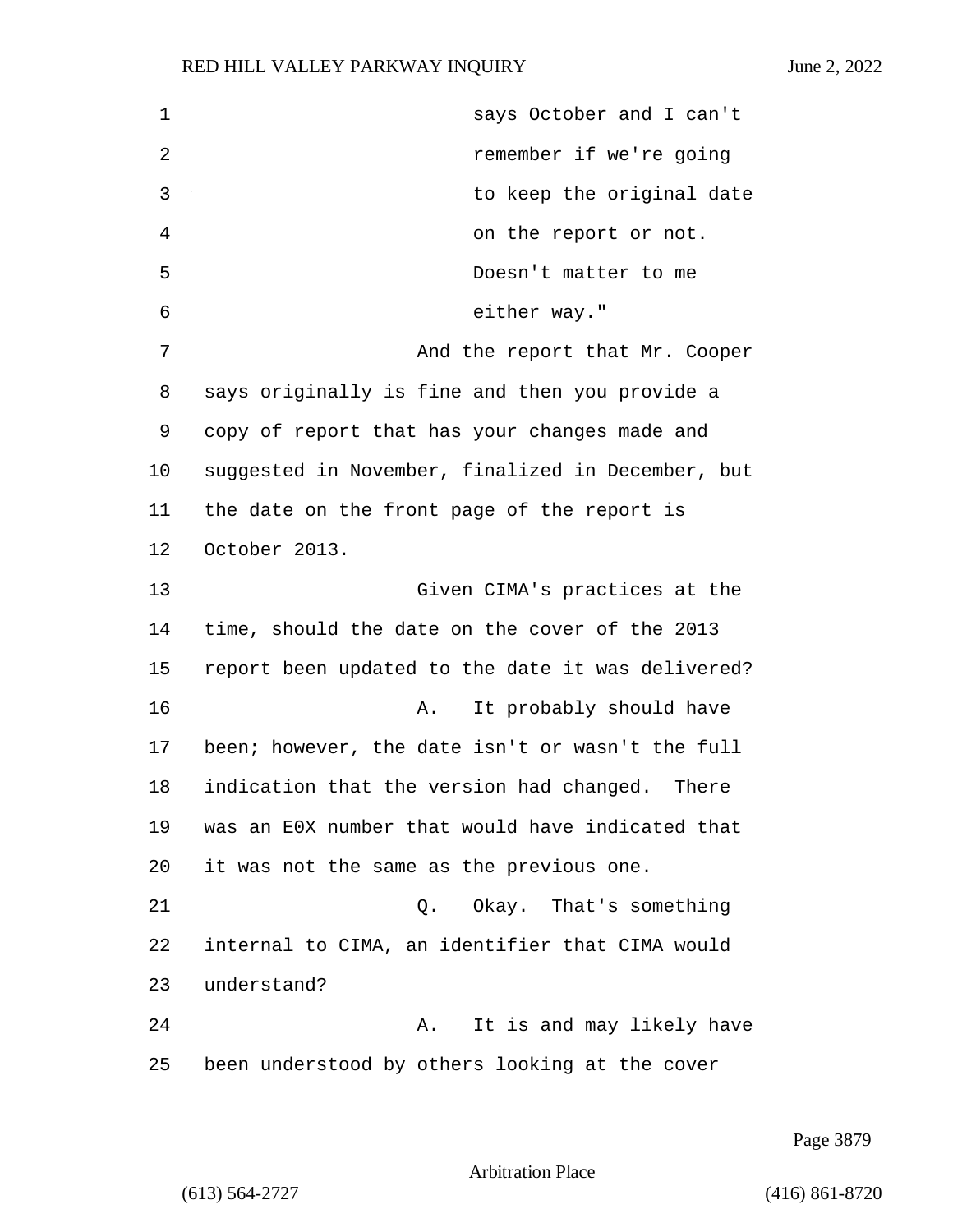says October and I can't remember if we're going to keep the original date on the report or not. Doesn't matter to me either way."

And the report that Mr. Cooper says originally is fine and then you provide a copy of report that has your changes made and suggested in November, finalized in December, but the date on the front page of the report is October 2013.

Given CIMA's practices at the time, should the date on the cover of the 2013 report been updated to the date it was delivered?

A. It probably should have been; however, the date isn't or wasn't the full indication that the version had changed. There was an E0X number that would have indicated that it was not the same as the previous one.

Q. Okay. That's something internal to CIMA, an identifier that CIMA would understand?

A. It is and may likely have been understood by others looking at the cover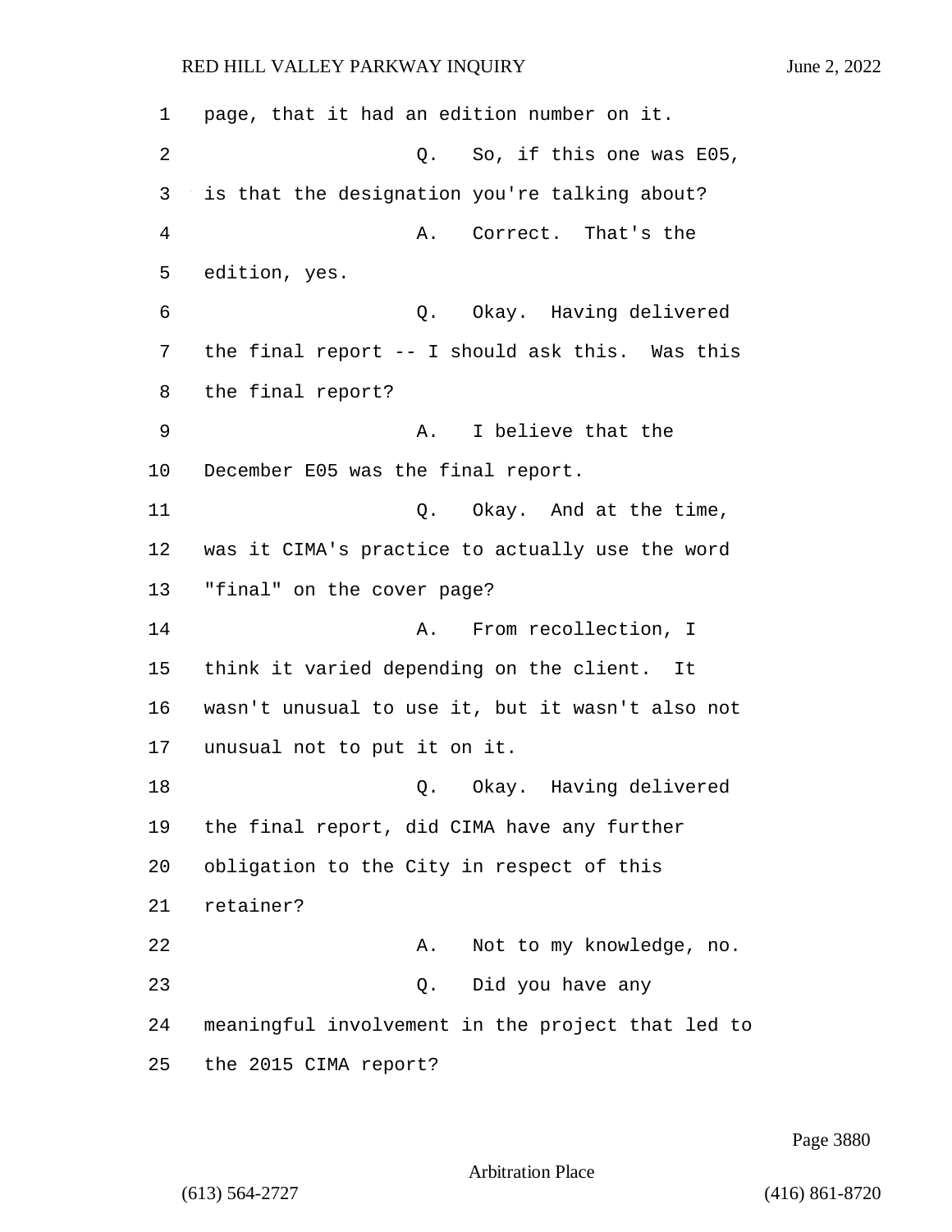page, that it had an edition number on it.

Q. So, if this one was E05, is that the designation you're talking about?

A. Correct. That's the edition, yes.

Q. Okay. Having delivered the final report -- I should ask this. Was this the final report?

A. I believe that the December E05 was the final report.

Q. Okay. And at the time, was it CIMA's practice to actually use the word "final" on the cover page?

A. From recollection, I think it varied depending on the client. It wasn't unusual to use it, but it wasn't also not unusual not to put it on it.

Q. Okay. Having delivered the final report, did CIMA have any further obligation to the City in respect of this retainer?

A. Not to my knowledge, no.

Q. Did you have any meaningful involvement in the project that led to the 2015 CIMA report?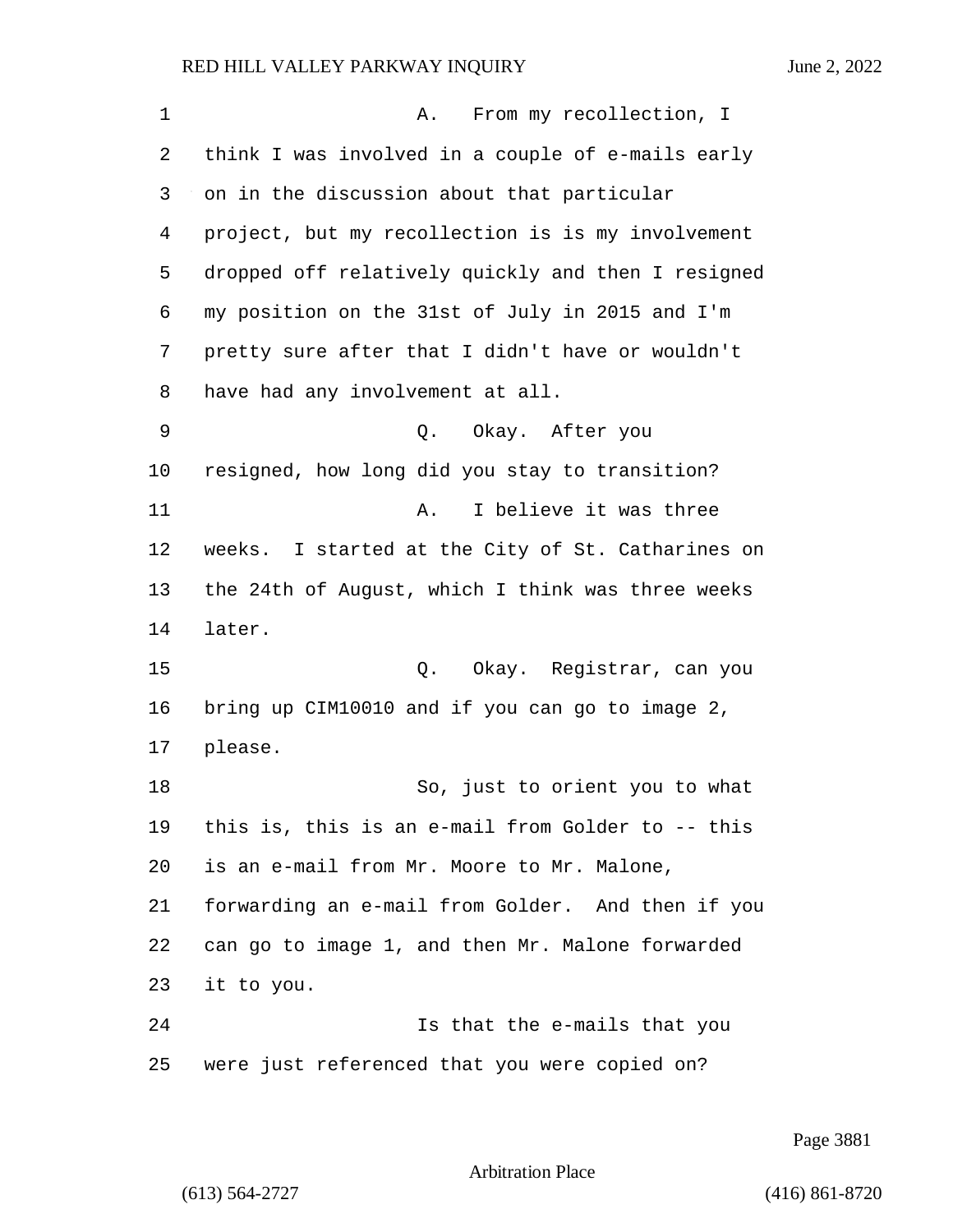A. From my recollection, I think I was involved in a couple of e-mails early on in the discussion about that particular project, but my recollection is is my involvement dropped off relatively quickly and then I resigned my position on the 31st of July in 2015 and I'm pretty sure after that I didn't have or wouldn't have had any involvement at all.

Q. Okay. After you resigned, how long did you stay to transition?

A. I believe it was three weeks. I started at the City of St. Catharines on the 24th of August, which I think was three weeks later.

Q. Okay. Registrar, can you bring up CIM10010 and if you can go to image 2, please.

So, just to orient you to what this is, this is an e-mail from Golder to -- this is an e-mail from Mr. Moore to Mr. Malone, forwarding an e-mail from Golder. And then if you can go to image 1, and then Mr. Malone forwarded it to you.

Is that the e-mails that you were just referenced that you were copied on?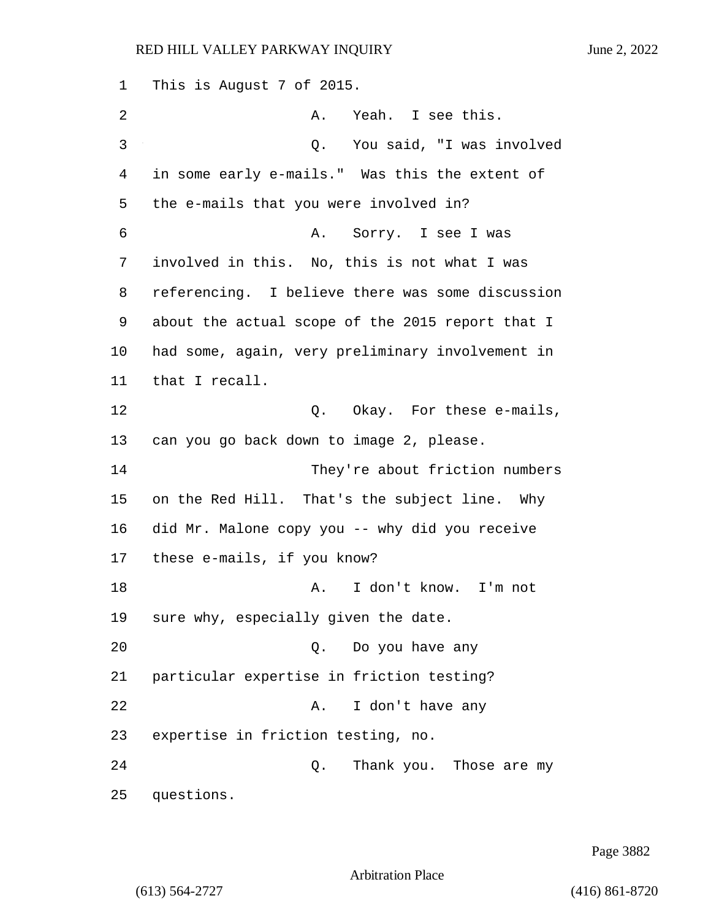This is August 7 of 2015.

A. Yeah. I see this.

Q. You said, "I was involved in some early e-mails." Was this the extent of the e-mails that you were involved in?

A. Sorry. I see I was involved in this. No, this is not what I was referencing. I believe there was some discussion about the actual scope of the 2015 report that I had some, again, very preliminary involvement in that I recall.

Q. Okay. For these e-mails, can you go back down to image 2, please.

They're about friction numbers on the Red Hill. That's the subject line. Why did Mr. Malone copy you -- why did you receive these e-mails, if you know?

A. I don't know. I'm not sure why, especially given the date.

Q. Do you have any particular expertise in friction testing?

A. I don't have any expertise in friction testing, no.

Q. Thank you. Those are my questions.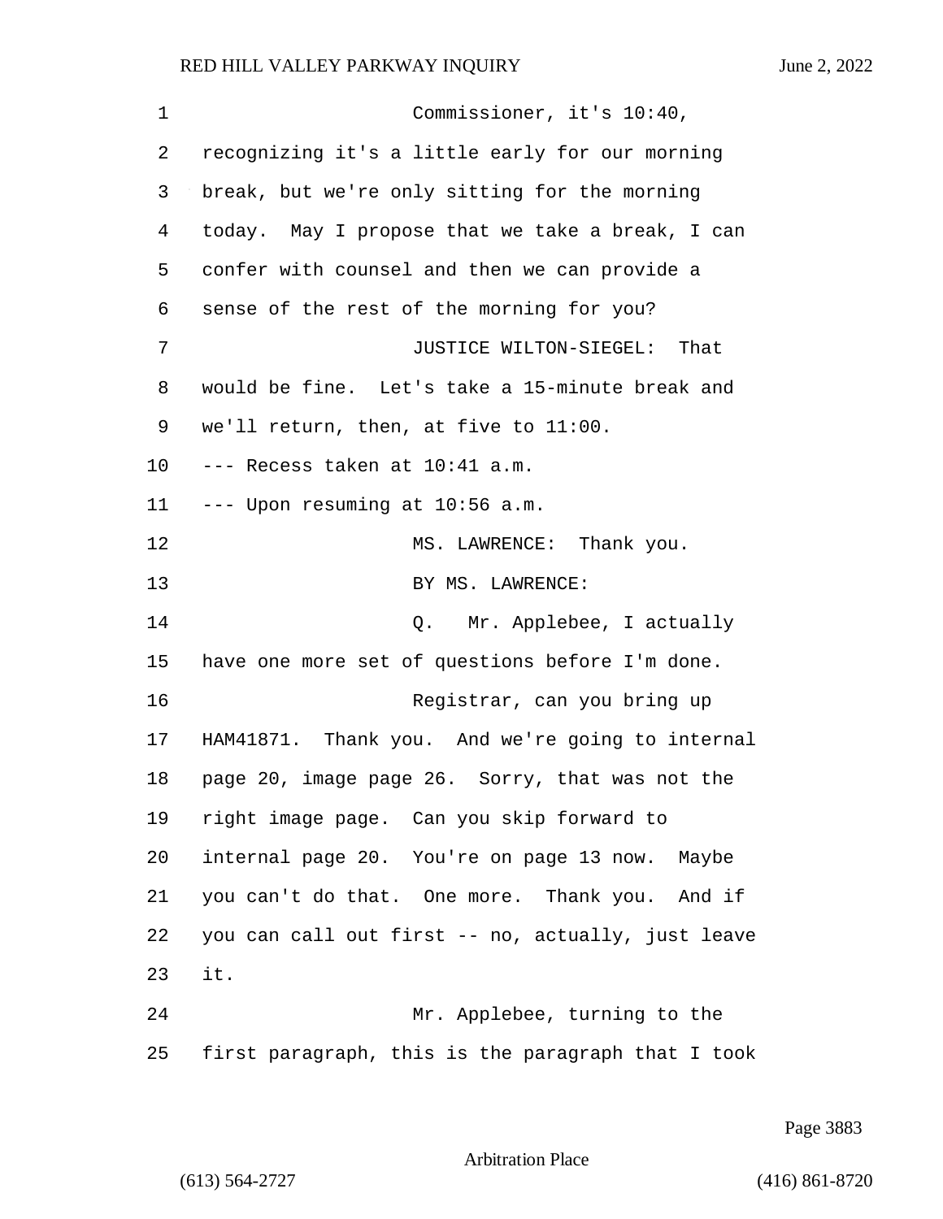Commissioner, it's 10:40, recognizing it's a little early for our morning break, but we're only sitting for the morning today. May I propose that we take a break, I can confer with counsel and then we can provide a sense of the rest of the morning for you?

JUSTICE WILTON-SIEGEL: That would be fine. Let's take a 15-minute break and we'll return, then, at five to 11:00.

--- Recess taken at 10:41 a.m.

--- Upon resuming at 10:56 a.m.

MS. LAWRENCE: Thank you.

BY MS. LAWRENCE:

Q. Mr. Applebee, I actually have one more set of questions before I'm done.

Registrar, can you bring up HAM41871. Thank you. And we're going to internal page 20, image page 26. Sorry, that was not the right image page. Can you skip forward to internal page 20. You're on page 13 now. Maybe you can't do that. One more. Thank you. And if you can call out first -- no, actually, just leave it.

Mr. Applebee, turning to the first paragraph, this is the paragraph that I took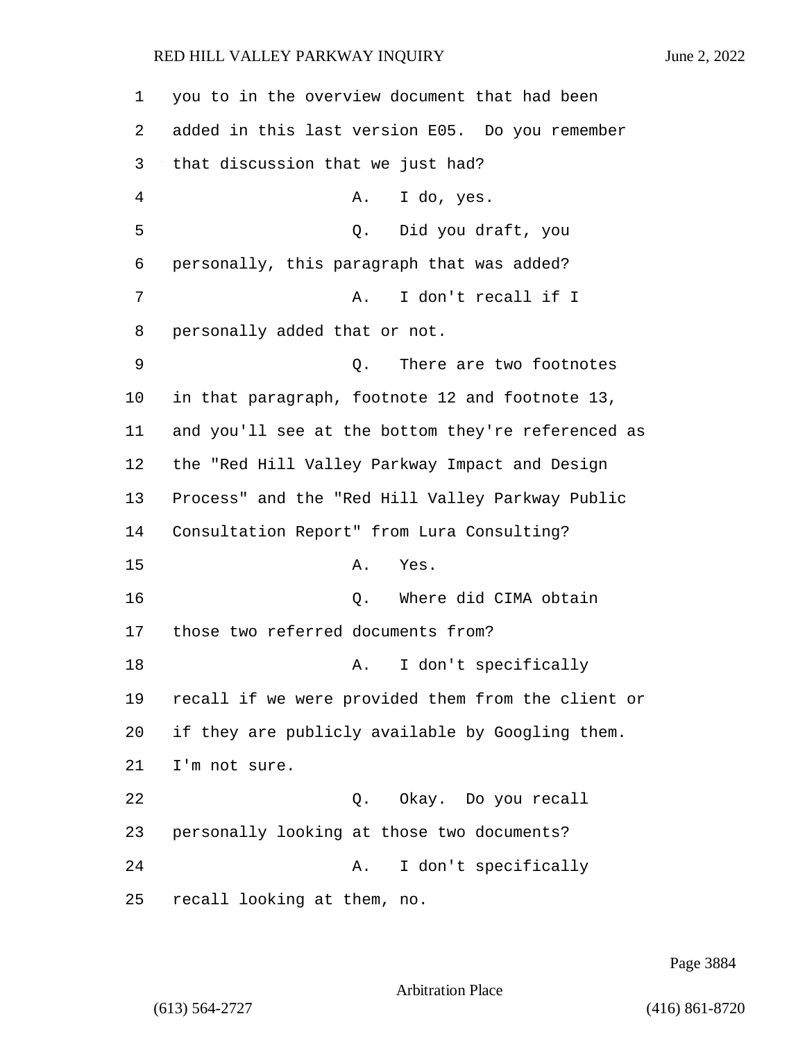you to in the overview document that had been added in this last version E05. Do you remember that discussion that we just had?

A. I do, yes.

Q. Did you draft, you personally, this paragraph that was added?

A. I don't recall if I personally added that or not.

Q. There are two footnotes in that paragraph, footnote 12 and footnote 13, and you'll see at the bottom they're referenced as the "Red Hill Valley Parkway Impact and Design Process" and the "Red Hill Valley Parkway Public Consultation Report" from Lura Consulting?

A. Yes.

Q. Where did CIMA obtain those two referred documents from?

A. I don't specifically recall if we were provided them from the client or if they are publicly available by Googling them. I'm not sure.

Q. Okay. Do you recall personally looking at those two documents?

A. I don't specifically recall looking at them, no.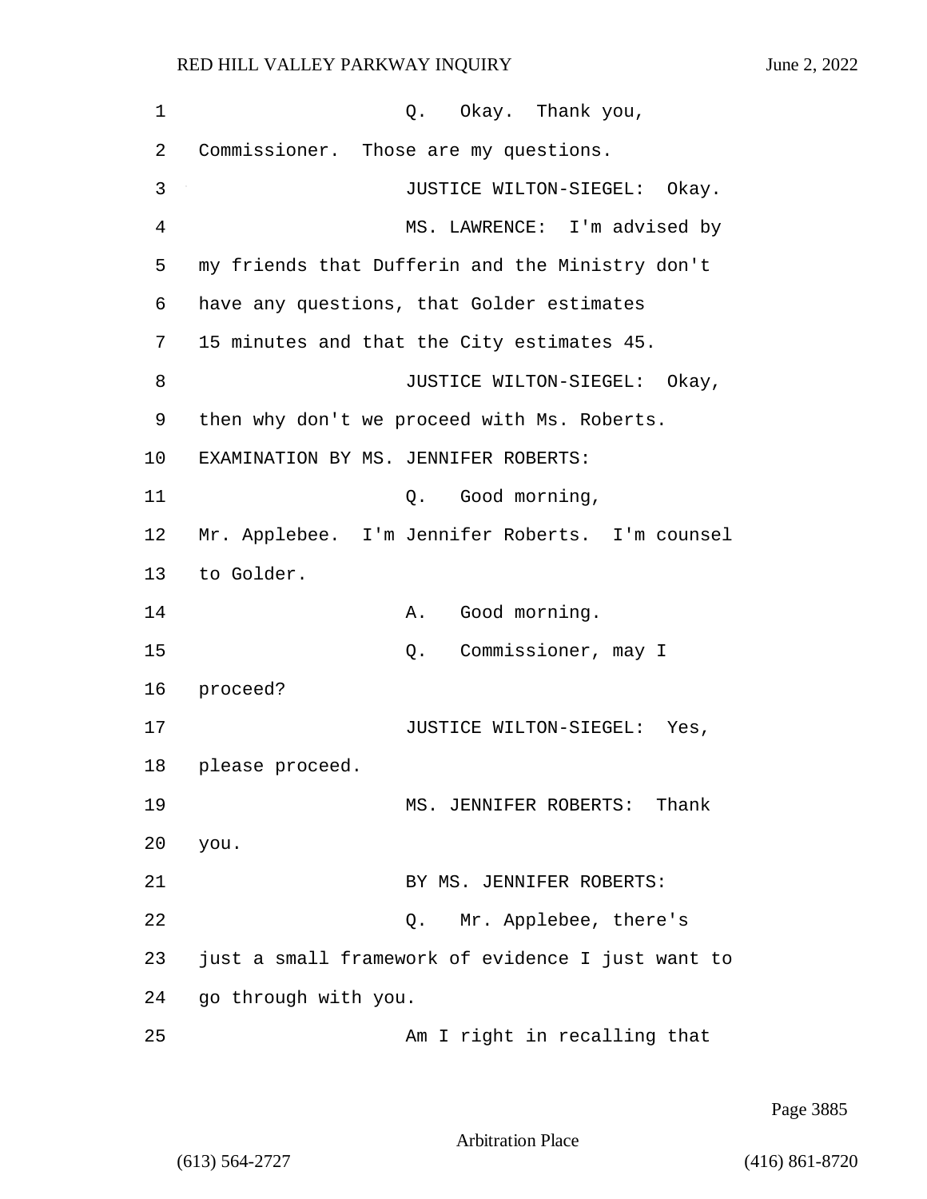Q. Okay. Thank you, Commissioner. Those are my questions.

JUSTICE WILTON-SIEGEL: Okay.

MS. LAWRENCE: I'm advised by my friends that Dufferin and the Ministry don't have any questions, that Golder estimates 15 minutes and that the City estimates 45.

JUSTICE WILTON-SIEGEL: Okay, then why don't we proceed with Ms. Roberts.

EXAMINATION BY MS. JENNIFER ROBERTS:

Q. Good morning, Mr. Applebee. I'm Jennifer Roberts. I'm counsel to Golder.

A. Good morning.

Q. Commissioner, may I proceed?

JUSTICE WILTON-SIEGEL: Yes, please proceed.

MS. JENNIFER ROBERTS: Thank you.

BY MS. JENNIFER ROBERTS:

Q. Mr. Applebee, there's just a small framework of evidence I just want to go through with you.

Am I right in recalling that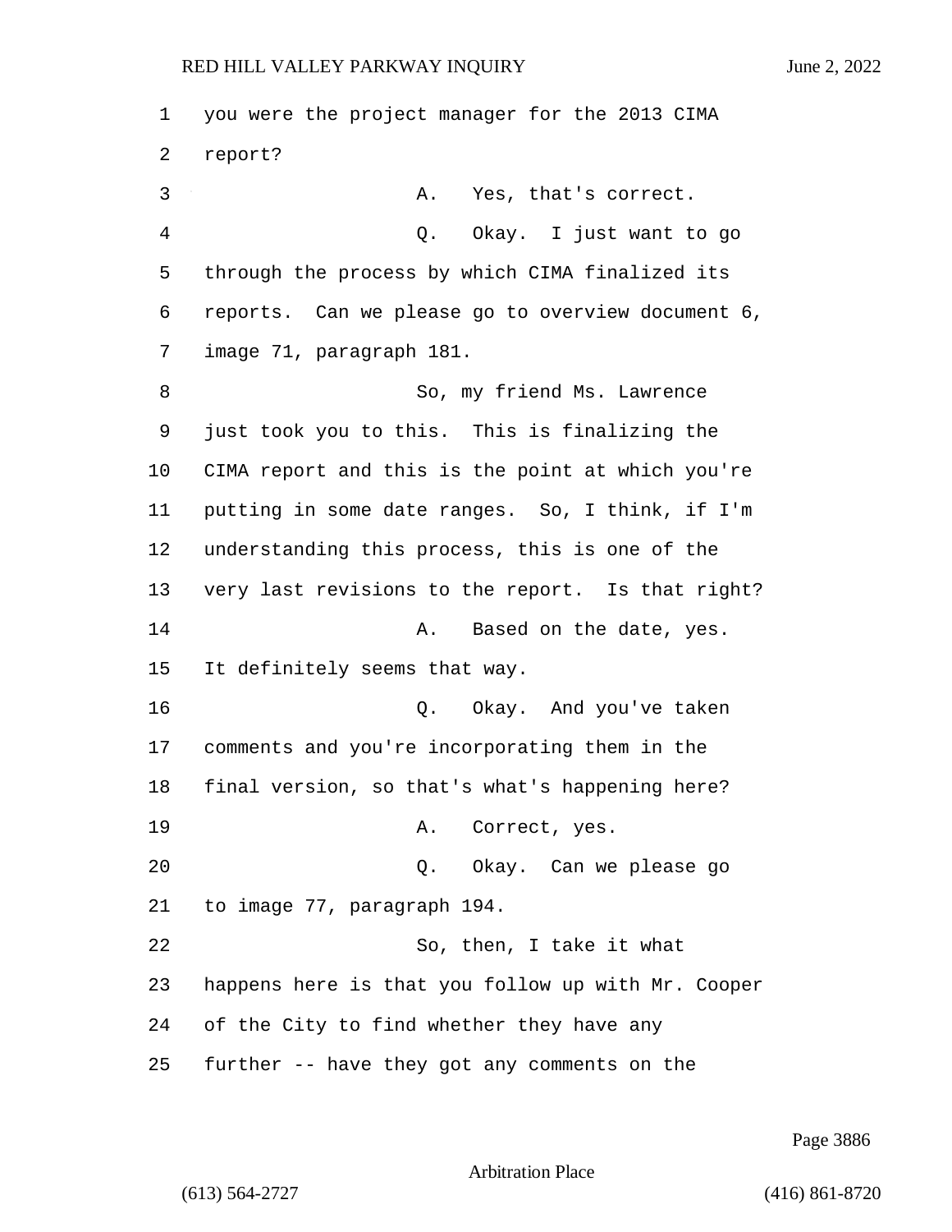you were the project manager for the 2013 CIMA report?

A. Yes, that's correct.

Q. Okay. I just want to go through the process by which CIMA finalized its reports. Can we please go to overview document 6, image 71, paragraph 181.

So, my friend Ms. Lawrence just took you to this. This is finalizing the CIMA report and this is the point at which you're putting in some date ranges. So, I think, if I'm understanding this process, this is one of the very last revisions to the report. Is that right?

A. Based on the date, yes. It definitely seems that way.

Q. Okay. And you've taken comments and you're incorporating them in the final version, so that's what's happening here?

A. Correct, yes.

Q. Okay. Can we please go to image 77, paragraph 194.

So, then, I take it what happens here is that you follow up with Mr. Cooper of the City to find whether they have any further -- have they got any comments on the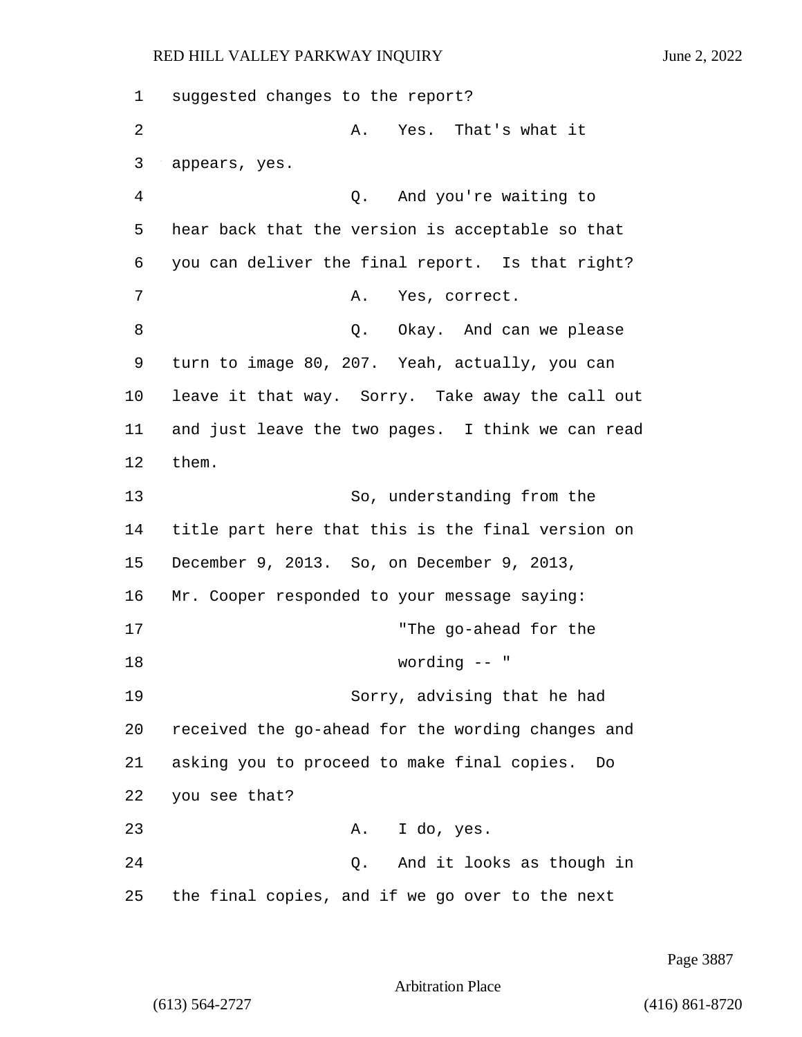suggested changes to the report?

A. Yes. That's what it appears, yes.

Q. And you're waiting to hear back that the version is acceptable so that you can deliver the final report. Is that right?

A. Yes, correct.

Q. Okay. And can we please turn to image 80, 207. Yeah, actually, you can leave it that way. Sorry. Take away the call out and just leave the two pages. I think we can read them.

So, understanding from the title part here that this is the final version on December 9, 2013. So, on December 9, 2013, Mr. Cooper responded to your message saying:

> "The go-ahead for the wording -- "

Sorry, advising that he had received the go-ahead for the wording changes and asking you to proceed to make final copies. Do you see that?

A. I do, yes.

Q. And it looks as though in the final copies, and if we go over to the next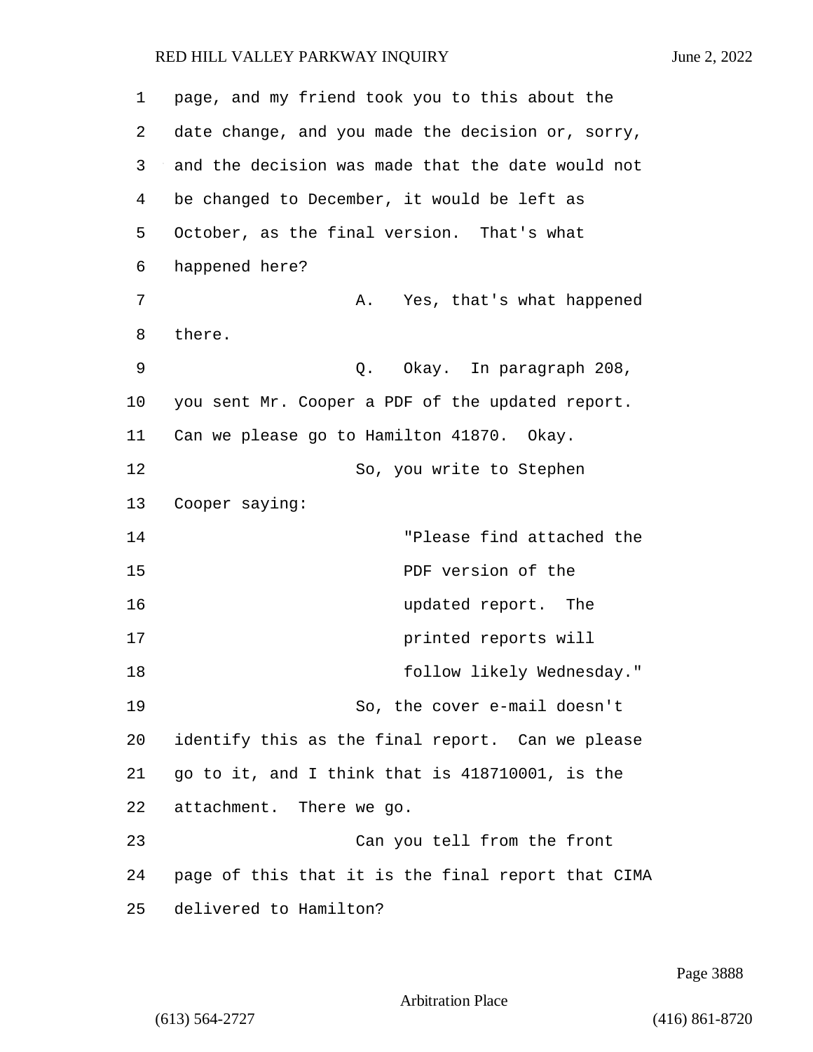page, and my friend took you to this about the date change, and you made the decision or, sorry, and the decision was made that the date would not be changed to December, it would be left as October, as the final version. That's what happened here?

A. Yes, that's what happened there.

Q. Okay. In paragraph 208, you sent Mr. Cooper a PDF of the updated report. Can we please go to Hamilton 41870. Okay.

So, you write to Stephen Cooper saying:

> "Please find attached the PDF version of the updated report. The printed reports will follow likely Wednesday."

So, the cover e-mail doesn't identify this as the final report. Can we please go to it, and I think that is 418710001, is the attachment. There we go.

Can you tell from the front page of this that it is the final report that CIMA delivered to Hamilton?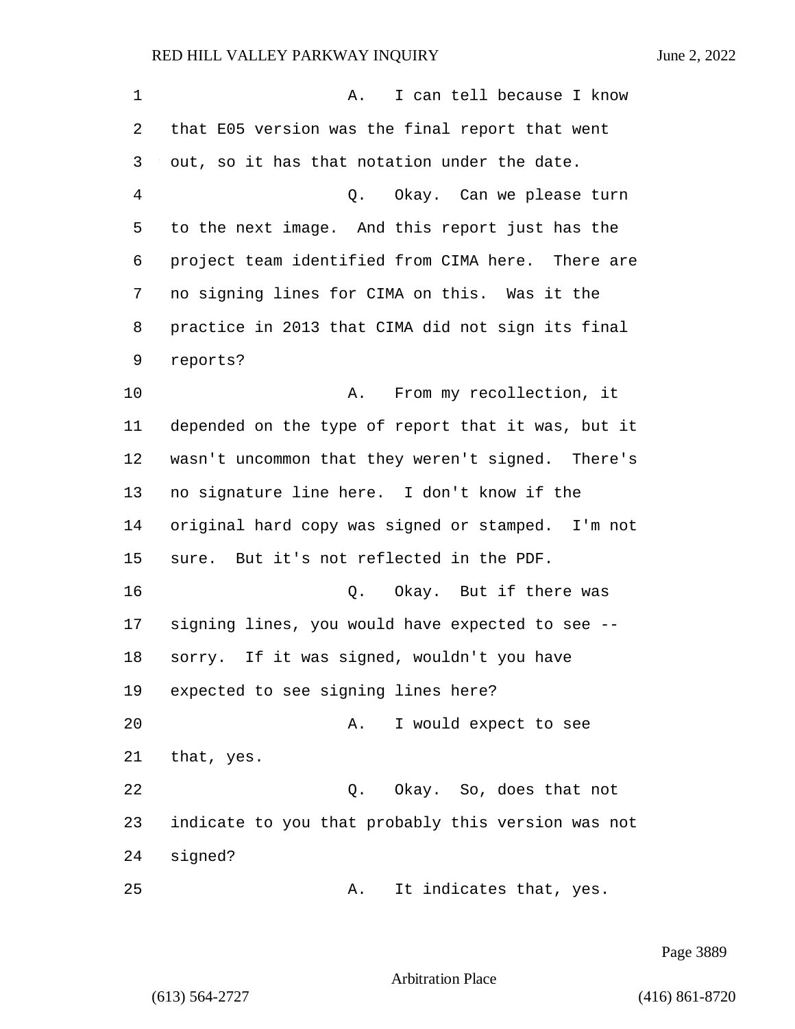A. I can tell because I know that E05 version was the final report that went out, so it has that notation under the date.

Q. Okay. Can we please turn to the next image. And this report just has the project team identified from CIMA here. There are no signing lines for CIMA on this. Was it the practice in 2013 that CIMA did not sign its final reports?

A. From my recollection, it depended on the type of report that it was, but it wasn't uncommon that they weren't signed. There's no signature line here. I don't know if the original hard copy was signed or stamped. I'm not sure. But it's not reflected in the PDF.

Q. Okay. But if there was signing lines, you would have expected to see -- sorry. If it was signed, wouldn't you have expected to see signing lines here?

A. I would expect to see that, yes.

Q. Okay. So, does that not indicate to you that probably this version was not signed?

A. It indicates that, yes.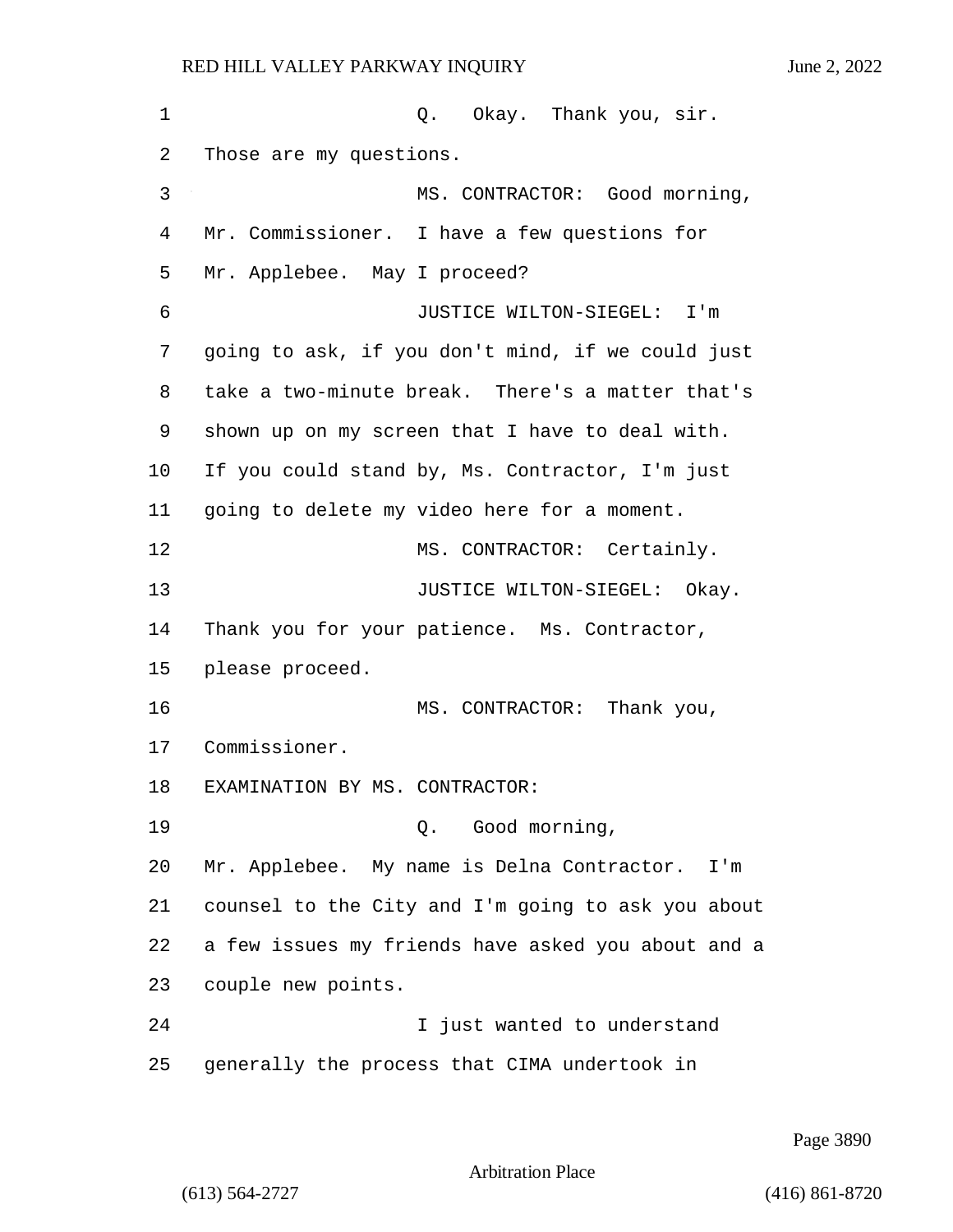Q. Okay. Thank you, sir. Those are my questions.

MS. CONTRACTOR: Good morning, Mr. Commissioner. I have a few questions for Mr. Applebee. May I proceed?

JUSTICE WILTON-SIEGEL: I'm going to ask, if you don't mind, if we could just take a two-minute break. There's a matter that's shown up on my screen that I have to deal with. If you could stand by, Ms. Contractor, I'm just going to delete my video here for a moment.

MS. CONTRACTOR: Certainly.

JUSTICE WILTON-SIEGEL: Okay. Thank you for your patience. Ms. Contractor, please proceed.

MS. CONTRACTOR: Thank you, Commissioner.

EXAMINATION BY MS. CONTRACTOR:

Q. Good morning, Mr. Applebee. My name is Delna Contractor. I'm counsel to the City and I'm going to ask you about a few issues my friends have asked you about and a couple new points.

I just wanted to understand generally the process that CIMA undertook in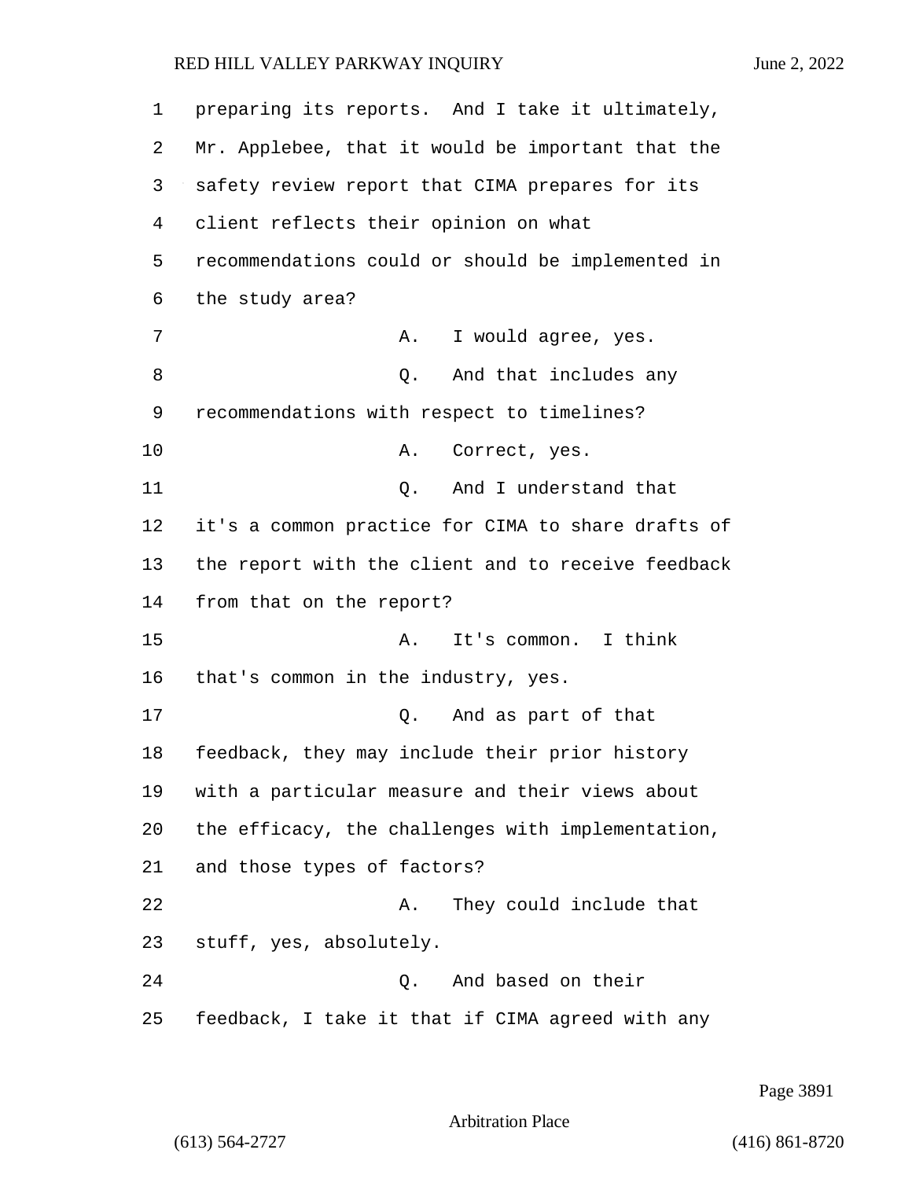preparing its reports. And I take it ultimately, Mr. Applebee, that it would be important that the safety review report that CIMA prepares for its client reflects their opinion on what recommendations could or should be implemented in the study area?

A. I would agree, yes.

Q. And that includes any recommendations with respect to timelines?

A. Correct, yes.

Q. And I understand that it's a common practice for CIMA to share drafts of the report with the client and to receive feedback from that on the report?

A. It's common. I think that's common in the industry, yes.

Q. And as part of that feedback, they may include their prior history with a particular measure and their views about the efficacy, the challenges with implementation, and those types of factors?

A. They could include that stuff, yes, absolutely.

Q. And based on their feedback, I take it that if CIMA agreed with any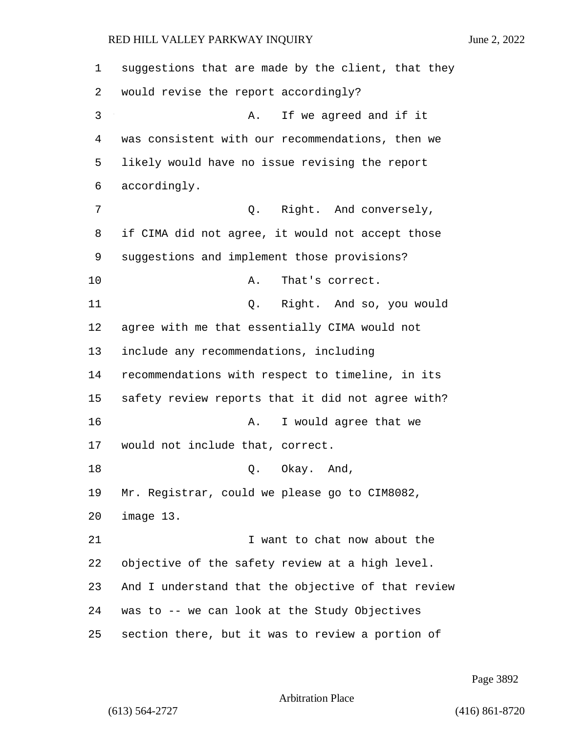suggestions that are made by the client, that they would revise the report accordingly?

A. If we agreed and if it was consistent with our recommendations, then we likely would have no issue revising the report accordingly.

Q. Right. And conversely, if CIMA did not agree, it would not accept those suggestions and implement those provisions?

A. That's correct.

Q. Right. And so, you would agree with me that essentially CIMA would not include any recommendations, including recommendations with respect to timeline, in its safety review reports that it did not agree with?

A. I would agree that we would not include that, correct.

Q. Okay. And, Mr. Registrar, could we please go to CIM8082, image 13.

I want to chat now about the objective of the safety review at a high level. And I understand that the objective of that review was to -- we can look at the Study Objectives section there, but it was to review a portion of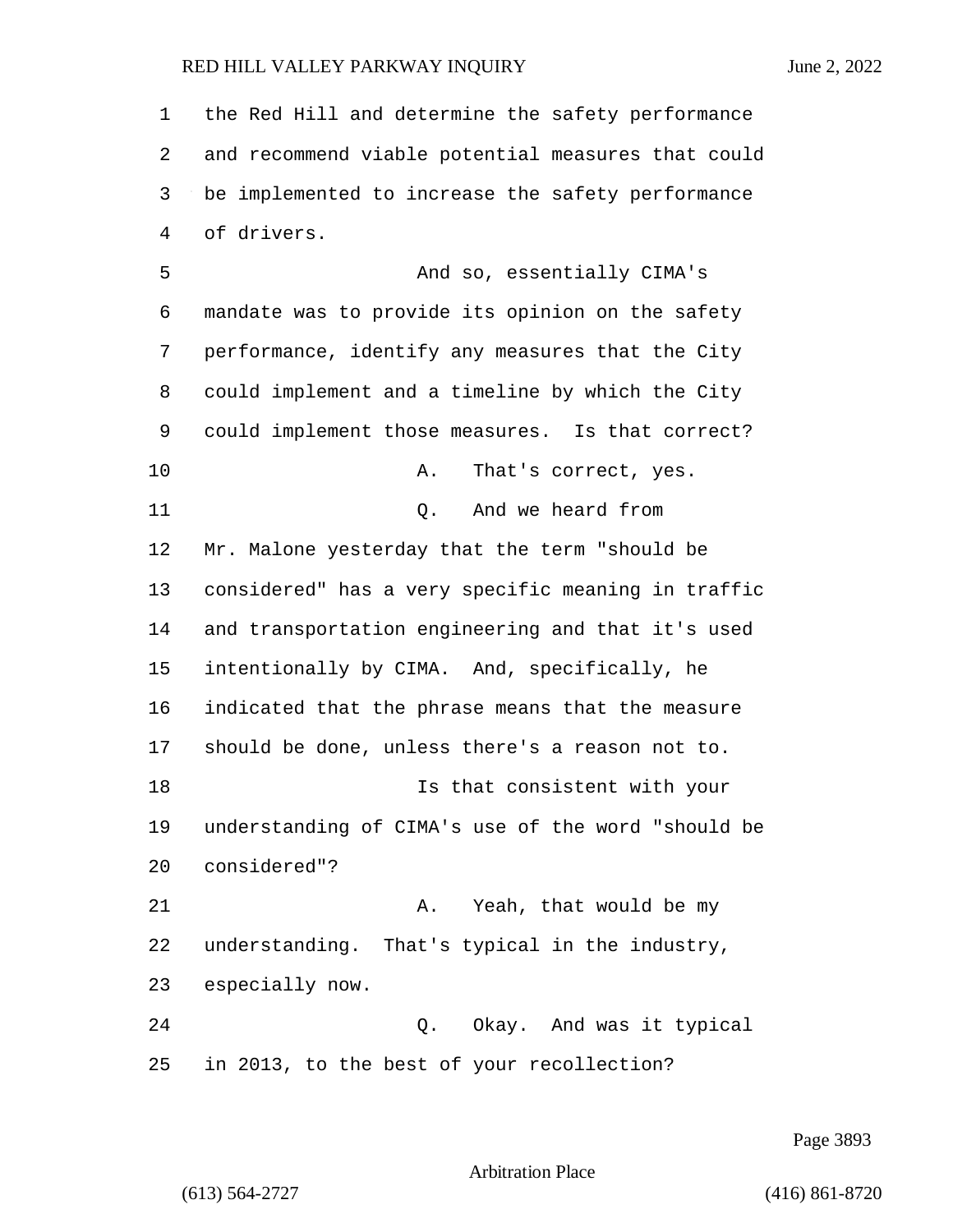the Red Hill and determine the safety performance and recommend viable potential measures that could be implemented to increase the safety performance of drivers.

And so, essentially CIMA's mandate was to provide its opinion on the safety performance, identify any measures that the City could implement and a timeline by which the City could implement those measures. Is that correct?

A. That's correct, yes.

Q. And we heard from Mr. Malone yesterday that the term "should be considered" has a very specific meaning in traffic and transportation engineering and that it's used intentionally by CIMA. And, specifically, he indicated that the phrase means that the measure should be done, unless there's a reason not to.

Is that consistent with your understanding of CIMA's use of the word "should be considered"?

A. Yeah, that would be my understanding. That's typical in the industry, especially now.

Q. Okay. And was it typical in 2013, to the best of your recollection?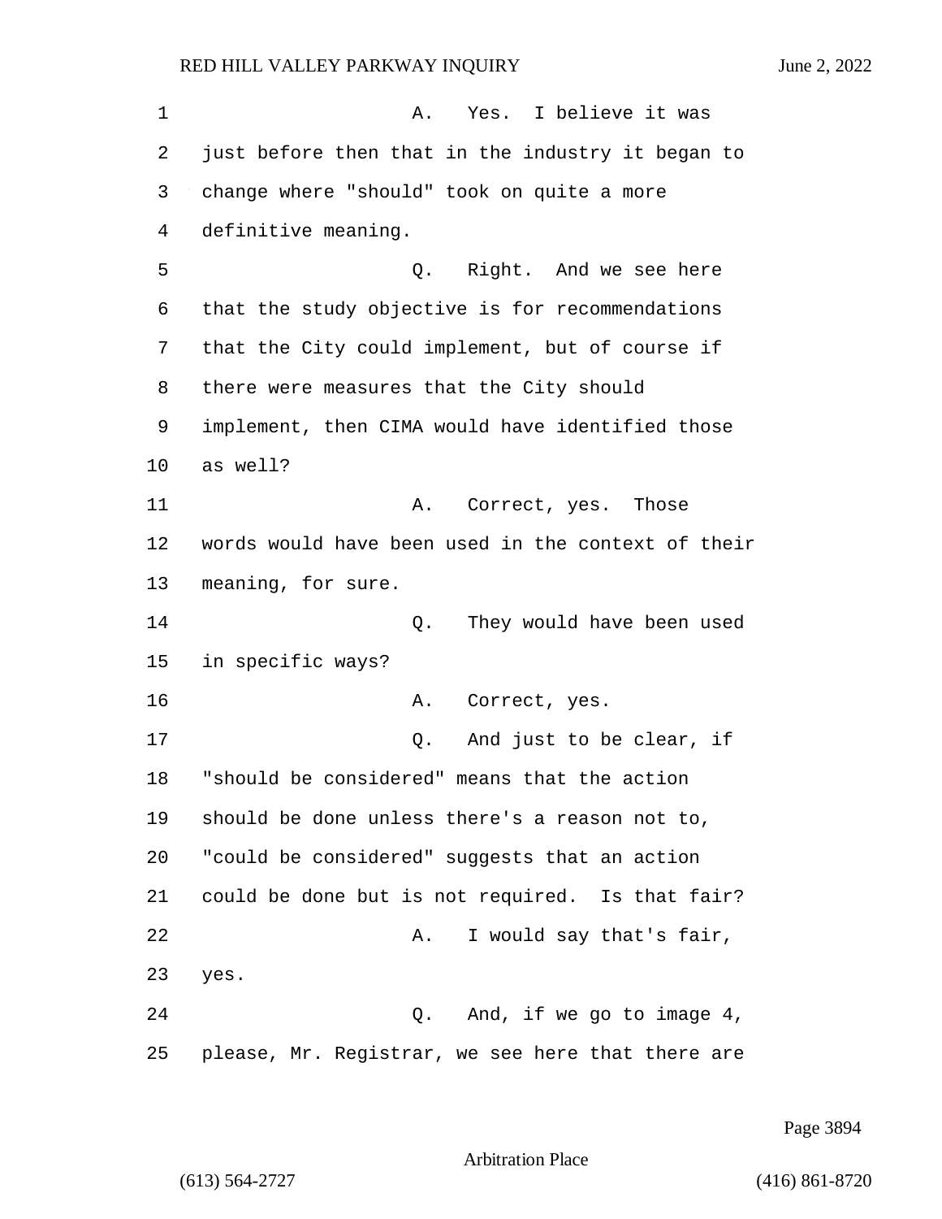A. Yes. I believe it was just before then that in the industry it began to change where "should" took on quite a more definitive meaning.

Q. Right. And we see here that the study objective is for recommendations that the City could implement, but of course if there were measures that the City should implement, then CIMA would have identified those as well?

A. Correct, yes. Those words would have been used in the context of their meaning, for sure.

Q. They would have been used in specific ways?

A. Correct, yes.

Q. And just to be clear, if "should be considered" means that the action should be done unless there's a reason not to, "could be considered" suggests that an action could be done but is not required. Is that fair?

A. I would say that's fair, yes.

Q. And, if we go to image 4, please, Mr. Registrar, we see here that there are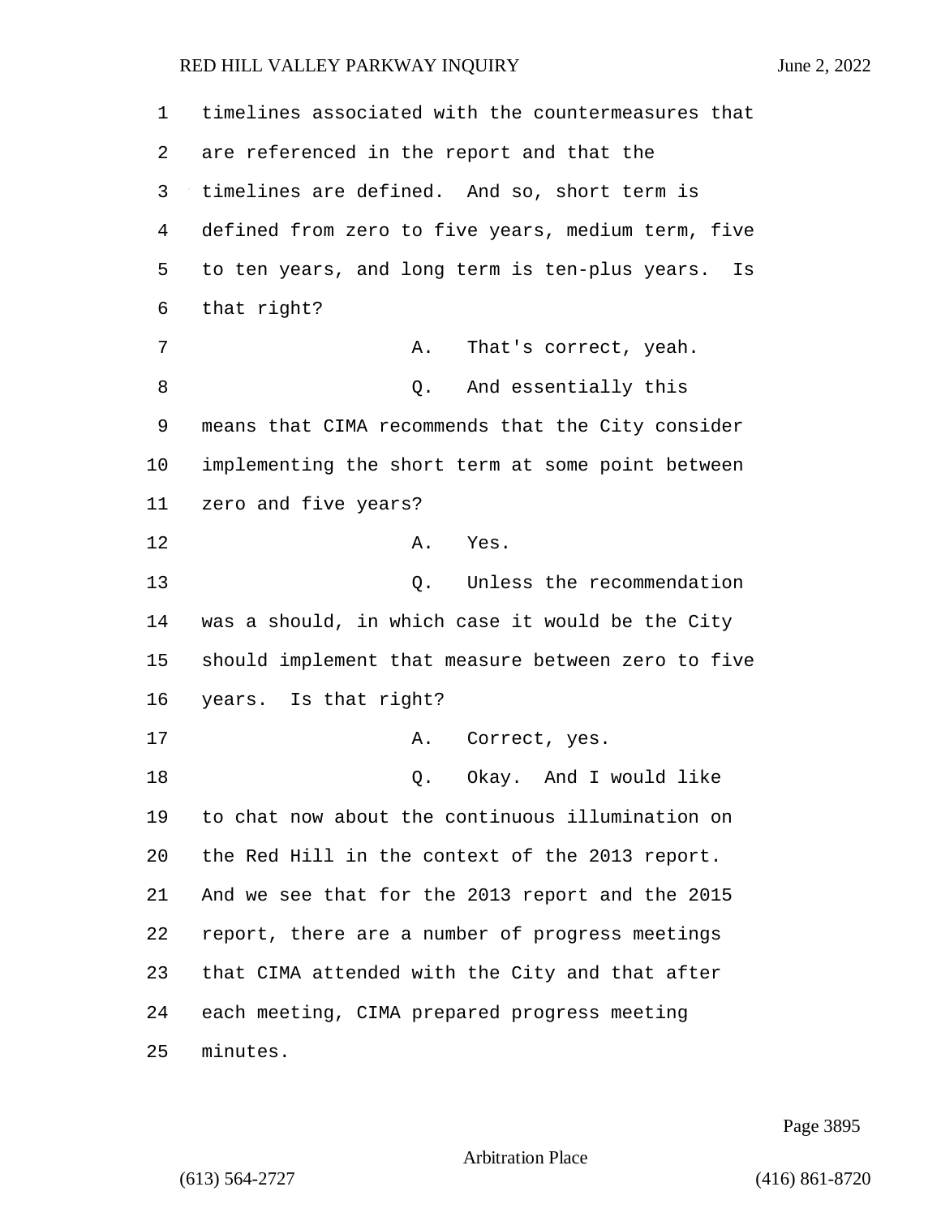timelines associated with the countermeasures that are referenced in the report and that the timelines are defined. And so, short term is defined from zero to five years, medium term, five to ten years, and long term is ten-plus years. Is that right?

A. That's correct, yeah.

Q. And essentially this means that CIMA recommends that the City consider implementing the short term at some point between zero and five years?

A. Yes.

Q. Unless the recommendation was a should, in which case it would be the City should implement that measure between zero to five years. Is that right?

A. Correct, yes.

Q. Okay. And I would like to chat now about the continuous illumination on the Red Hill in the context of the 2013 report. And we see that for the 2013 report and the 2015 report, there are a number of progress meetings that CIMA attended with the City and that after each meeting, CIMA prepared progress meeting minutes.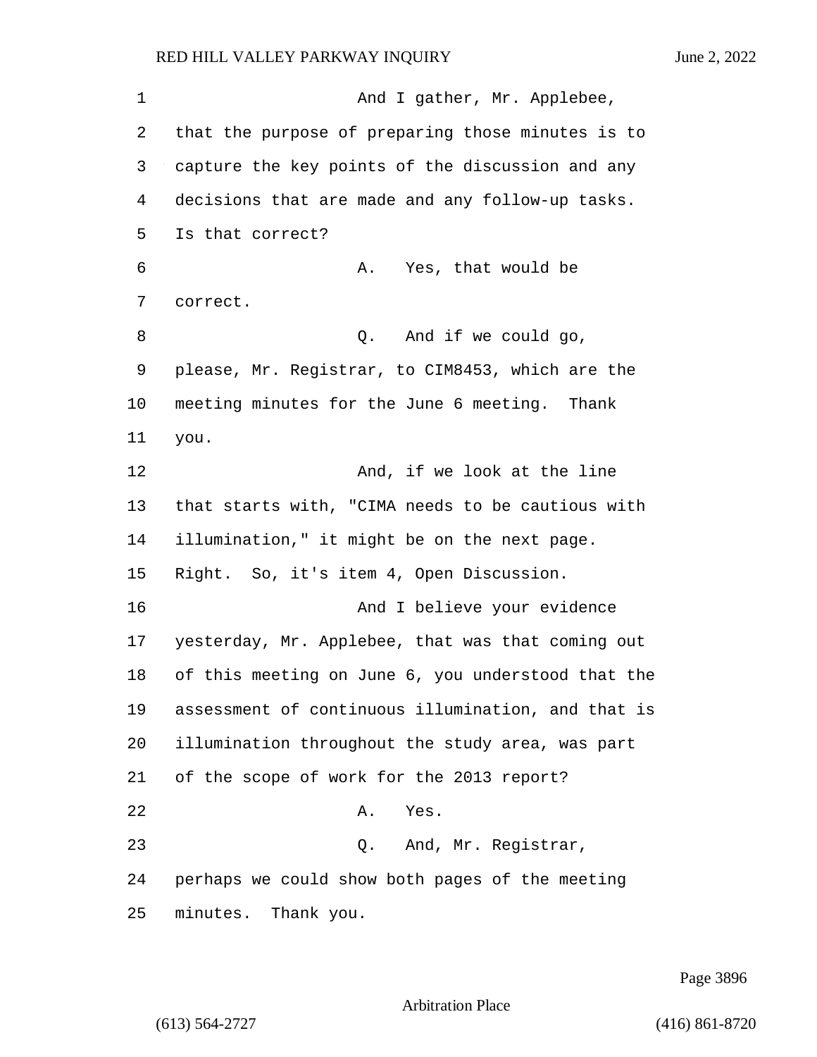And I gather, Mr. Applebee, that the purpose of preparing those minutes is to capture the key points of the discussion and any decisions that are made and any follow-up tasks. Is that correct?

A. Yes, that would be correct.

Q. And if we could go, please, Mr. Registrar, to CIM8453, which are the meeting minutes for the June 6 meeting. Thank you.

And, if we look at the line that starts with, "CIMA needs to be cautious with illumination," it might be on the next page. Right. So, it's item 4, Open Discussion.

And I believe your evidence yesterday, Mr. Applebee, that was that coming out of this meeting on June 6, you understood that the assessment of continuous illumination, and that is illumination throughout the study area, was part of the scope of work for the 2013 report?

A. Yes.

Q. And, Mr. Registrar, perhaps we could show both pages of the meeting minutes. Thank you.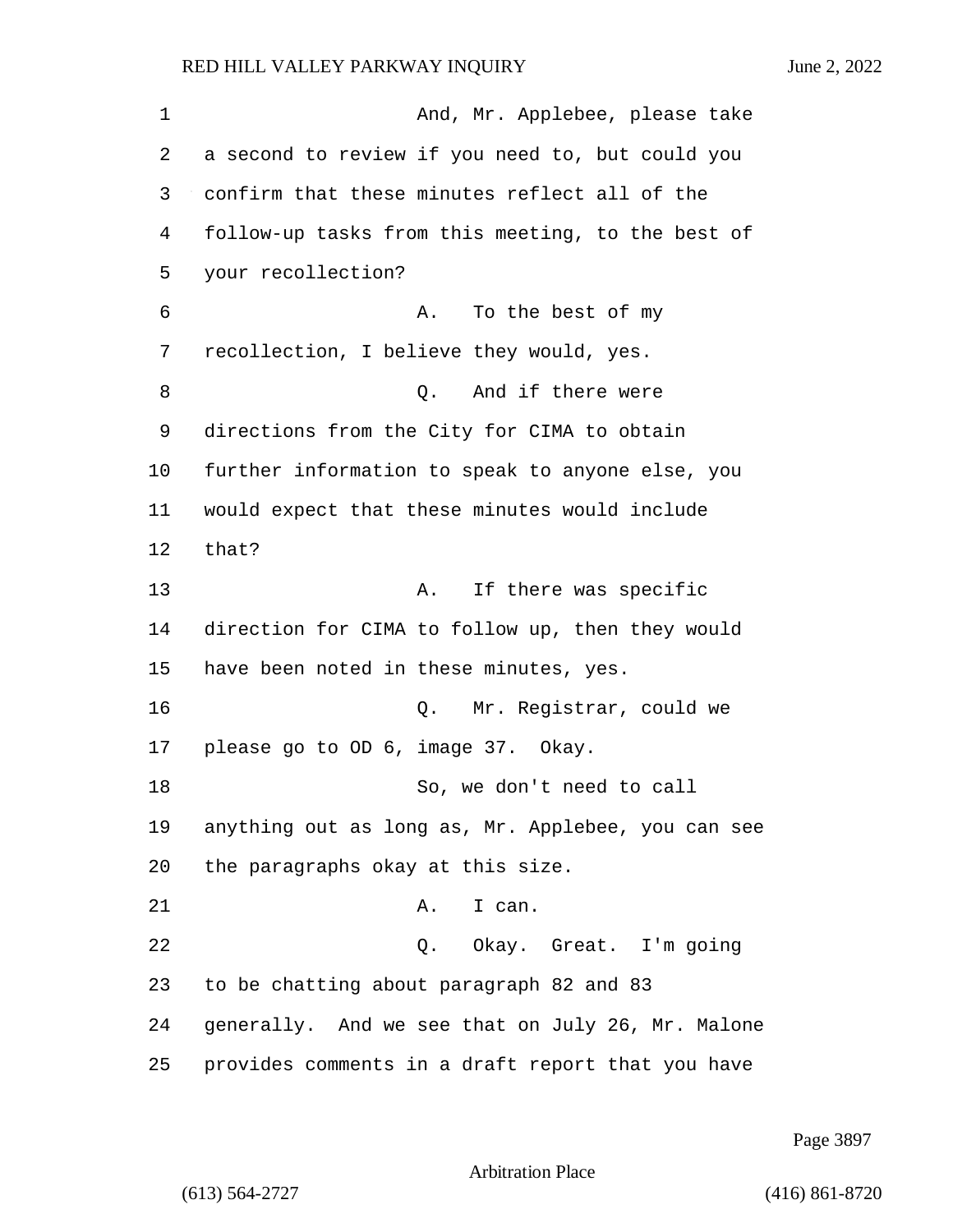And, Mr. Applebee, please take a second to review if you need to, but could you confirm that these minutes reflect all of the follow-up tasks from this meeting, to the best of your recollection?

A. To the best of my recollection, I believe they would, yes.

Q. And if there were directions from the City for CIMA to obtain further information to speak to anyone else, you would expect that these minutes would include that?

A. If there was specific direction for CIMA to follow up, then they would have been noted in these minutes, yes.

Q. Mr. Registrar, could we please go to OD 6, image 37. Okay.

So, we don't need to call anything out as long as, Mr. Applebee, you can see the paragraphs okay at this size.

A. I can.

Q. Okay. Great. I'm going to be chatting about paragraph 82 and 83 generally. And we see that on July 26, Mr. Malone provides comments in a draft report that you have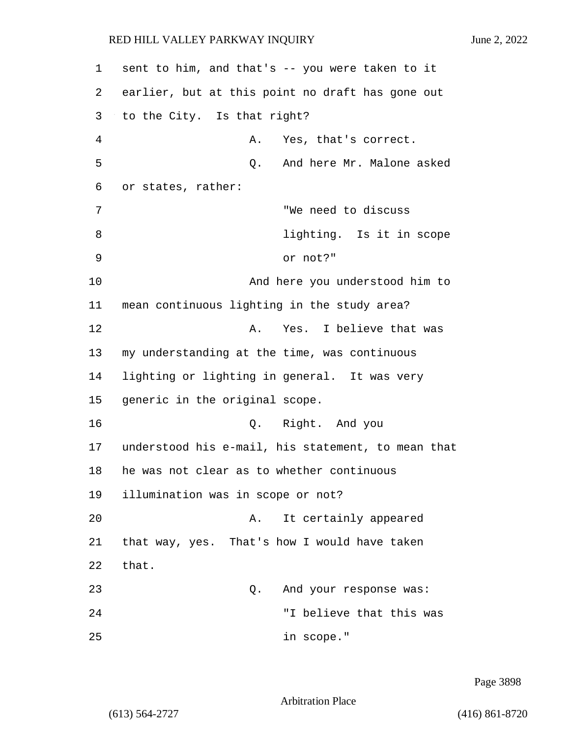sent to him, and that's -- you were taken to it earlier, but at this point no draft has gone out to the City. Is that right?

A. Yes, that's correct.

Q. And here Mr. Malone asked or states, rather:

> "We need to discuss lighting. Is it in scope or not?"

And here you understood him to mean continuous lighting in the study area?

A. Yes. I believe that was my understanding at the time, was continuous lighting or lighting in general. It was very generic in the original scope.

Q. Right. And you understood his e-mail, his statement, to mean that he was not clear as to whether continuous illumination was in scope or not?

A. It certainly appeared that way, yes. That's how I would have taken that.

Q. And your response was:

> "I believe that this was in scope."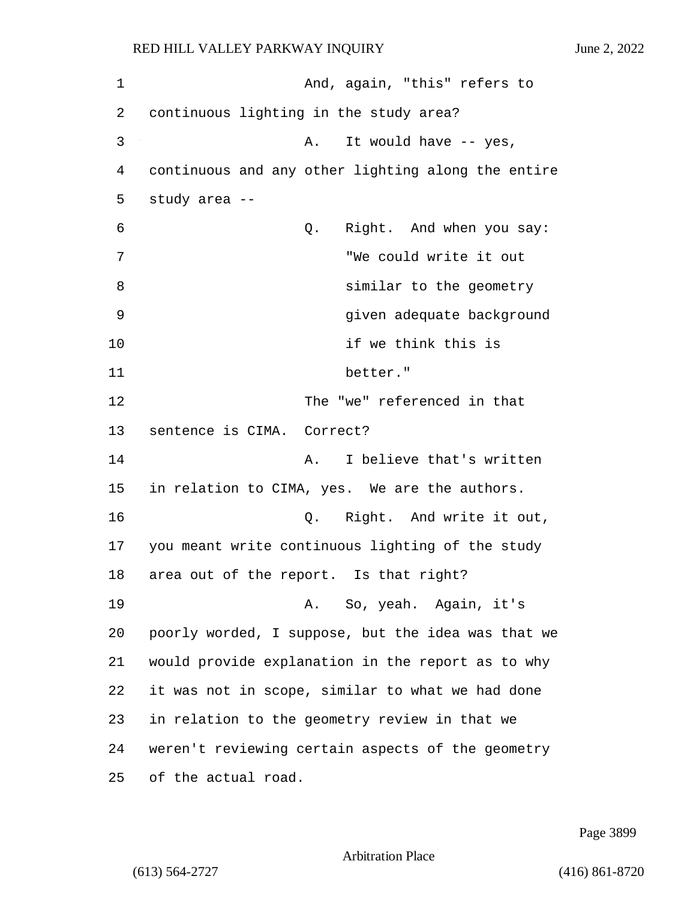And, again, "this" refers to continuous lighting in the study area?

A. It would have -- yes, continuous and any other lighting along the entire study area --

Q. Right. And when you say:

> "We could write it out similar to the geometry given adequate background if we think this is better."

The "we" referenced in that sentence is CIMA. Correct?

A. I believe that's written in relation to CIMA, yes. We are the authors.

Q. Right. And write it out, you meant write continuous lighting of the study area out of the report. Is that right?

A. So, yeah. Again, it's poorly worded, I suppose, but the idea was that we would provide explanation in the report as to why it was not in scope, similar to what we had done in relation to the geometry review in that we weren't reviewing certain aspects of the geometry of the actual road.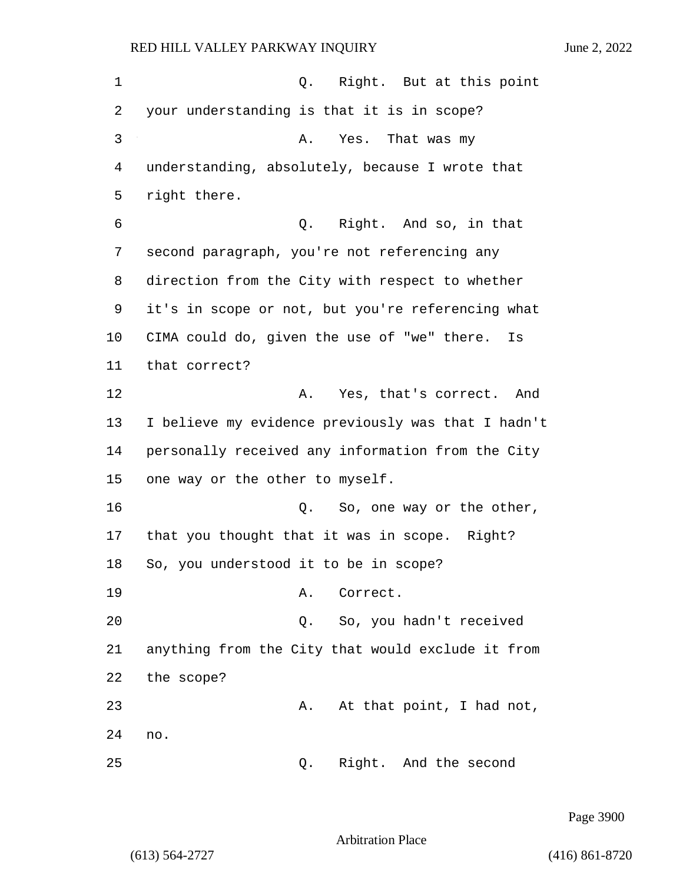1 Q. Right. But at this point
2 your understanding is that it is in scope?
3 A. Yes. That was my
4 understanding, absolutely, because I wrote that
5 right there.
6 Q. Right. And so, in that
7 second paragraph, you're not referencing any
8 direction from the City with respect to whether
9 it's in scope or not, but you're referencing what
10 CIMA could do, given the use of "we" there. Is
11 that correct?
12 A. Yes, that's correct. And
13 I believe my evidence previously was that I hadn't
14 personally received any information from the City
15 one way or the other to myself.
16 Q. So, one way or the other,
17 that you thought that it was in scope. Right?
18 So, you understood it to be in scope?
19 A. Correct.
20 Q. So, you hadn't received
21 anything from the City that would exclude it from
22 the scope?
23 A. At that point, I had not,
24 no.
25 Q. Right. And the second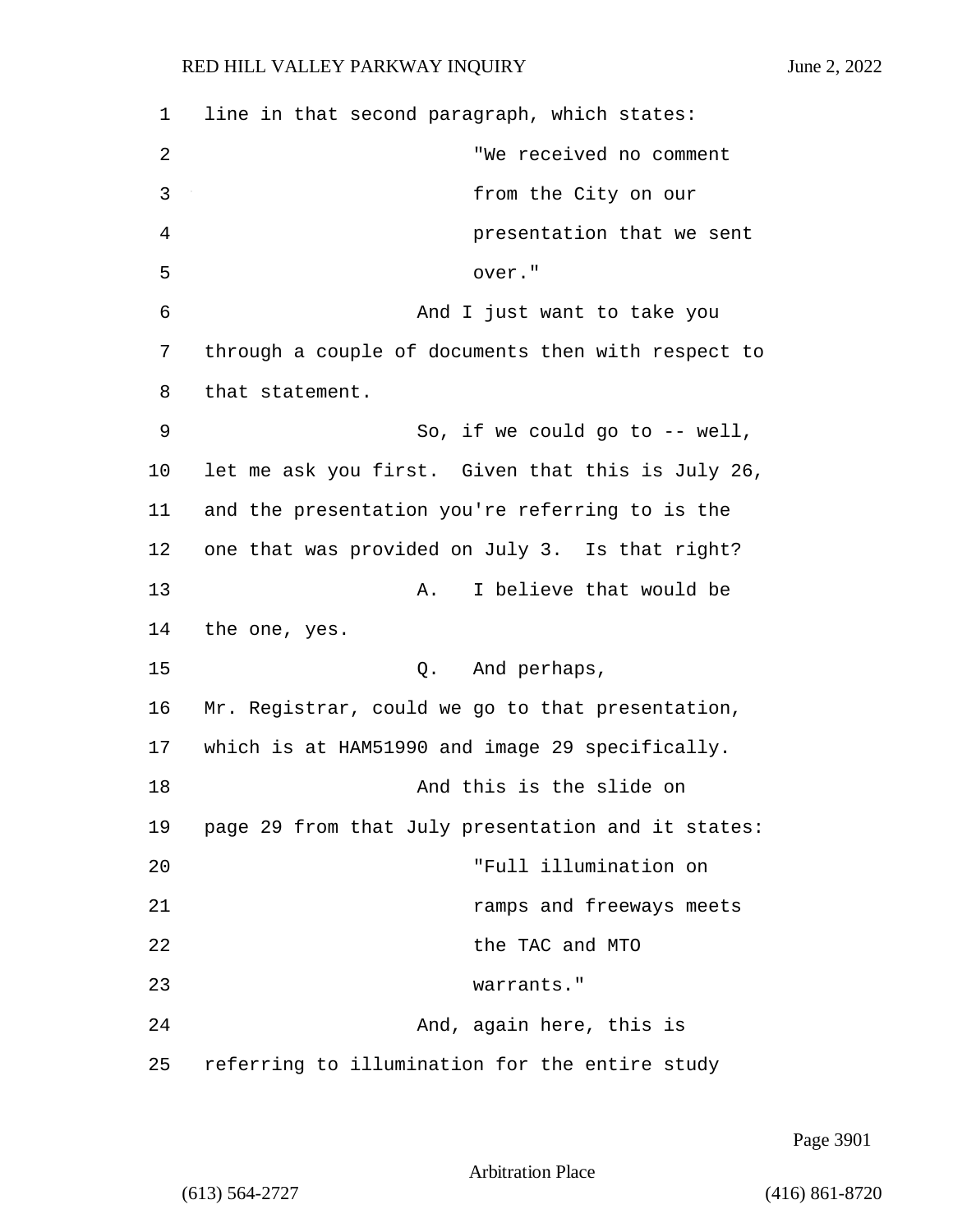line in that second paragraph, which states:

> "We received no comment from the City on our presentation that we sent over."

And I just want to take you through a couple of documents then with respect to that statement.

So, if we could go to -- well, let me ask you first. Given that this is July 26, and the presentation you're referring to is the one that was provided on July 3. Is that right?

A. I believe that would be the one, yes.

Q. And perhaps, Mr. Registrar, could we go to that presentation, which is at HAM51990 and image 29 specifically.

And this is the slide on page 29 from that July presentation and it states:

> "Full illumination on ramps and freeways meets the TAC and MTO warrants."

And, again here, this is referring to illumination for the entire study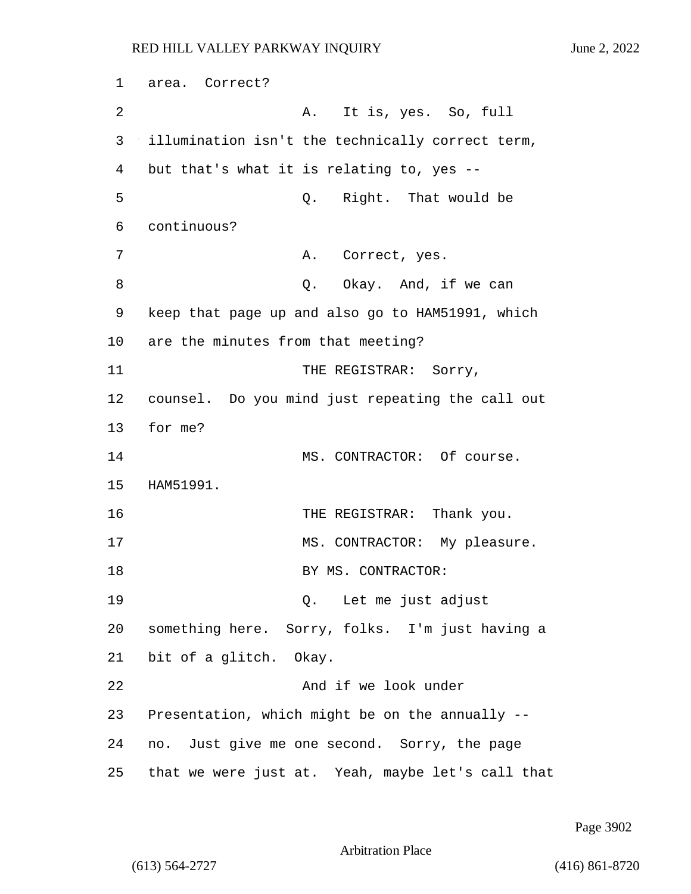1 area. Correct?

2 A. It is, yes. So, full

3 illumination isn't the technically correct term,

4 but that's what it is relating to, yes --

5 Q. Right. That would be

6 continuous?

7 A. Correct, yes.

8 Q. Okay. And, if we can

9 keep that page up and also go to HAM51991, which

10 are the minutes from that meeting?

11 THE REGISTRAR: Sorry,

12 counsel. Do you mind just repeating the call out

13 for me?

14 MS. CONTRACTOR: Of course.

15 HAM51991.

16 THE REGISTRAR: Thank you.

17 MS. CONTRACTOR: My pleasure.

18 BY MS. CONTRACTOR:

19 Q. Let me just adjust

20 something here. Sorry, folks. I'm just having a

21 bit of a glitch. Okay.

22 And if we look under

23 Presentation, which might be on the annually --

24 no. Just give me one second. Sorry, the page

25 that we were just at. Yeah, maybe let's call that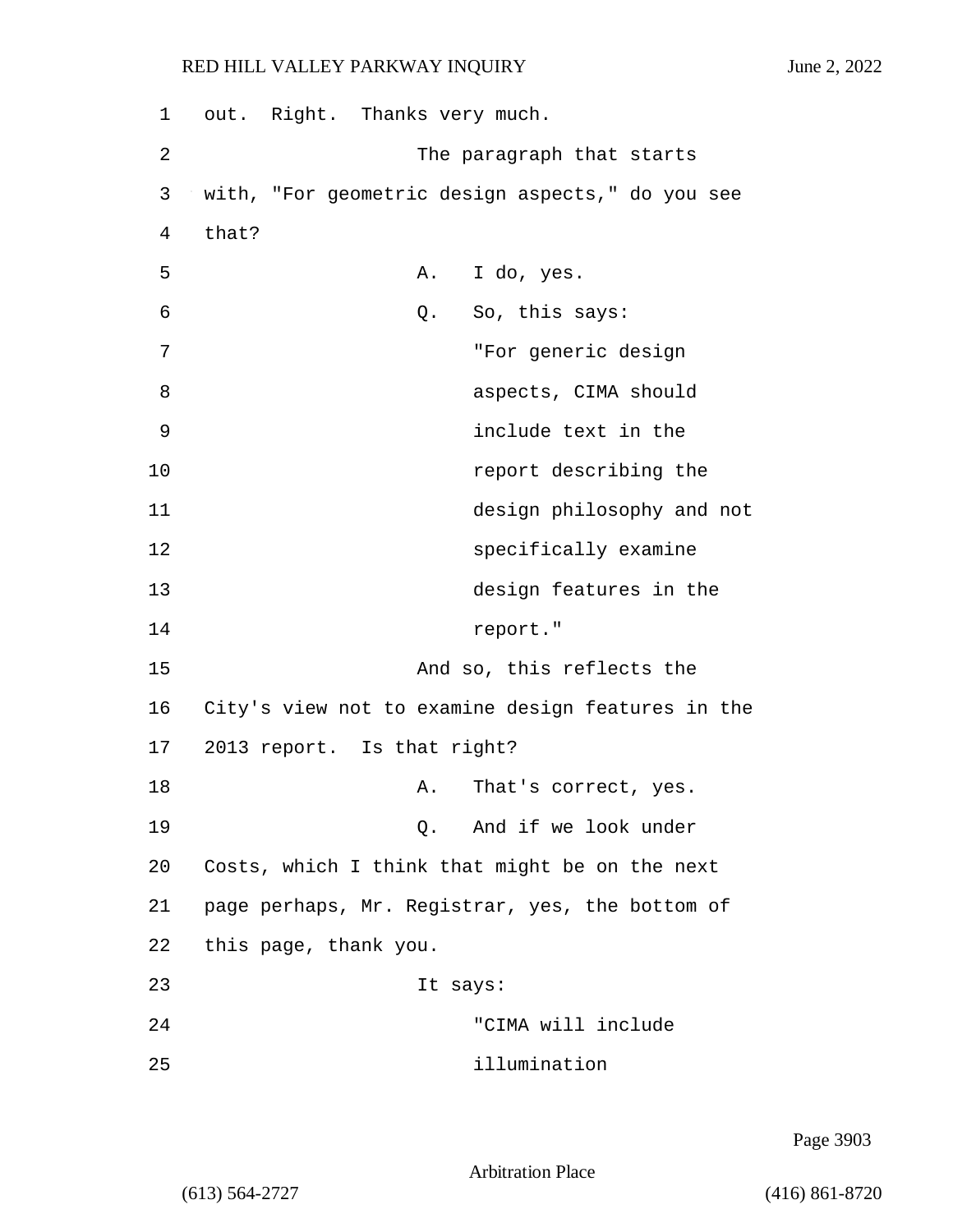out. Right. Thanks very much.

The paragraph that starts with, "For geometric design aspects," do you see that?

A. I do, yes.

Q. So, this says:

> "For generic design aspects, CIMA should include text in the report describing the design philosophy and not specifically examine design features in the report."

And so, this reflects the City's view not to examine design features in the 2013 report. Is that right?

A. That's correct, yes.

Q. And if we look under Costs, which I think that might be on the next page perhaps, Mr. Registrar, yes, the bottom of this page, thank you.

It says:

> "CIMA will include illumination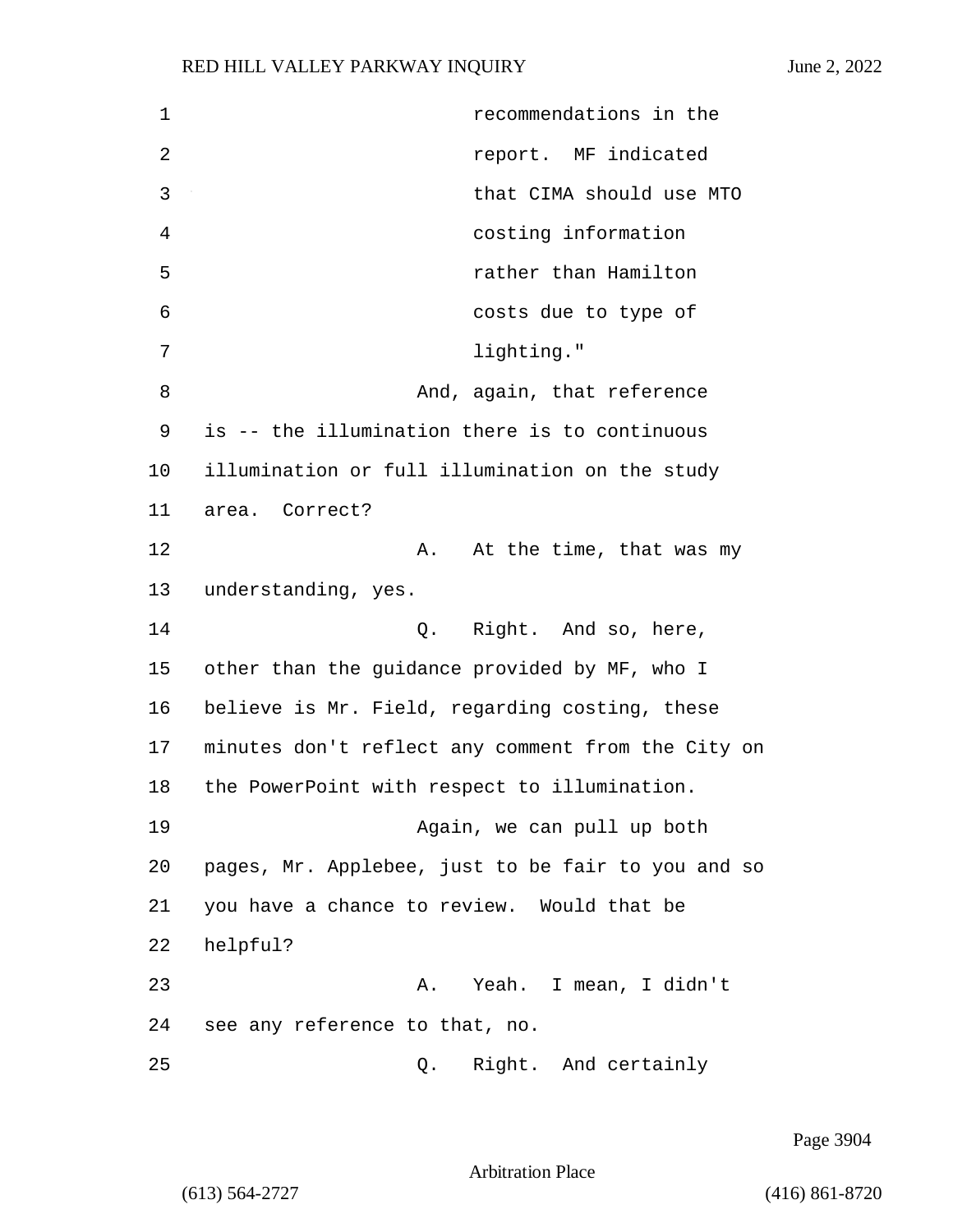recommendations in the report. MF indicated that CIMA should use MTO costing information rather than Hamilton costs due to type of lighting."

And, again, that reference is -- the illumination there is to continuous illumination or full illumination on the study area. Correct?

A. At the time, that was my understanding, yes.

Q. Right. And so, here, other than the guidance provided by MF, who I believe is Mr. Field, regarding costing, these minutes don't reflect any comment from the City on the PowerPoint with respect to illumination.

Again, we can pull up both pages, Mr. Applebee, just to be fair to you and so you have a chance to review. Would that be helpful?

A. Yeah. I mean, I didn't see any reference to that, no.

Q. Right. And certainly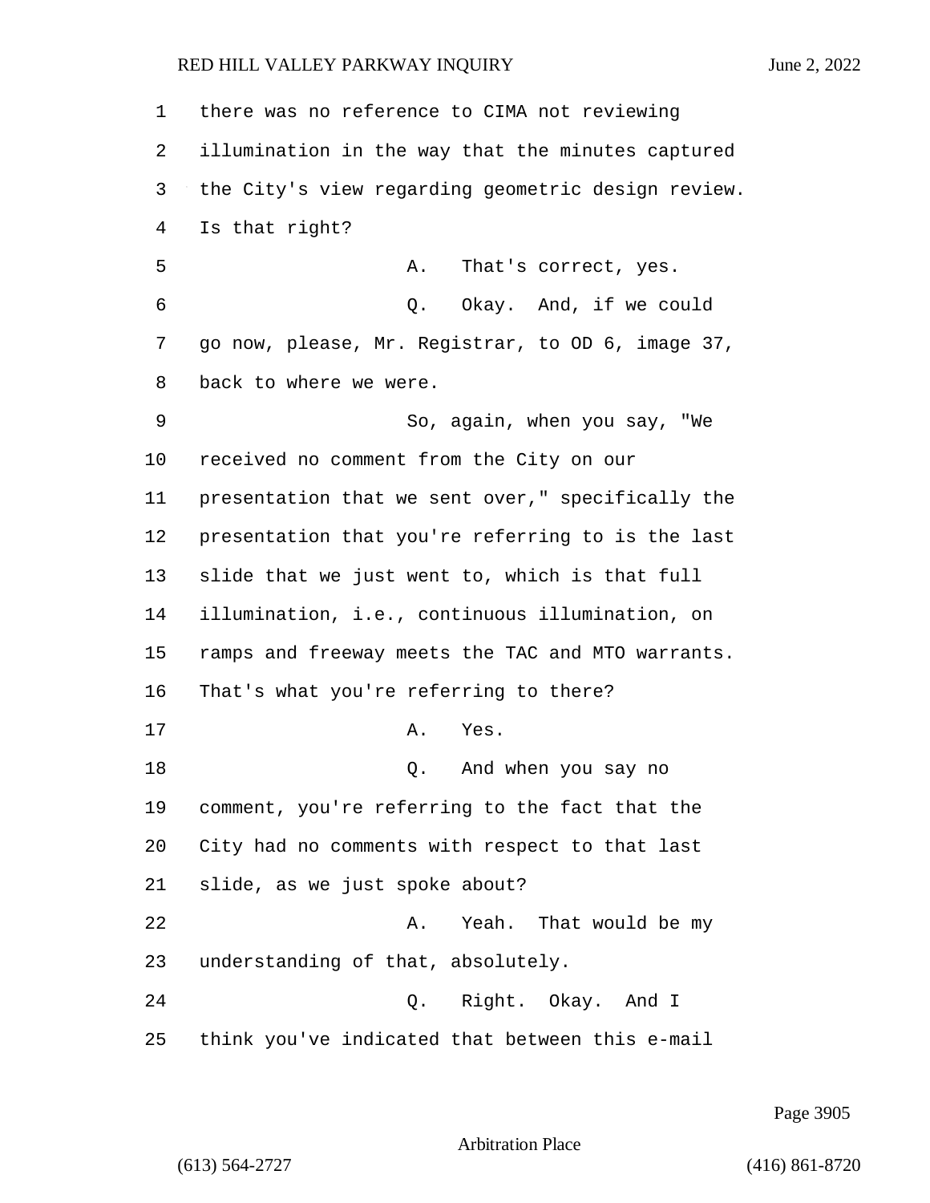there was no reference to CIMA not reviewing illumination in the way that the minutes captured the City's view regarding geometric design review. Is that right?

A. That's correct, yes.

Q. Okay. And, if we could go now, please, Mr. Registrar, to OD 6, image 37, back to where we were.

So, again, when you say, "We received no comment from the City on our presentation that we sent over," specifically the presentation that you're referring to is the last slide that we just went to, which is that full illumination, i.e., continuous illumination, on ramps and freeway meets the TAC and MTO warrants. That's what you're referring to there?

A. Yes.

Q. And when you say no comment, you're referring to the fact that the City had no comments with respect to that last slide, as we just spoke about?

A. Yeah. That would be my understanding of that, absolutely.

Q. Right. Okay. And I think you've indicated that between this e-mail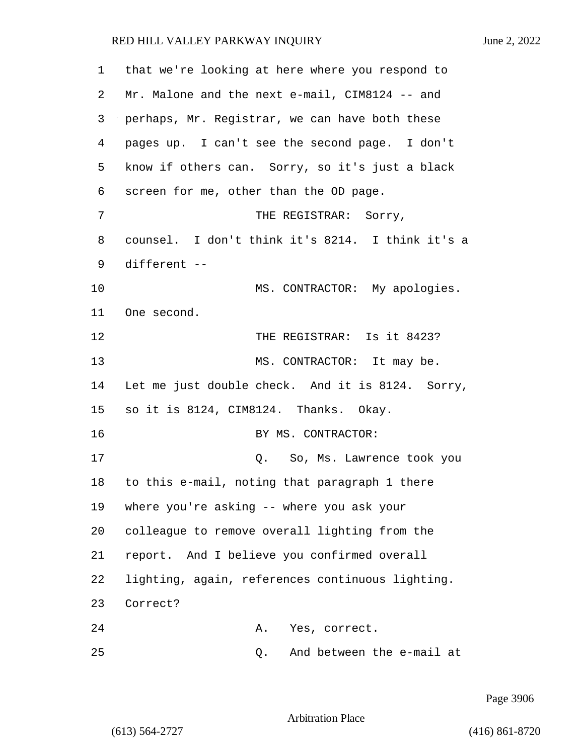that we're looking at here where you respond to Mr. Malone and the next e-mail, CIM8124 -- and perhaps, Mr. Registrar, we can have both these pages up. I can't see the second page. I don't know if others can. Sorry, so it's just a black screen for me, other than the OD page.

THE REGISTRAR: Sorry, counsel. I don't think it's 8214. I think it's a different --

MS. CONTRACTOR: My apologies. One second.

THE REGISTRAR: Is it 8423?

MS. CONTRACTOR: It may be. Let me just double check. And it is 8124. Sorry, so it is 8124, CIM8124. Thanks. Okay.

BY MS. CONTRACTOR:

Q. So, Ms. Lawrence took you to this e-mail, noting that paragraph 1 there where you're asking -- where you ask your colleague to remove overall lighting from the report. And I believe you confirmed overall lighting, again, references continuous lighting. Correct?

A. Yes, correct.

Q. And between the e-mail at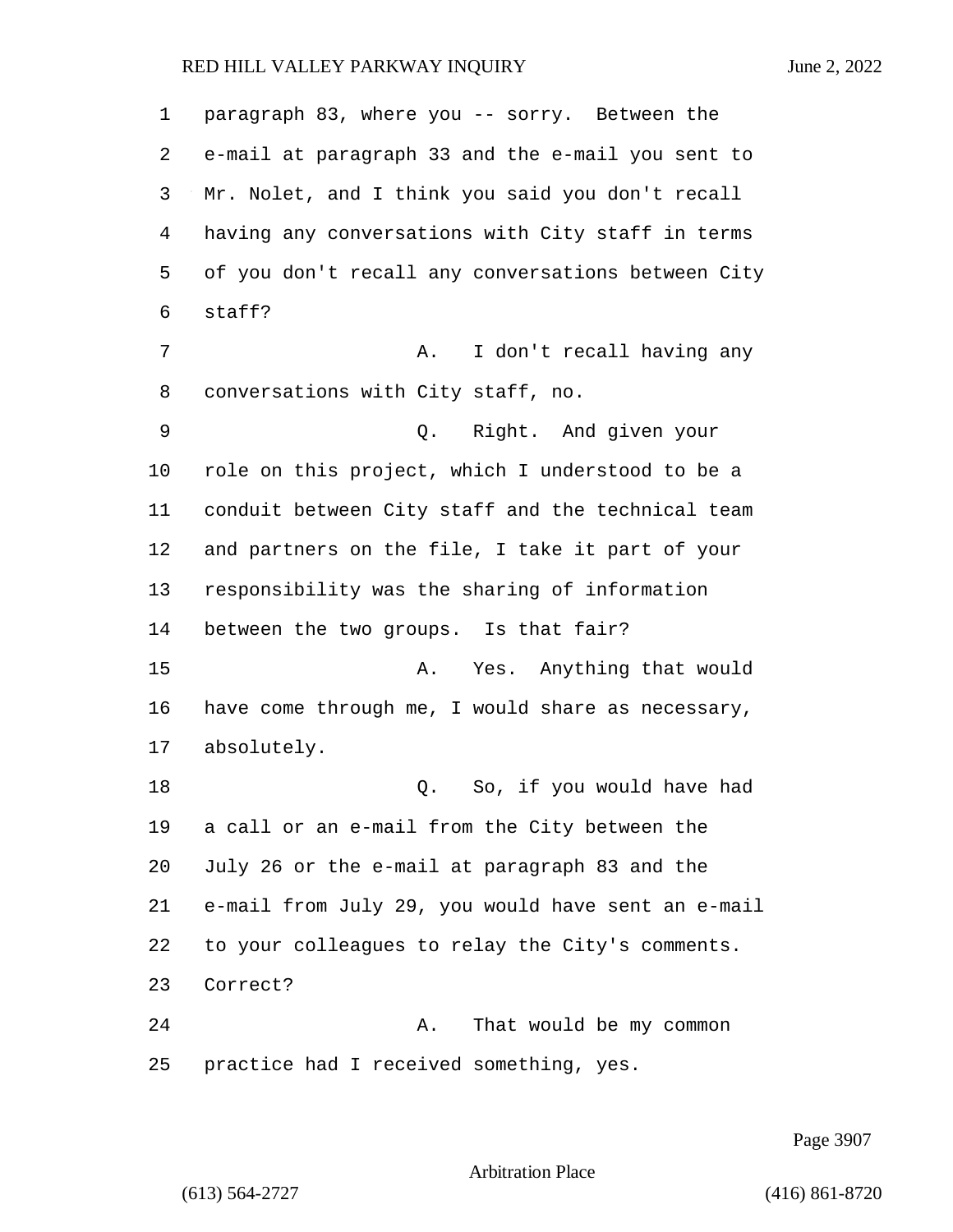paragraph 83, where you -- sorry. Between the e-mail at paragraph 33 and the e-mail you sent to Mr. Nolet, and I think you said you don't recall having any conversations with City staff in terms of you don't recall any conversations between City staff?

A. I don't recall having any conversations with City staff, no.

Q. Right. And given your role on this project, which I understood to be a conduit between City staff and the technical team and partners on the file, I take it part of your responsibility was the sharing of information between the two groups. Is that fair?

A. Yes. Anything that would have come through me, I would share as necessary, absolutely.

Q. So, if you would have had a call or an e-mail from the City between the July 26 or the e-mail at paragraph 83 and the e-mail from July 29, you would have sent an e-mail to your colleagues to relay the City's comments. Correct?

A. That would be my common practice had I received something, yes.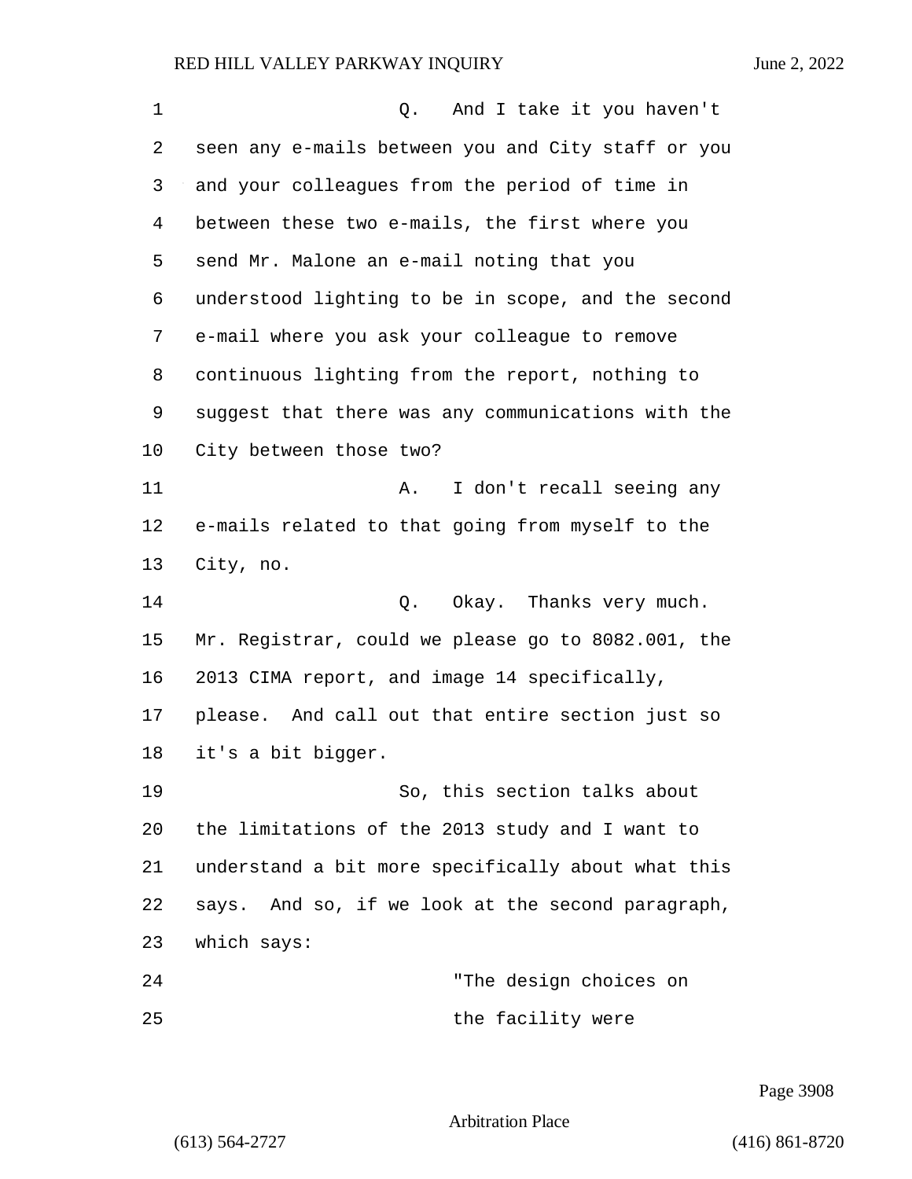Q. And I take it you haven't seen any e-mails between you and City staff or you and your colleagues from the period of time in between these two e-mails, the first where you send Mr. Malone an e-mail noting that you understood lighting to be in scope, and the second e-mail where you ask your colleague to remove continuous lighting from the report, nothing to suggest that there was any communications with the City between those two?

A. I don't recall seeing any e-mails related to that going from myself to the City, no.

Q. Okay. Thanks very much. Mr. Registrar, could we please go to 8082.001, the 2013 CIMA report, and image 14 specifically, please. And call out that entire section just so it's a bit bigger.

So, this section talks about the limitations of the 2013 study and I want to understand a bit more specifically about what this says. And so, if we look at the second paragraph, which says:

"The design choices on the facility were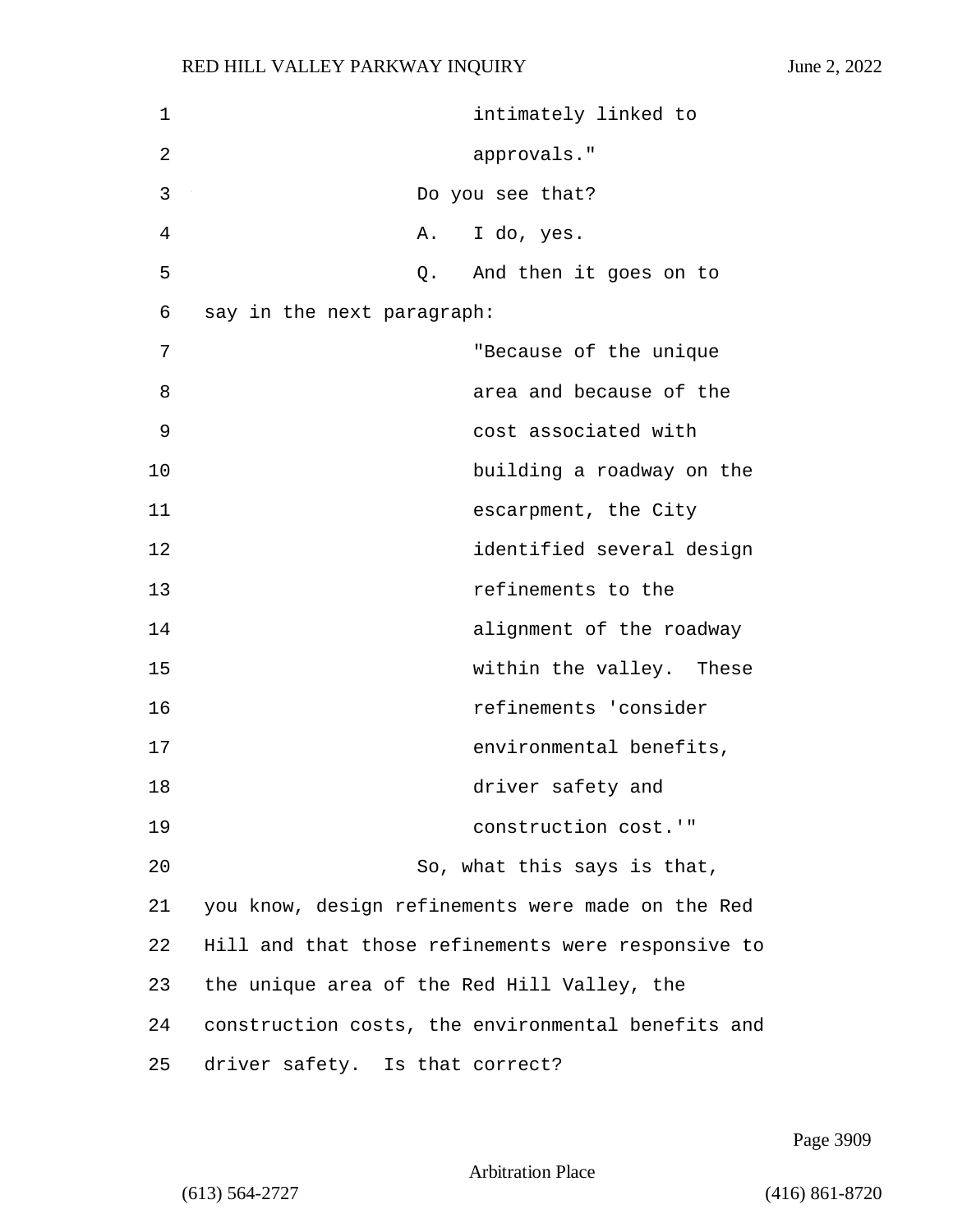intimately linked to approvals."

Do you see that?

A. I do, yes.

Q. And then it goes on to say in the next paragraph:

"Because of the unique area and because of the cost associated with building a roadway on the escarpment, the City identified several design refinements to the alignment of the roadway within the valley. These refinements 'consider environmental benefits, driver safety and construction cost.'"

So, what this says is that, you know, design refinements were made on the Red Hill and that those refinements were responsive to the unique area of the Red Hill Valley, the construction costs, the environmental benefits and driver safety. Is that correct?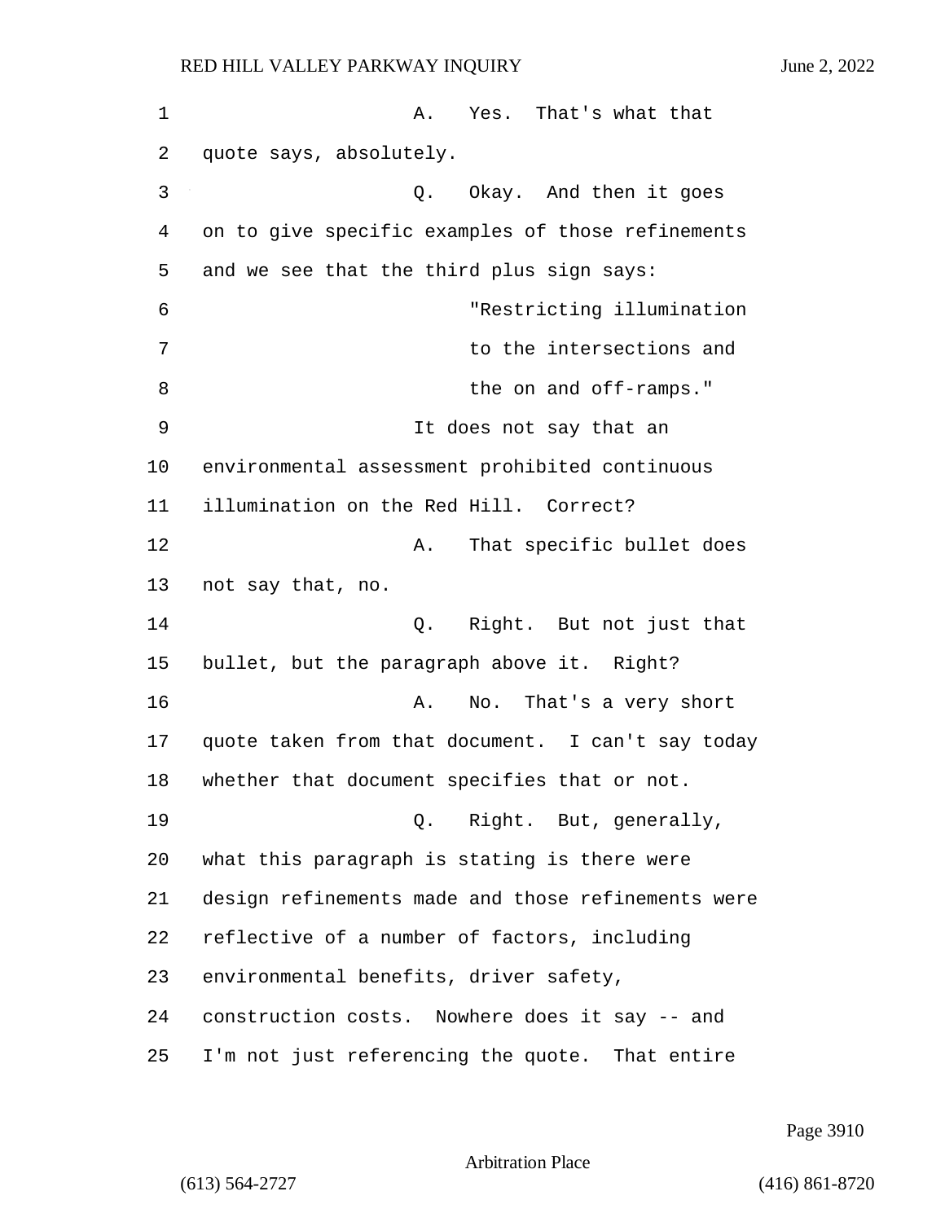A. Yes. That's what that quote says, absolutely.

Q. Okay. And then it goes on to give specific examples of those refinements and we see that the third plus sign says:

"Restricting illumination to the intersections and the on and off-ramps."

It does not say that an environmental assessment prohibited continuous illumination on the Red Hill. Correct?

A. That specific bullet does not say that, no.

Q. Right. But not just that bullet, but the paragraph above it. Right?

A. No. That's a very short quote taken from that document. I can't say today whether that document specifies that or not.

Q. Right. But, generally, what this paragraph is stating is there were design refinements made and those refinements were reflective of a number of factors, including environmental benefits, driver safety, construction costs. Nowhere does it say -- and I'm not just referencing the quote. That entire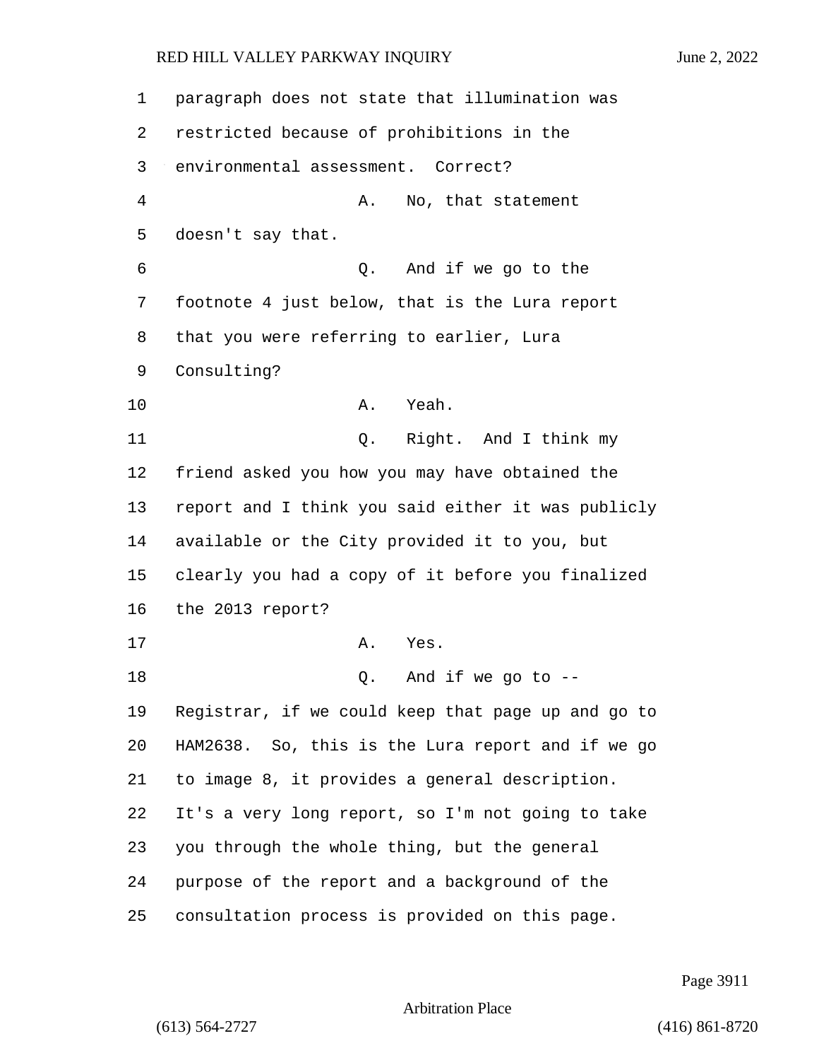1 paragraph does not state that illumination was
2 restricted because of prohibitions in the
3 environmental assessment. Correct?
4 A. No, that statement
5 doesn't say that.
6 Q. And if we go to the
7 footnote 4 just below, that is the Lura report
8 that you were referring to earlier, Lura
9 Consulting?
10 A. Yeah.
11 Q. Right. And I think my
12 friend asked you how you may have obtained the
13 report and I think you said either it was publicly
14 available or the City provided it to you, but
15 clearly you had a copy of it before you finalized
16 the 2013 report?
17 A. Yes.
18 Q. And if we go to --
19 Registrar, if we could keep that page up and go to
20 HAM2638. So, this is the Lura report and if we go
21 to image 8, it provides a general description.
22 It's a very long report, so I'm not going to take
23 you through the whole thing, but the general
24 purpose of the report and a background of the
25 consultation process is provided on this page.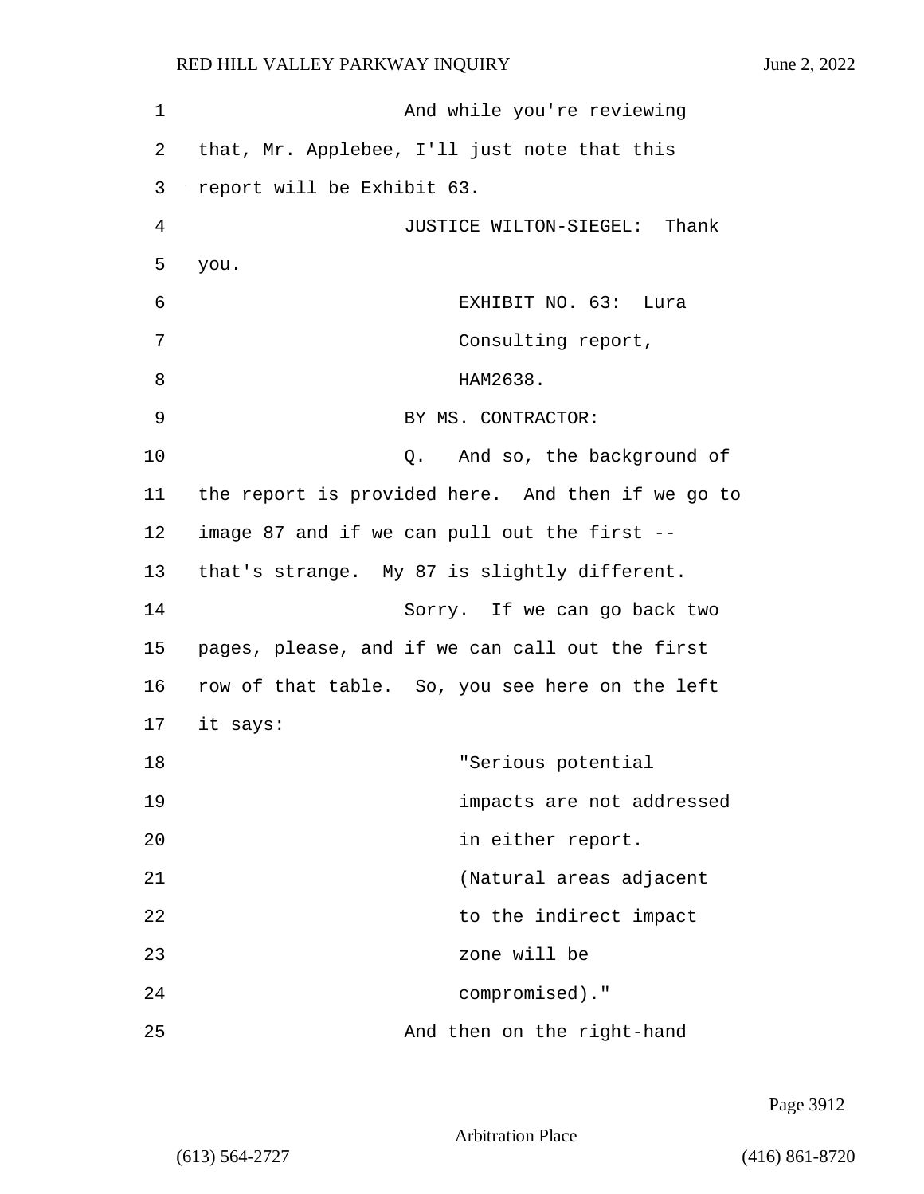And while you're reviewing that, Mr. Applebee, I'll just note that this report will be Exhibit 63.

JUSTICE WILTON-SIEGEL: Thank you.

EXHIBIT NO. 63: Lura Consulting report, HAM2638.

BY MS. CONTRACTOR:

Q. And so, the background of the report is provided here. And then if we go to image 87 and if we can pull out the first -- that's strange. My 87 is slightly different.

Sorry. If we can go back two pages, please, and if we can call out the first row of that table. So, you see here on the left it says:

"Serious potential impacts are not addressed in either report. (Natural areas adjacent to the indirect impact zone will be compromised)."

And then on the right-hand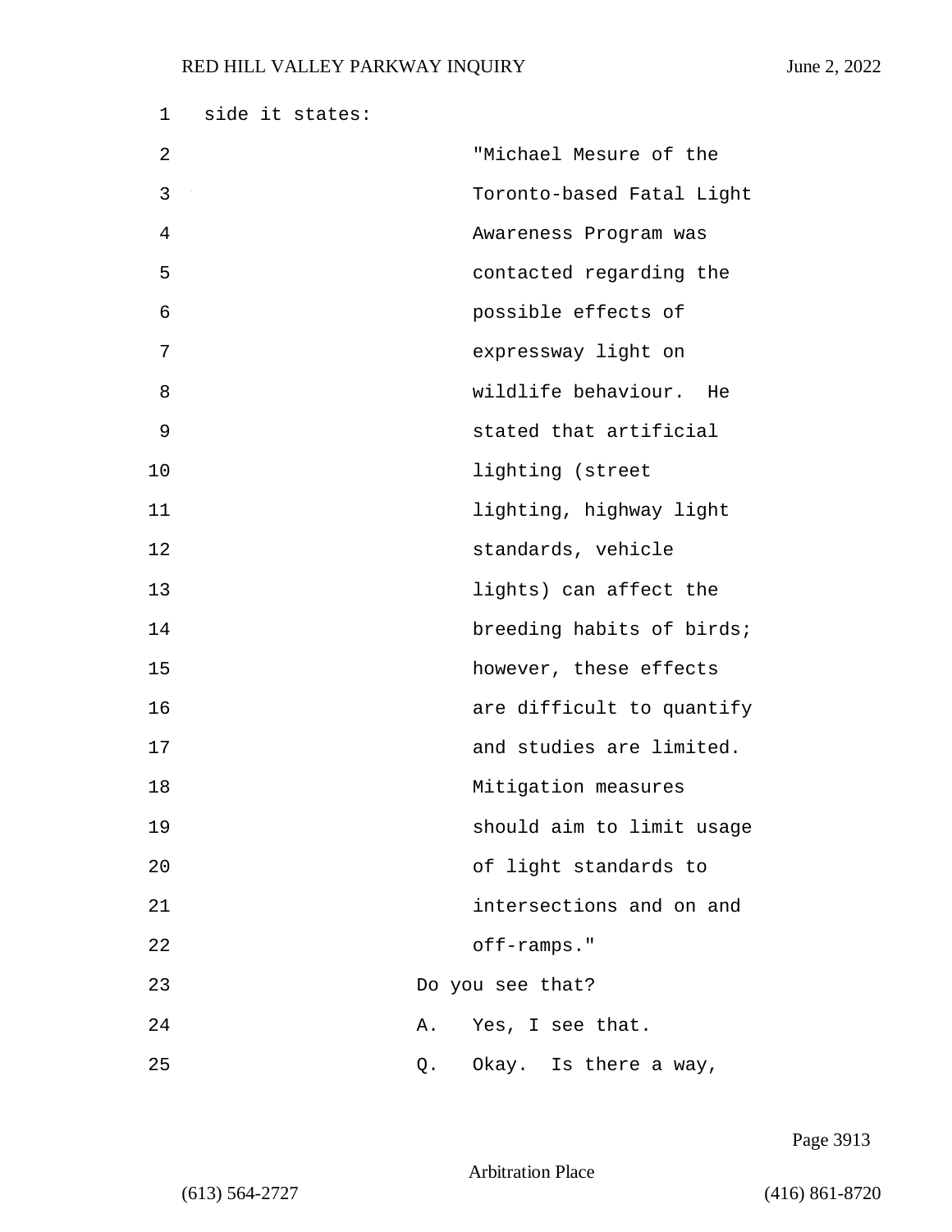side it states:

> "Michael Mesure of the Toronto-based Fatal Light Awareness Program was contacted regarding the possible effects of expressway light on wildlife behaviour. He stated that artificial lighting (street lighting, highway light standards, vehicle lights) can affect the breeding habits of birds; however, these effects are difficult to quantify and studies are limited. Mitigation measures should aim to limit usage of light standards to intersections and on and off-ramps."

Do you see that?

A. Yes, I see that.

Q. Okay. Is there a way,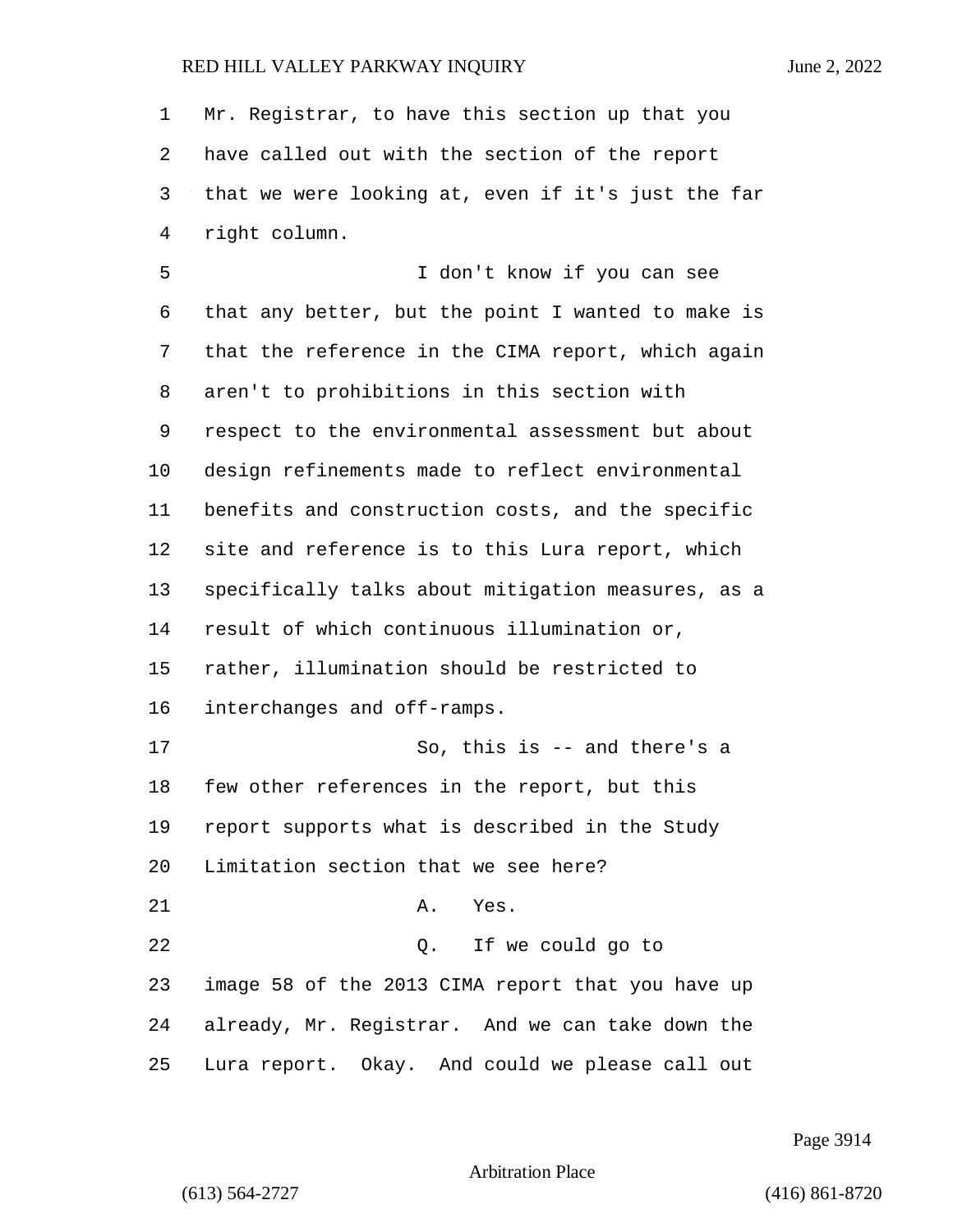Mr. Registrar, to have this section up that you have called out with the section of the report that we were looking at, even if it's just the far right column.

I don't know if you can see that any better, but the point I wanted to make is that the reference in the CIMA report, which again aren't to prohibitions in this section with respect to the environmental assessment but about design refinements made to reflect environmental benefits and construction costs, and the specific site and reference is to this Lura report, which specifically talks about mitigation measures, as a result of which continuous illumination or, rather, illumination should be restricted to interchanges and off-ramps.

So, this is -- and there's a few other references in the report, but this report supports what is described in the Study Limitation section that we see here?

A. Yes.

Q. If we could go to image 58 of the 2013 CIMA report that you have up already, Mr. Registrar. And we can take down the Lura report. Okay. And could we please call out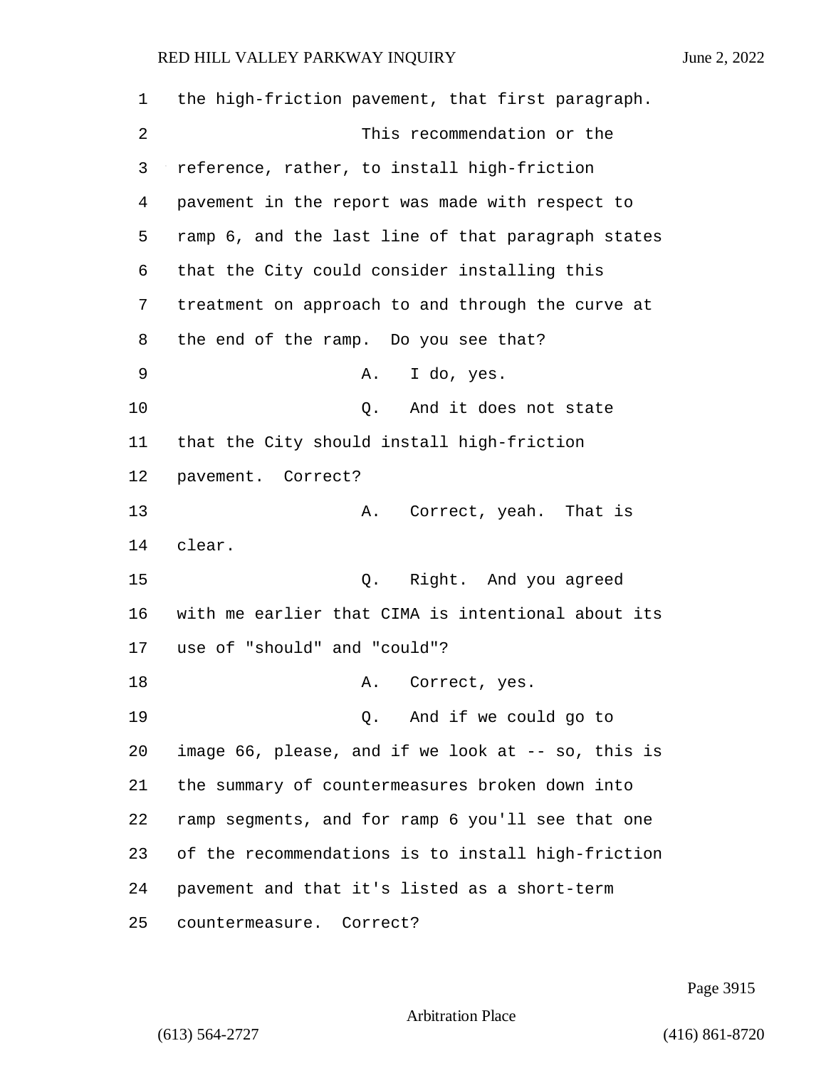1 the high-friction pavement, that first paragraph.

2 This recommendation or the

3 reference, rather, to install high-friction

4 pavement in the report was made with respect to

5 ramp 6, and the last line of that paragraph states

6 that the City could consider installing this

7 treatment on approach to and through the curve at

8 the end of the ramp. Do you see that?

9 A. I do, yes.

10 Q. And it does not state

11 that the City should install high-friction

12 pavement. Correct?

13 A. Correct, yeah. That is

14 clear.

15 Q. Right. And you agreed

16 with me earlier that CIMA is intentional about its

17 use of "should" and "could"?

18 A. Correct, yes.

19 Q. And if we could go to

20 image 66, please, and if we look at -- so, this is

21 the summary of countermeasures broken down into

22 ramp segments, and for ramp 6 you'll see that one

23 of the recommendations is to install high-friction

24 pavement and that it's listed as a short-term

25 countermeasure. Correct?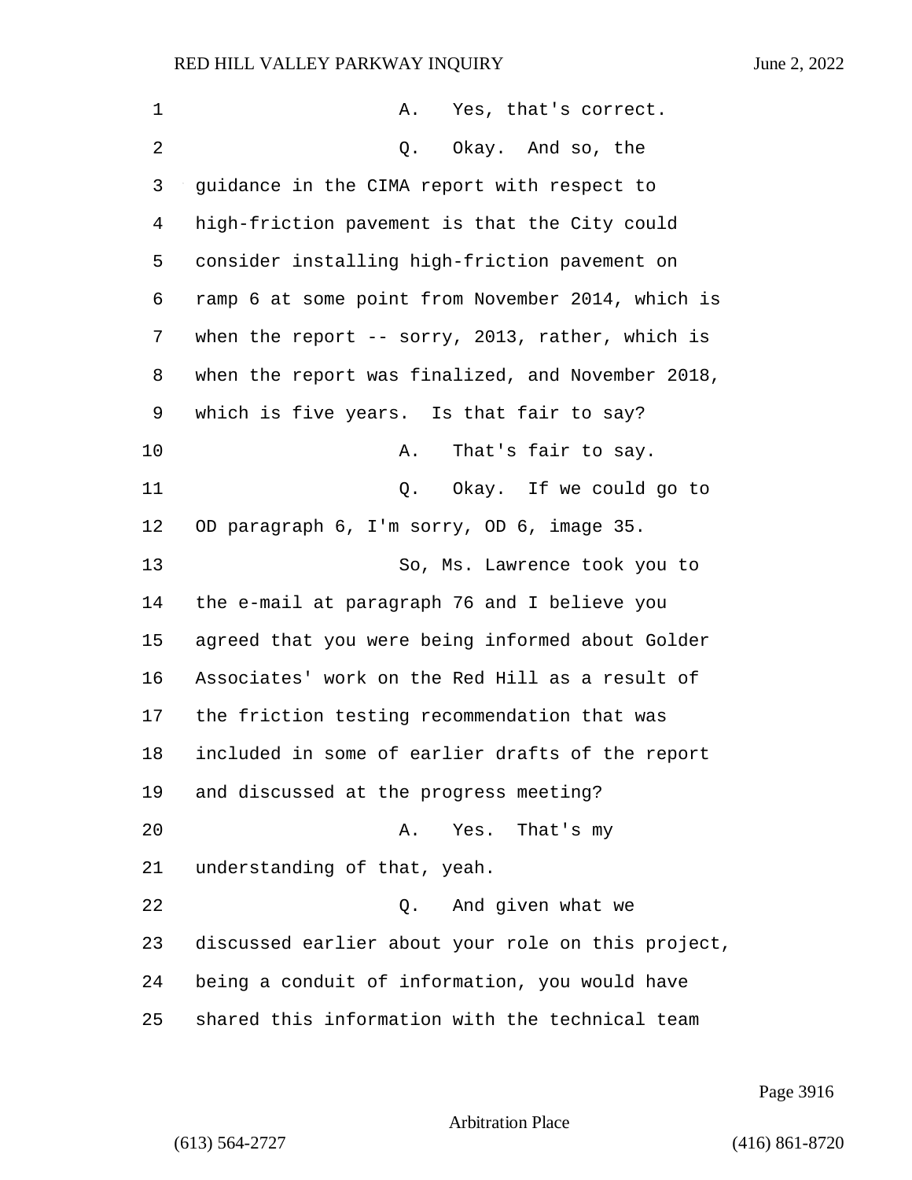A. Yes, that's correct.

Q. Okay. And so, the guidance in the CIMA report with respect to high-friction pavement is that the City could consider installing high-friction pavement on ramp 6 at some point from November 2014, which is when the report -- sorry, 2013, rather, which is when the report was finalized, and November 2018, which is five years. Is that fair to say?

A. That's fair to say.

Q. Okay. If we could go to OD paragraph 6, I'm sorry, OD 6, image 35.

So, Ms. Lawrence took you to the e-mail at paragraph 76 and I believe you agreed that you were being informed about Golder Associates' work on the Red Hill as a result of the friction testing recommendation that was included in some of earlier drafts of the report and discussed at the progress meeting?

A. Yes. That's my understanding of that, yeah.

Q. And given what we discussed earlier about your role on this project, being a conduit of information, you would have shared this information with the technical team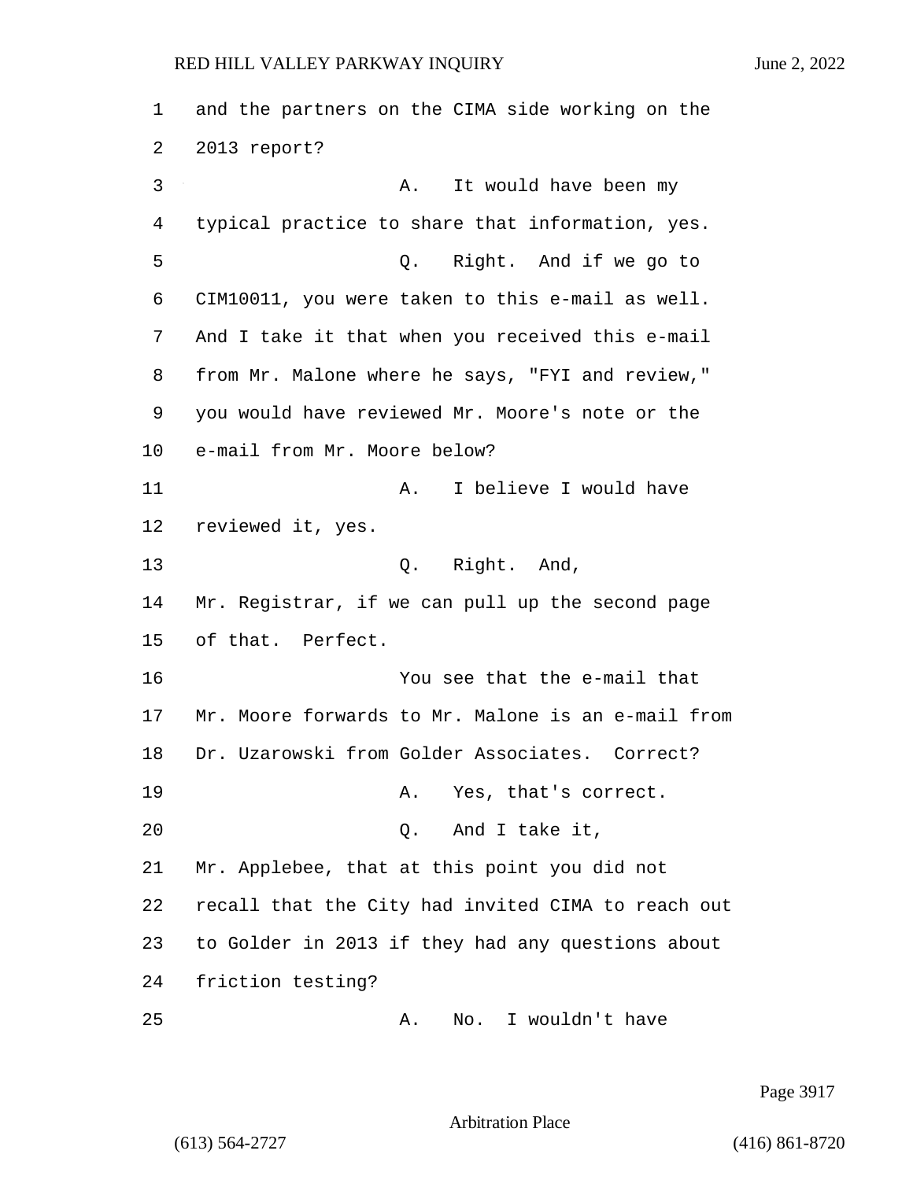and the partners on the CIMA side working on the 2013 report?

A. It would have been my typical practice to share that information, yes.

Q. Right. And if we go to CIM10011, you were taken to this e-mail as well. And I take it that when you received this e-mail from Mr. Malone where he says, "FYI and review," you would have reviewed Mr. Moore's note or the e-mail from Mr. Moore below?

A. I believe I would have reviewed it, yes.

Q. Right. And, Mr. Registrar, if we can pull up the second page of that. Perfect.

You see that the e-mail that Mr. Moore forwards to Mr. Malone is an e-mail from Dr. Uzarowski from Golder Associates. Correct?

A. Yes, that's correct.

Q. And I take it, Mr. Applebee, that at this point you did not recall that the City had invited CIMA to reach out to Golder in 2013 if they had any questions about friction testing?

A. No. I wouldn't have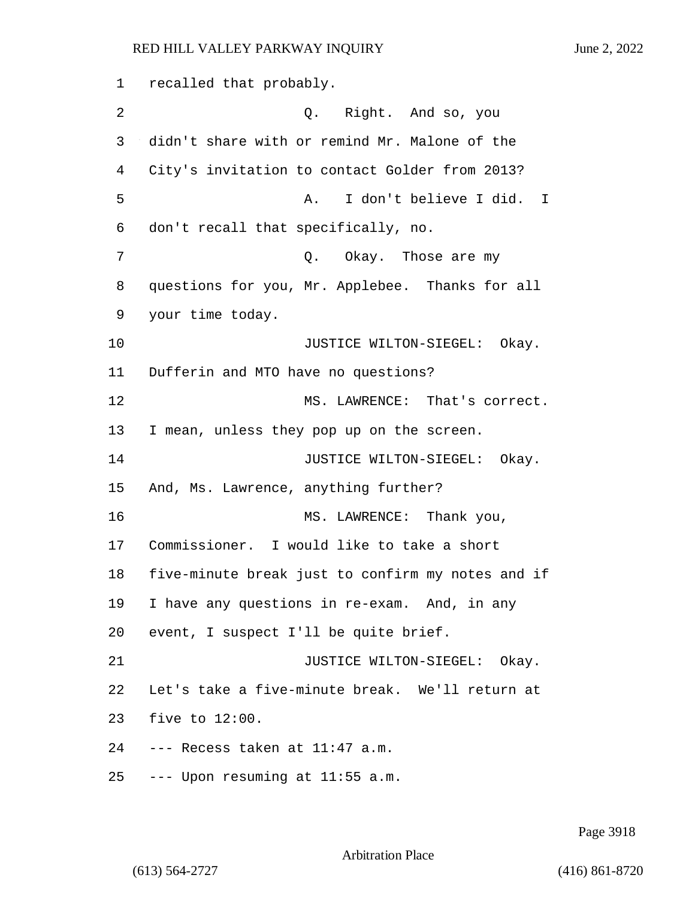1 recalled that probably.

2 Q. Right. And so, you

3 didn't share with or remind Mr. Malone of the

4 City's invitation to contact Golder from 2013?

5 A. I don't believe I did. I

6 don't recall that specifically, no.

7 Q. Okay. Those are my

8 questions for you, Mr. Applebee. Thanks for all

9 your time today.

10 JUSTICE WILTON-SIEGEL: Okay.

11 Dufferin and MTO have no questions?

12 MS. LAWRENCE: That's correct.

13 I mean, unless they pop up on the screen.

14 JUSTICE WILTON-SIEGEL: Okay.

15 And, Ms. Lawrence, anything further?

16 MS. LAWRENCE: Thank you,

17 Commissioner. I would like to take a short

18 five-minute break just to confirm my notes and if

19 I have any questions in re-exam. And, in any

20 event, I suspect I'll be quite brief.

21 JUSTICE WILTON-SIEGEL: Okay.

22 Let's take a five-minute break. We'll return at

23 five to 12:00.

24 --- Recess taken at 11:47 a.m.

25 --- Upon resuming at 11:55 a.m.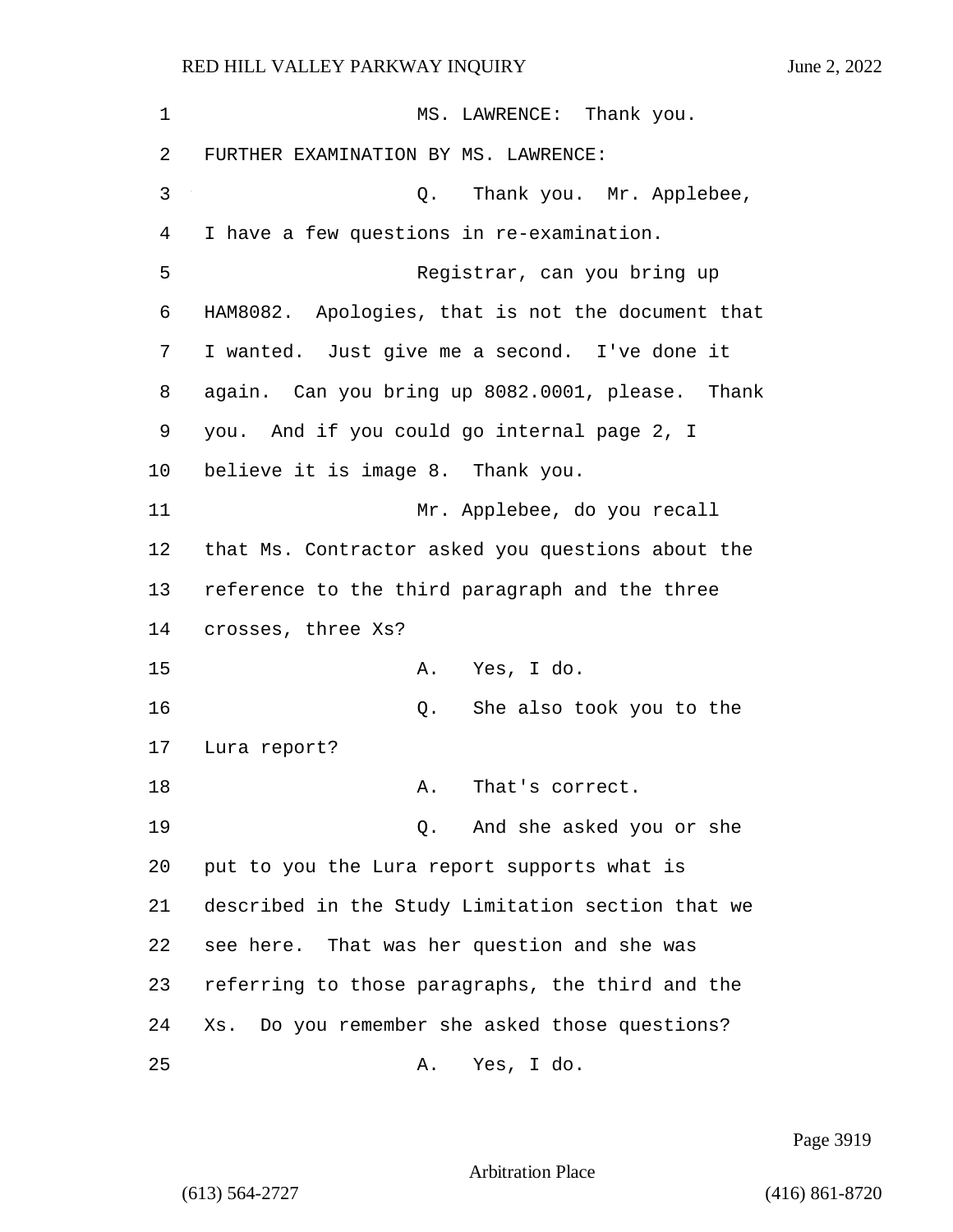MS. LAWRENCE: Thank you.

FURTHER EXAMINATION BY MS. LAWRENCE:

Q. Thank you. Mr. Applebee, I have a few questions in re-examination.

Registrar, can you bring up HAM8082. Apologies, that is not the document that I wanted. Just give me a second. I've done it again. Can you bring up 8082.0001, please. Thank you. And if you could go internal page 2, I believe it is image 8. Thank you.

Mr. Applebee, do you recall that Ms. Contractor asked you questions about the reference to the third paragraph and the three crosses, three Xs?

A. Yes, I do.

Q. She also took you to the Lura report?

A. That's correct.

Q. And she asked you or she put to you the Lura report supports what is described in the Study Limitation section that we see here. That was her question and she was referring to those paragraphs, the third and the Xs. Do you remember she asked those questions?

A. Yes, I do.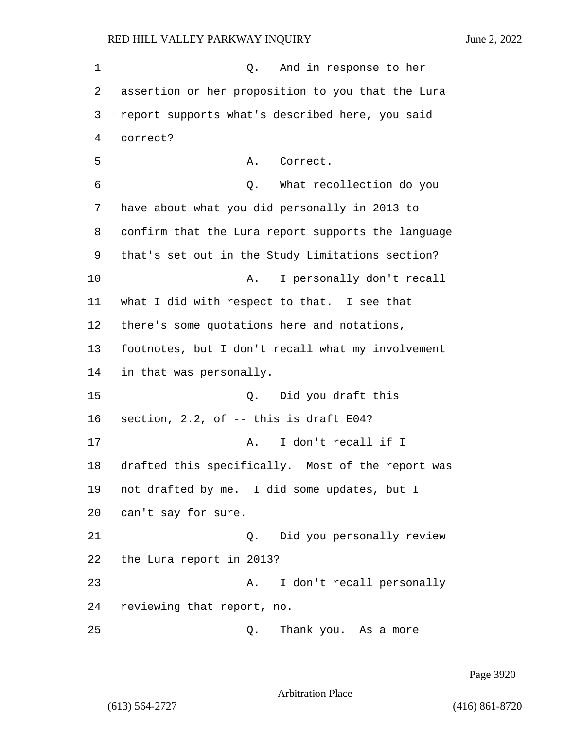Q. And in response to her assertion or her proposition to you that the Lura report supports what's described here, you said correct?

A. Correct.

Q. What recollection do you have about what you did personally in 2013 to confirm that the Lura report supports the language that's set out in the Study Limitations section?

A. I personally don't recall what I did with respect to that. I see that there's some quotations here and notations, footnotes, but I don't recall what my involvement in that was personally.

Q. Did you draft this section, 2.2, of -- this is draft E04?

A. I don't recall if I drafted this specifically. Most of the report was not drafted by me. I did some updates, but I can't say for sure.

Q. Did you personally review the Lura report in 2013?

A. I don't recall personally reviewing that report, no.

Q. Thank you. As a more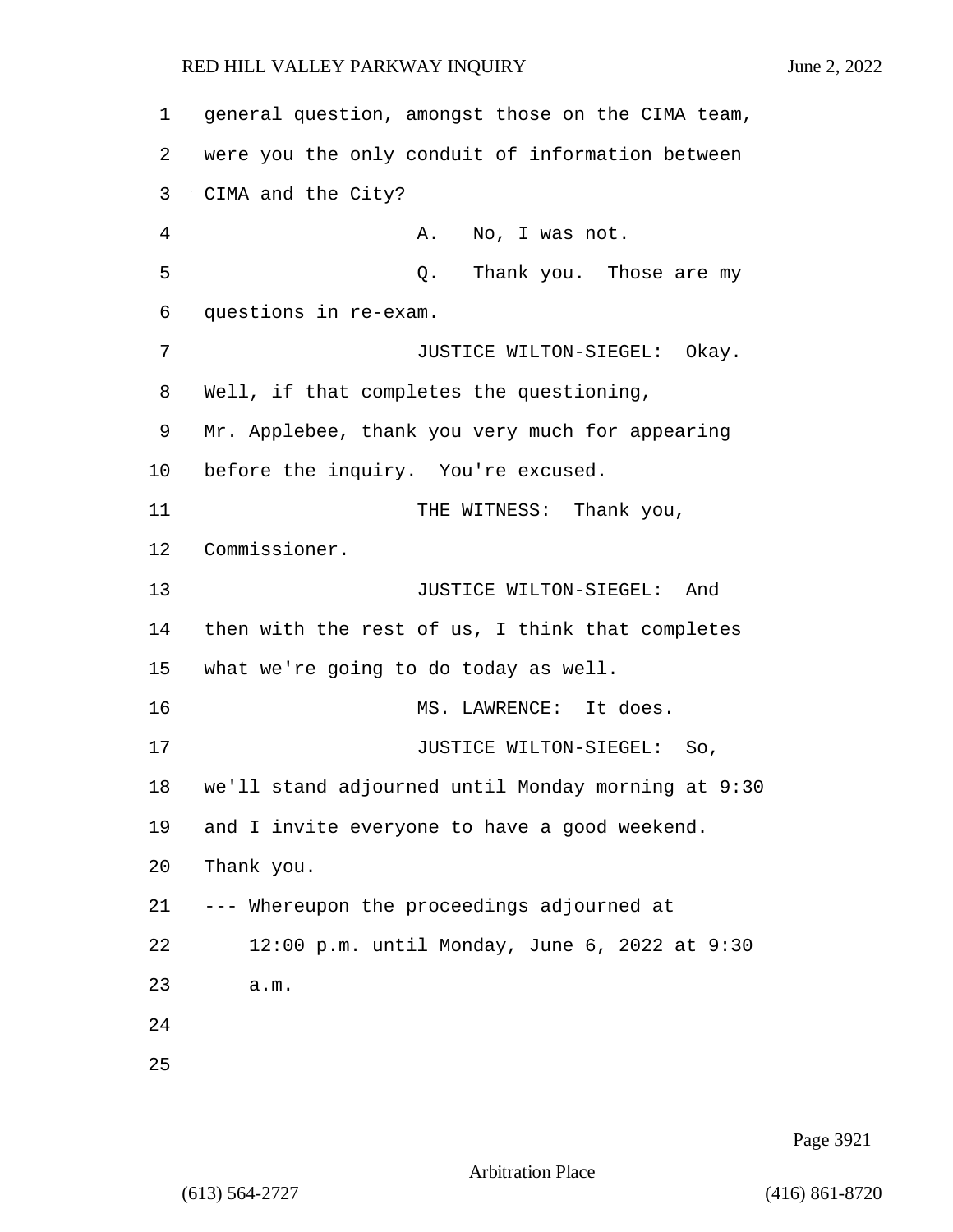general question, amongst those on the CIMA team, were you the only conduit of information between CIMA and the City?

A. No, I was not.

Q. Thank you. Those are my questions in re-exam.

JUSTICE WILTON-SIEGEL: Okay. Well, if that completes the questioning, Mr. Applebee, thank you very much for appearing before the inquiry. You're excused.

THE WITNESS: Thank you, Commissioner.

JUSTICE WILTON-SIEGEL: And then with the rest of us, I think that completes what we're going to do today as well.

MS. LAWRENCE: It does.

JUSTICE WILTON-SIEGEL: So, we'll stand adjourned until Monday morning at 9:30 and I invite everyone to have a good weekend. Thank you.

--- Whereupon the proceedings adjourned at 12:00 p.m. until Monday, June 6, 2022 at 9:30 a.m.